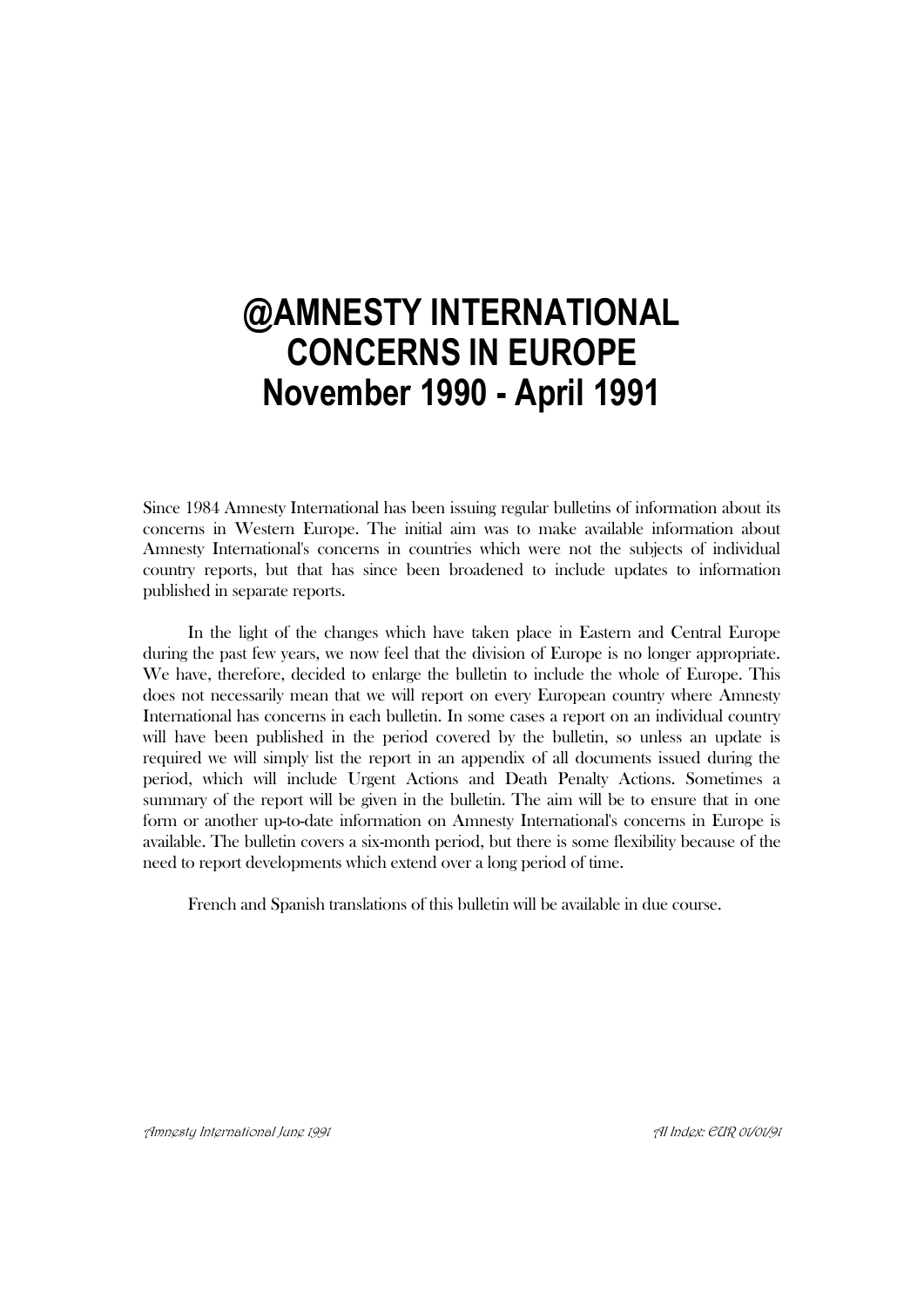# @AMNESTY INTERNATIONAL CONCERNS IN EUROPE November 1990 - April 1991

Since 1984 Amnesty International has been issuing regular bulletins of information about its concerns in Western Europe. The initial aim was to make available information about Amnesty International's concerns in countries which were not the subjects of individual country reports, but that has since been broadened to include updates to information published in separate reports.

In the light of the changes which have taken place in Eastern and Central Europe during the past few years, we now feel that the division of Europe is no longer appropriate. We have, therefore, decided to enlarge the bulletin to include the whole of Europe. This does not necessarily mean that we will report on every European country where Amnesty International has concerns in each bulletin. In some cases a report on an individual country will have been published in the period covered by the bulletin, so unless an update is required we will simply list the report in an appendix of all documents issued during the period, which will include Urgent Actions and Death Penalty Actions. Sometimes a summary of the report will be given in the bulletin. The aim will be to ensure that in one form or another up-to-date information on Amnesty International's concerns in Europe is available. The bulletin covers a six-month period, but there is some flexibility because of the need to report developments which extend over a long period of time.

French and Spanish translations of this bulletin will be available in due course.

*Amnesty International June 1991* *AI Index: EUR 01/01/91*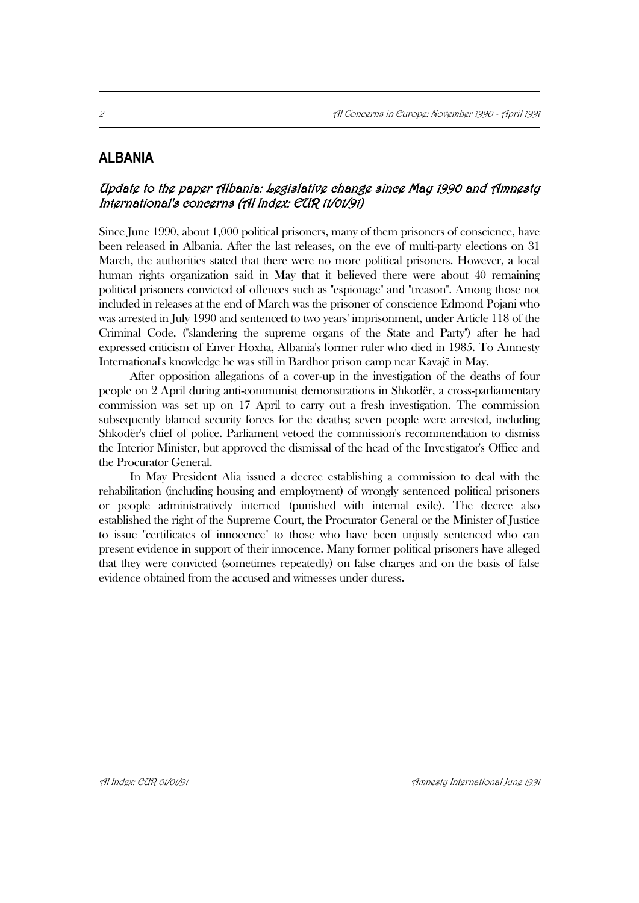## ALBANIA

### *Update to the paper Albania: Legislative change since May 1990 and Amnesty International's concerns (AI Index: EUR 11/01/91)*

Since June 1990, about 1,000 political prisoners, many of them prisoners of conscience, have been released in Albania. After the last releases, on the eve of multi-party elections on 31 March, the authorities stated that there were no more political prisoners. However, a local human rights organization said in May that it believed there were about 40 remaining political prisoners convicted of offences such as "espionage" and "treason". Among those not included in releases at the end of March was the prisoner of conscience Edmond Pojani who was arrested in July 1990 and sentenced to two years' imprisonment, under Article 118 of the Criminal Code, ("slandering the supreme organs of the State and Party") after he had expressed criticism of Enver Hoxha, Albania's former ruler who died in 1985. To Amnesty International's knowledge he was still in Bardhor prison camp near Kavajë in May.

After opposition allegations of a cover-up in the investigation of the deaths of four people on 2 April during anti-communist demonstrations in Shkodër, a cross-parliamentary commission was set up on 17 April to carry out a fresh investigation. The commission subsequently blamed security forces for the deaths; seven people were arrested, including Shkodër's chief of police. Parliament vetoed the commission's recommendation to dismiss the Interior Minister, but approved the dismissal of the head of the Investigator's Office and the Procurator General.

In May President Alia issued a decree establishing a commission to deal with the rehabilitation (including housing and employment) of wrongly sentenced political prisoners or people administratively interned (punished with internal exile). The decree also established the right of the Supreme Court, the Procurator General or the Minister of Justice to issue "certificates of innocence" to those who have been unjustly sentenced who can present evidence in support of their innocence. Many former political prisoners have alleged that they were convicted (sometimes repeatedly) on false charges and on the basis of false evidence obtained from the accused and witnesses under duress.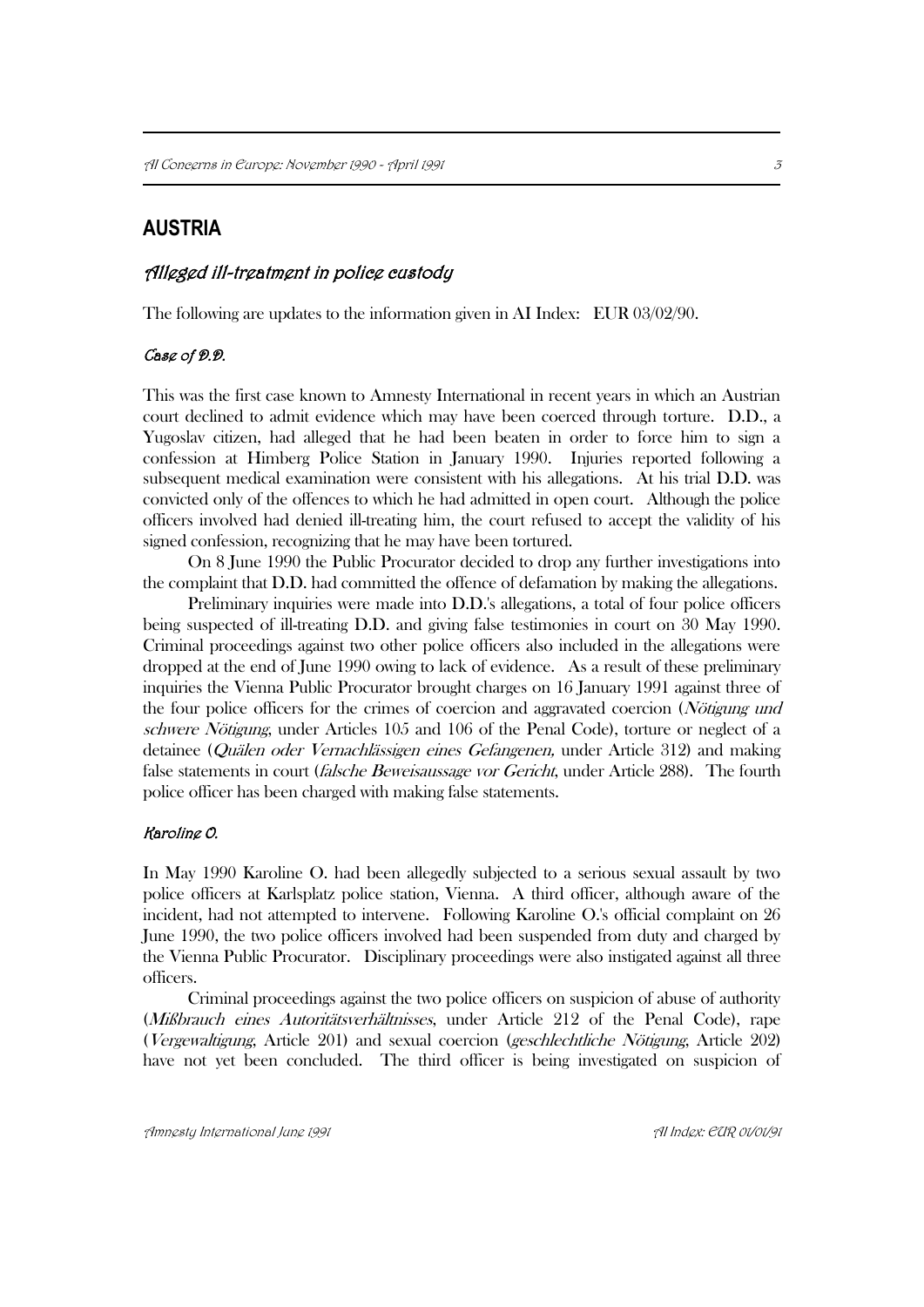## AUSTRIA

### *Alleged ill-treatment in police custody*

The following are updates to the information given in AI Index: EUR 03/02/90.

#### *Case of D.D.*

This was the first case known to Amnesty International in recent years in which an Austrian court declined to admit evidence which may have been coerced through torture. D.D., a Yugoslav citizen, had alleged that he had been beaten in order to force him to sign a confession at Himberg Police Station in January 1990. Injuries reported following a subsequent medical examination were consistent with his allegations. At his trial D.D. was convicted only of the offences to which he had admitted in open court. Although the police officers involved had denied ill-treating him, the court refused to accept the validity of his signed confession, recognizing that he may have been tortured.

On 8 June 1990 the Public Procurator decided to drop any further investigations into the complaint that D.D. had committed the offence of defamation by making the allegations.

Preliminary inquiries were made into D.D.'s allegations, a total of four police officers being suspected of ill-treating D.D. and giving false testimonies in court on 30 May 1990. Criminal proceedings against two other police officers also included in the allegations were dropped at the end of June 1990 owing to lack of evidence. As a result of these preliminary inquiries the Vienna Public Procurator brought charges on 16 January 1991 against three of the four police officers for the crimes of coercion and aggravated coercion (*Nötigung und schwere Nötigung*, under Articles 105 and 106 of the Penal Code), torture or neglect of a detainee (*Quälen oder Vernachlässigen eines Gefangenen,* under Article 312) and making false statements in court (*falsche Beweisaussage vor Gericht*, under Article 288). The fourth police officer has been charged with making false statements.

#### *Karoline O.*

In May 1990 Karoline O. had been allegedly subjected to a serious sexual assault by two police officers at Karlsplatz police station, Vienna. A third officer, although aware of the incident, had not attempted to intervene. Following Karoline O.'s official complaint on 26 June 1990, the two police officers involved had been suspended from duty and charged by the Vienna Public Procurator. Disciplinary proceedings were also instigated against all three officers.

Criminal proceedings against the two police officers on suspicion of abuse of authority (*Mißbrauch eines Autoritätsverhältnisses*, under Article 212 of the Penal Code), rape (*Vergewaltigung*, Article 201) and sexual coercion (*geschlechtliche Nötigung*, Article 202) have not yet been concluded. The third officer is being investigated on suspicion of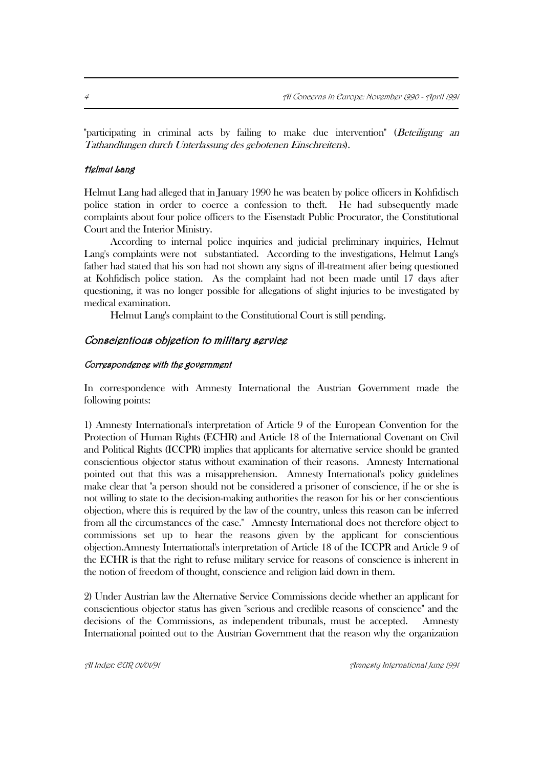"participating in criminal acts by failing to make due intervention" (*Beteiligung an Tathandlungen durch Unterlassung des gebotenen Einschreitens*).

### *Helmut Lang*

Helmut Lang had alleged that in January 1990 he was beaten by police officers in Kohfidisch police station in order to coerce a confession to theft. He had subsequently made complaints about four police officers to the Eisenstadt Public Procurator, the Constitutional Court and the Interior Ministry.

According to internal police inquiries and judicial preliminary inquiries, Helmut Lang's complaints were not substantiated. According to the investigations, Helmut Lang's father had stated that his son had not shown any signs of ill-treatment after being questioned at Kohfidisch police station. As the complaint had not been made until 17 days after questioning, it was no longer possible for allegations of slight injuries to be investigated by medical examination.

Helmut Lang's complaint to the Constitutional Court is still pending.

## *Conscientious objection to military service*

### *Correspondence with the government*

In correspondence with Amnesty International the Austrian Government made the following points:

1) Amnesty International's interpretation of Article 9 of the European Convention for the Protection of Human Rights (ECHR) and Article 18 of the International Covenant on Civil and Political Rights (ICCPR) implies that applicants for alternative service should be granted conscientious objector status without examination of their reasons. Amnesty International pointed out that this was a misapprehension. Amnesty International's policy guidelines make clear that "a person should not be considered a prisoner of conscience, if he or she is not willing to state to the decision-making authorities the reason for his or her conscientious objection, where this is required by the law of the country, unless this reason can be inferred from all the circumstances of the case." Amnesty International does not therefore object to commissions set up to hear the reasons given by the applicant for conscientious objection.Amnesty International's interpretation of Article 18 of the ICCPR and Article 9 of the ECHR is that the right to refuse military service for reasons of conscience is inherent in the notion of freedom of thought, conscience and religion laid down in them.

2) Under Austrian law the Alternative Service Commissions decide whether an applicant for conscientious objector status has given "serious and credible reasons of conscience" and the decisions of the Commissions, as independent tribunals, must be accepted. Amnesty International pointed out to the Austrian Government that the reason why the organization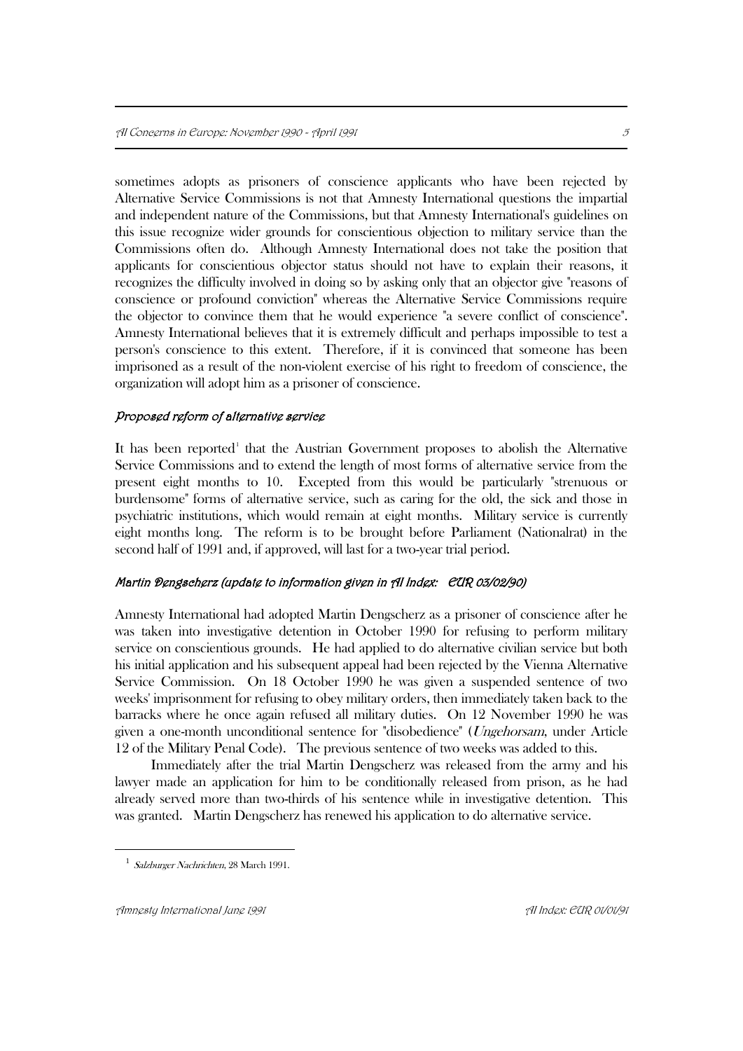sometimes adopts as prisoners of conscience applicants who have been rejected by Alternative Service Commissions is not that Amnesty International questions the impartial and independent nature of the Commissions, but that Amnesty International's guidelines on this issue recognize wider grounds for conscientious objection to military service than the Commissions often do. Although Amnesty International does not take the position that applicants for conscientious objector status should not have to explain their reasons, it recognizes the difficulty involved in doing so by asking only that an objector give "reasons of conscience or profound conviction" whereas the Alternative Service Commissions require the objector to convince them that he would experience "a severe conflict of conscience". Amnesty International believes that it is extremely difficult and perhaps impossible to test a person's conscience to this extent. Therefore, if it is convinced that someone has been imprisoned as a result of the non-violent exercise of his right to freedom of conscience, the organization will adopt him as a prisoner of conscience.

*Proposed reform of alternative service*

It has been reported[1] that the Austrian Government proposes to abolish the Alternative Service Commissions and to extend the length of most forms of alternative service from the present eight months to 10. Excepted from this would be particularly "strenuous or burdensome" forms of alternative service, such as caring for the old, the sick and those in psychiatric institutions, which would remain at eight months. Military service is currently eight months long. The reform is to be brought before Parliament (Nationalrat) in the second half of 1991 and, if approved, will last for a two-year trial period.

*Martin Dengscherz (update to information given in AI Index: EUR 03/02/90)*

Amnesty International had adopted Martin Dengscherz as a prisoner of conscience after he was taken into investigative detention in October 1990 for refusing to perform military service on conscientious grounds. He had applied to do alternative civilian service but both his initial application and his subsequent appeal had been rejected by the Vienna Alternative Service Commission. On 18 October 1990 he was given a suspended sentence of two weeks' imprisonment for refusing to obey military orders, then immediately taken back to the barracks where he once again refused all military duties. On 12 November 1990 he was given a one-month unconditional sentence for "disobedience" (*Ungehorsam*, under Article 12 of the Military Penal Code). The previous sentence of two weeks was added to this.

Immediately after the trial Martin Dengscherz was released from the army and his lawyer made an application for him to be conditionally released from prison, as he had already served more than two-thirds of his sentence while in investigative detention. This was granted. Martin Dengscherz has renewed his application to do alternative service.

[1] *Salzburger Nachrichten*, 28 March 1991.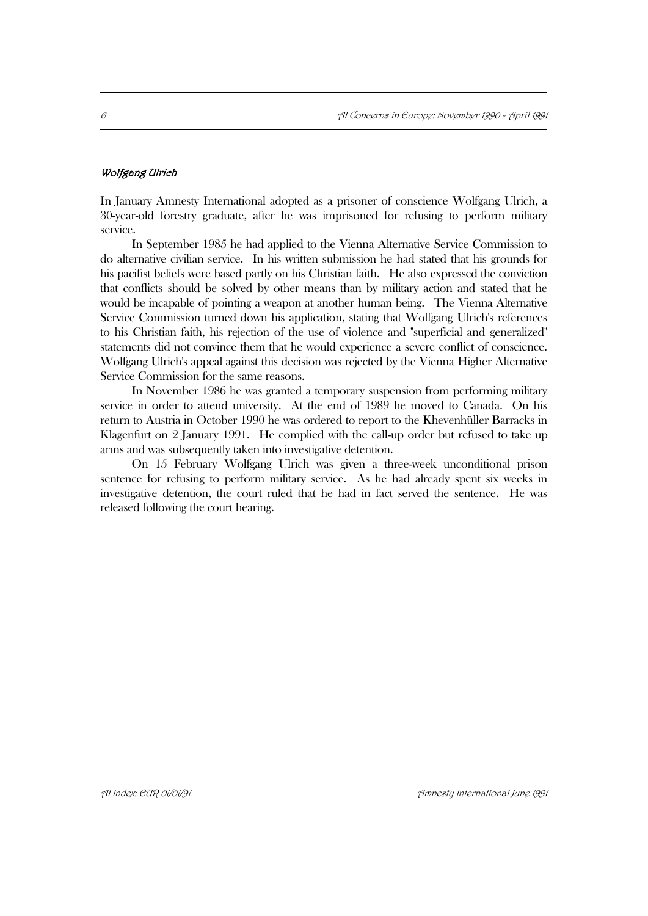*Wolfgang Ulrich*

In January Amnesty International adopted as a prisoner of conscience Wolfgang Ulrich, a 30-year-old forestry graduate, after he was imprisoned for refusing to perform military service.

In September 1985 he had applied to the Vienna Alternative Service Commission to do alternative civilian service. In his written submission he had stated that his grounds for his pacifist beliefs were based partly on his Christian faith. He also expressed the conviction that conflicts should be solved by other means than by military action and stated that he would be incapable of pointing a weapon at another human being. The Vienna Alternative Service Commission turned down his application, stating that Wolfgang Ulrich's references to his Christian faith, his rejection of the use of violence and "superficial and generalized" statements did not convince them that he would experience a severe conflict of conscience. Wolfgang Ulrich's appeal against this decision was rejected by the Vienna Higher Alternative Service Commission for the same reasons.

In November 1986 he was granted a temporary suspension from performing military service in order to attend university. At the end of 1989 he moved to Canada. On his return to Austria in October 1990 he was ordered to report to the Khevenhüller Barracks in Klagenfurt on 2 January 1991. He complied with the call-up order but refused to take up arms and was subsequently taken into investigative detention.

On 15 February Wolfgang Ulrich was given a three-week unconditional prison sentence for refusing to perform military service. As he had already spent six weeks in investigative detention, the court ruled that he had in fact served the sentence. He was released following the court hearing.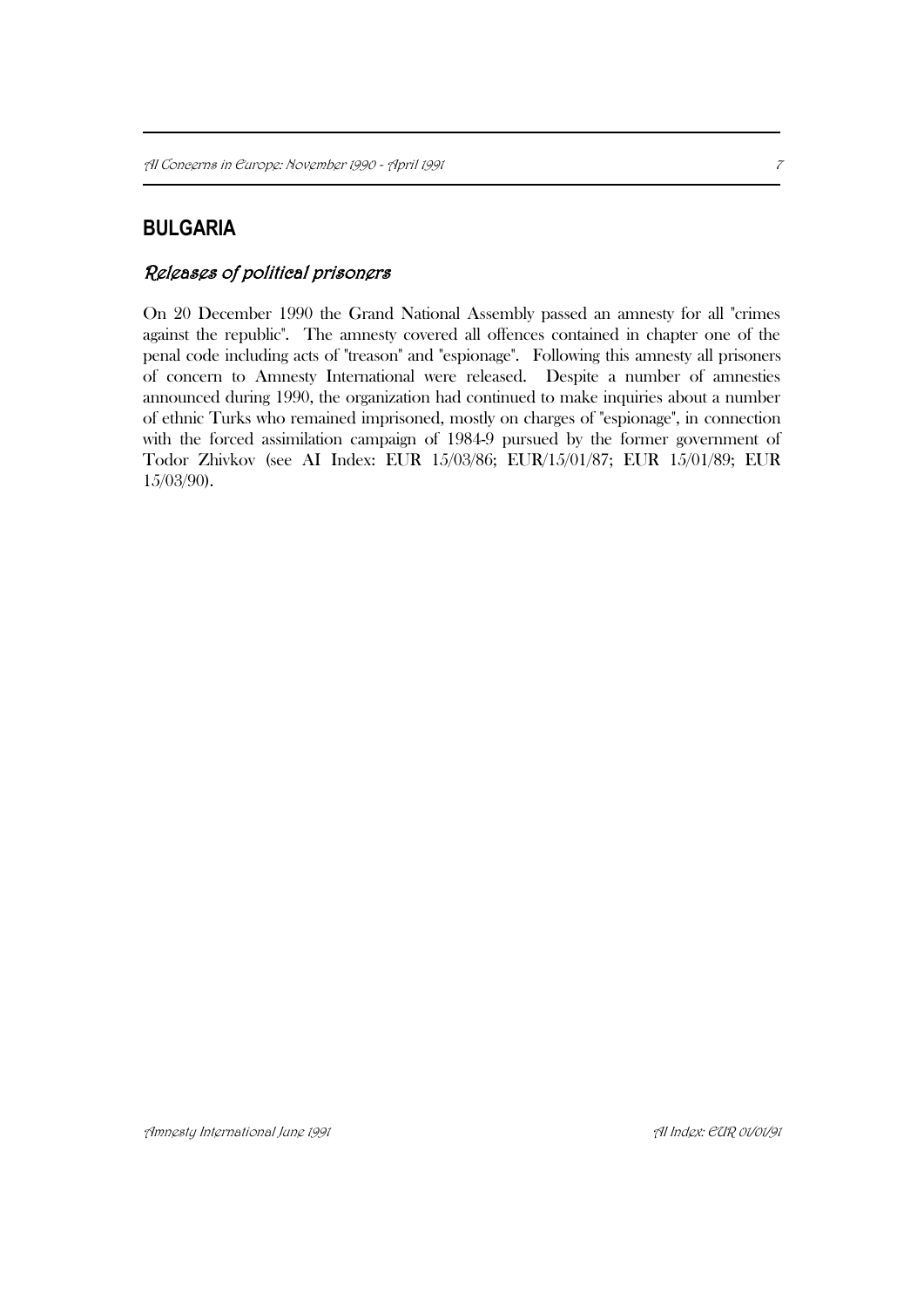## BULGARIA

### *Releases of political prisoners*

On 20 December 1990 the Grand National Assembly passed an amnesty for all "crimes against the republic". The amnesty covered all offences contained in chapter one of the penal code including acts of "treason" and "espionage". Following this amnesty all prisoners of concern to Amnesty International were released. Despite a number of amnesties announced during 1990, the organization had continued to make inquiries about a number of ethnic Turks who remained imprisoned, mostly on charges of "espionage", in connection with the forced assimilation campaign of 1984-9 pursued by the former government of Todor Zhivkov (see AI Index: EUR 15/03/86; EUR/15/01/87; EUR 15/01/89; EUR 15/03/90).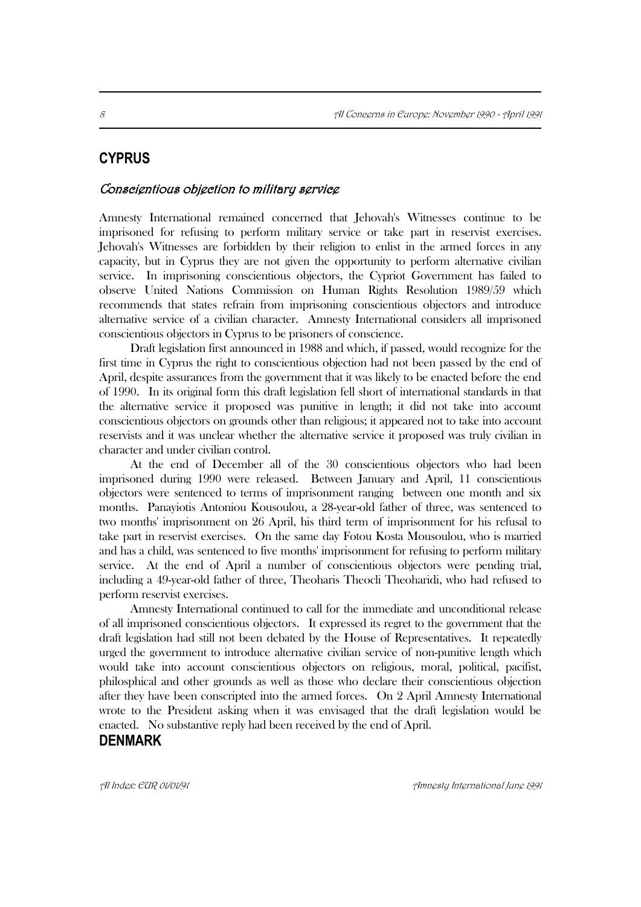## CYPRUS

### *Conscientious objection to military service*

Amnesty International remained concerned that Jehovah's Witnesses continue to be imprisoned for refusing to perform military service or take part in reservist exercises. Jehovah's Witnesses are forbidden by their religion to enlist in the armed forces in any capacity, but in Cyprus they are not given the opportunity to perform alternative civilian service. In imprisoning conscientious objectors, the Cypriot Government has failed to observe United Nations Commission on Human Rights Resolution 1989/59 which recommends that states refrain from imprisoning conscientious objectors and introduce alternative service of a civilian character. Amnesty International considers all imprisoned conscientious objectors in Cyprus to be prisoners of conscience.

Draft legislation first announced in 1988 and which, if passed, would recognize for the first time in Cyprus the right to conscientious objection had not been passed by the end of April, despite assurances from the government that it was likely to be enacted before the end of 1990. In its original form this draft legislation fell short of international standards in that the alternative service it proposed was punitive in length; it did not take into account conscientious objectors on grounds other than religious; it appeared not to take into account reservists and it was unclear whether the alternative service it proposed was truly civilian in character and under civilian control.

At the end of December all of the 30 conscientious objectors who had been imprisoned during 1990 were released. Between January and April, 11 conscientious objectors were sentenced to terms of imprisonment ranging between one month and six months. Panayiotis Antoniou Kousoulou, a 28-year-old father of three, was sentenced to two months' imprisonment on 26 April, his third term of imprisonment for his refusal to take part in reservist exercises. On the same day Fotou Kosta Mousoulou, who is married and has a child, was sentenced to five months' imprisonment for refusing to perform military service. At the end of April a number of conscientious objectors were pending trial, including a 49-year-old father of three, Theoharis Theocli Theoharidi, who had refused to perform reservist exercises.

Amnesty International continued to call for the immediate and unconditional release of all imprisoned conscientious objectors. It expressed its regret to the government that the draft legislation had still not been debated by the House of Representatives. It repeatedly urged the government to introduce alternative civilian service of non-punitive length which would take into account conscientious objectors on religious, moral, political, pacifist, philosophical and other grounds as well as those who declare their conscientious objection after they have been conscripted into the armed forces. On 2 April Amnesty International wrote to the President asking when it was envisaged that the draft legislation would be enacted. No substantive reply had been received by the end of April.

## DENMARK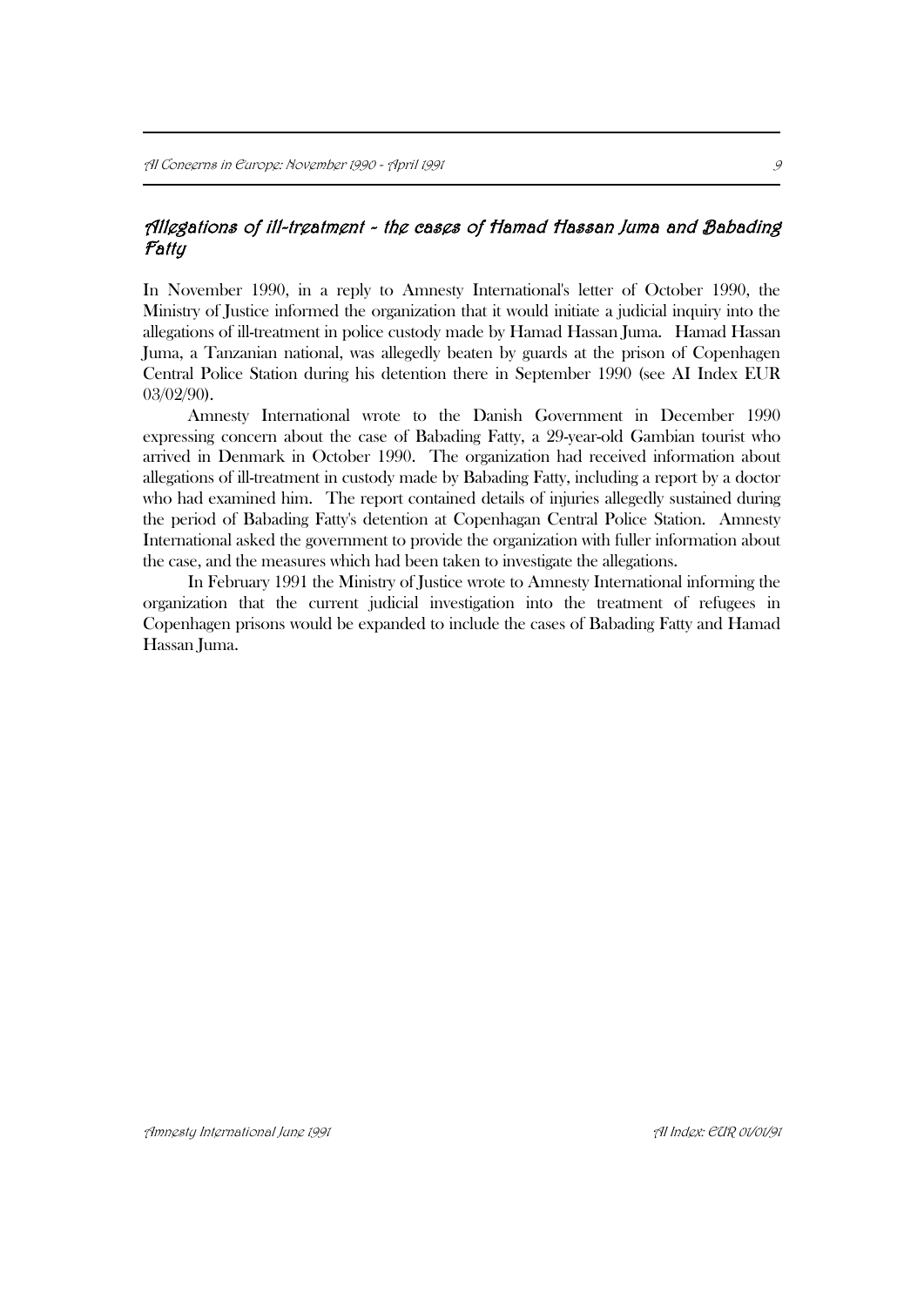### *Allegations of ill-treatment - the cases of Hamad Hassan Juma and Babading Fatty*

In November 1990, in a reply to Amnesty International's letter of October 1990, the Ministry of Justice informed the organization that it would initiate a judicial inquiry into the allegations of ill-treatment in police custody made by Hamad Hassan Juma. Hamad Hassan Juma, a Tanzanian national, was allegedly beaten by guards at the prison of Copenhagen Central Police Station during his detention there in September 1990 (see AI Index EUR 03/02/90).

Amnesty International wrote to the Danish Government in December 1990 expressing concern about the case of Babading Fatty, a 29-year-old Gambian tourist who arrived in Denmark in October 1990. The organization had received information about allegations of ill-treatment in custody made by Babading Fatty, including a report by a doctor who had examined him. The report contained details of injuries allegedly sustained during the period of Babading Fatty's detention at Copenhagan Central Police Station. Amnesty International asked the government to provide the organization with fuller information about the case, and the measures which had been taken to investigate the allegations.

In February 1991 the Ministry of Justice wrote to Amnesty International informing the organization that the current judicial investigation into the treatment of refugees in Copenhagen prisons would be expanded to include the cases of Babading Fatty and Hamad Hassan Juma.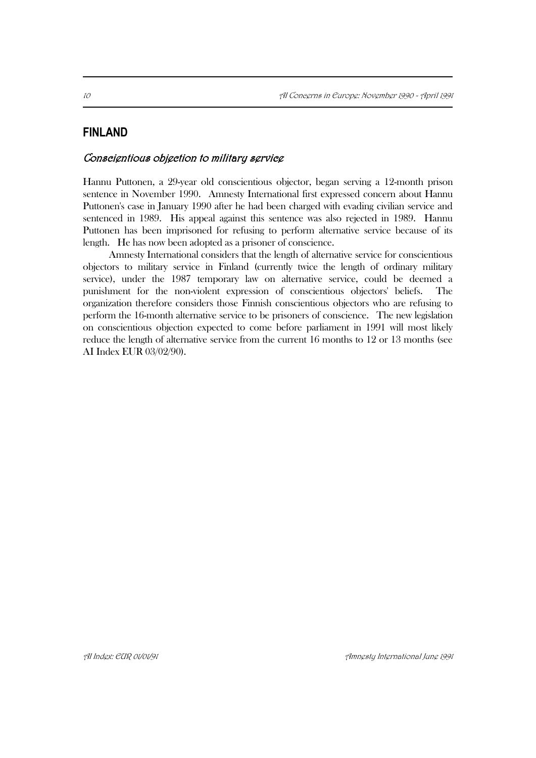## FINLAND

### *Conscientious objection to military service*

Hannu Puttonen, a 29-year old conscientious objector, began serving a 12-month prison sentence in November 1990. Amnesty International first expressed concern about Hannu Puttonen's case in January 1990 after he had been charged with evading civilian service and sentenced in 1989. His appeal against this sentence was also rejected in 1989. Hannu Puttonen has been imprisoned for refusing to perform alternative service because of its length. He has now been adopted as a prisoner of conscience.

Amnesty International considers that the length of alternative service for conscientious objectors to military service in Finland (currently twice the length of ordinary military service), under the 1987 temporary law on alternative service, could be deemed a punishment for the non-violent expression of conscientious objectors' beliefs. The organization therefore considers those Finnish conscientious objectors who are refusing to perform the 16-month alternative service to be prisoners of conscience. The new legislation on conscientious objection expected to come before parliament in 1991 will most likely reduce the length of alternative service from the current 16 months to 12 or 13 months (see AI Index EUR 03/02/90).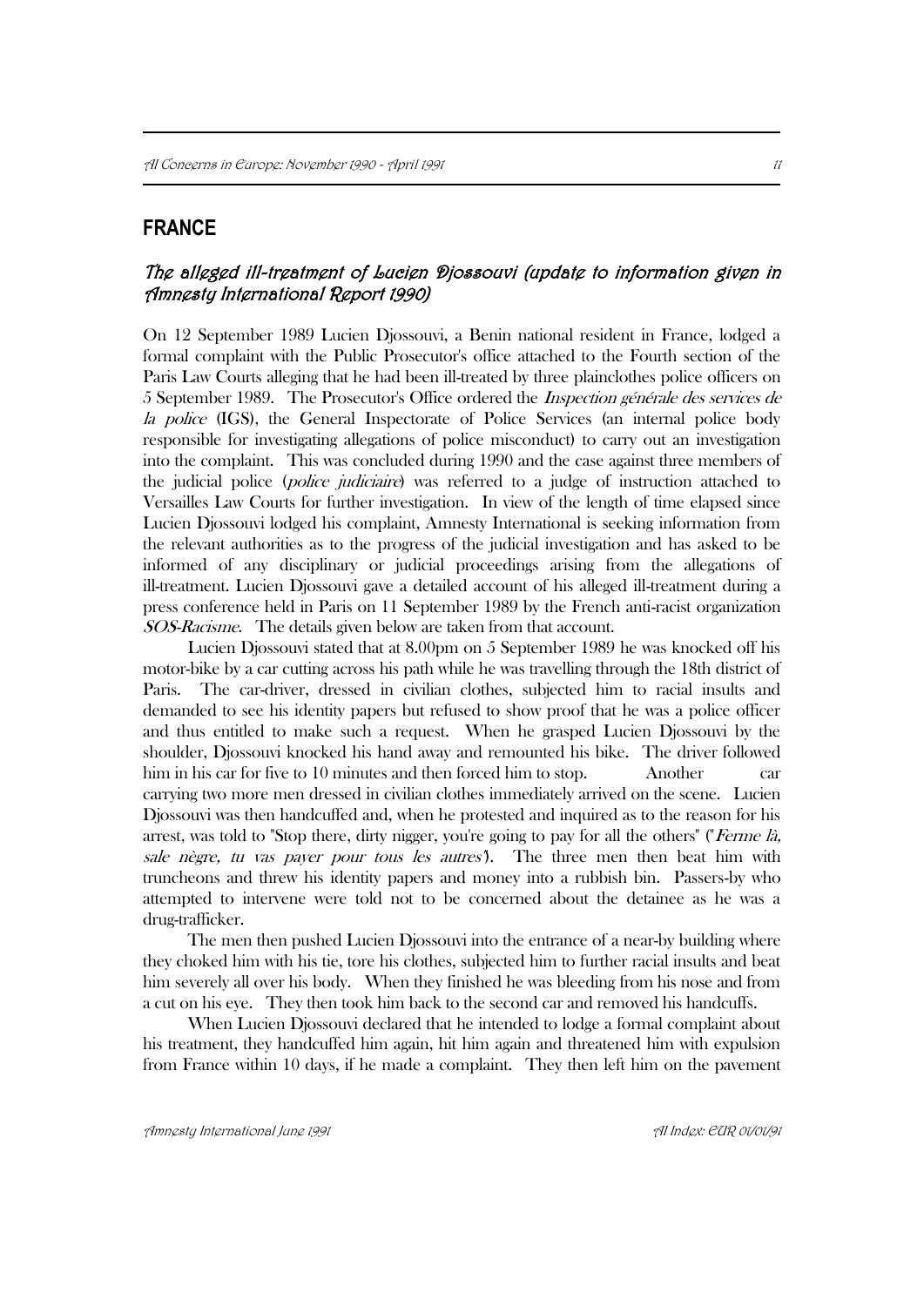## FRANCE

### *The alleged ill-treatment of Lucien Djossouvi (update to information given in Amnesty International Report 1990)*

On 12 September 1989 Lucien Djossouvi, a Benin national resident in France, lodged a formal complaint with the Public Prosecutor's office attached to the Fourth section of the Paris Law Courts alleging that he had been ill-treated by three plainclothes police officers on 5 September 1989. The Prosecutor's Office ordered the *Inspection générale des services de la police* (IGS), the General Inspectorate of Police Services (an internal police body responsible for investigating allegations of police misconduct) to carry out an investigation into the complaint. This was concluded during 1990 and the case against three members of the judicial police (*police judiciaire*) was referred to a judge of instruction attached to Versailles Law Courts for further investigation. In view of the length of time elapsed since Lucien Djossouvi lodged his complaint, Amnesty International is seeking information from the relevant authorities as to the progress of the judicial investigation and has asked to be informed of any disciplinary or judicial proceedings arising from the allegations of ill-treatment. Lucien Djossouvi gave a detailed account of his alleged ill-treatment during a press conference held in Paris on 11 September 1989 by the French anti-racist organization *SOS-Racisme*. The details given below are taken from that account.

Lucien Djossouvi stated that at 8.00pm on 5 September 1989 he was knocked off his motor-bike by a car cutting across his path while he was travelling through the 18th district of Paris. The car-driver, dressed in civilian clothes, subjected him to racial insults and demanded to see his identity papers but refused to show proof that he was a police officer and thus entitled to make such a request. When he grasped Lucien Djossouvi by the shoulder, Djossouvi knocked his hand away and remounted his bike. The driver followed him in his car for five to 10 minutes and then forced him to stop. Another car carrying two more men dressed in civilian clothes immediately arrived on the scene. Lucien Djossouvi was then handcuffed and, when he protested and inquired as to the reason for his arrest, was told to "Stop there, dirty nigger, you're going to pay for all the others" ("*Ferme là, sale nègre, tu vas payer pour tous les autres*"). The three men then beat him with truncheons and threw his identity papers and money into a rubbish bin. Passers-by who attempted to intervene were told not to be concerned about the detainee as he was a drug-trafficker.

The men then pushed Lucien Djossouvi into the entrance of a near-by building where they choked him with his tie, tore his clothes, subjected him to further racial insults and beat him severely all over his body. When they finished he was bleeding from his nose and from a cut on his eye. They then took him back to the second car and removed his handcuffs.

When Lucien Djossouvi declared that he intended to lodge a formal complaint about his treatment, they handcuffed him again, hit him again and threatened him with expulsion from France within 10 days, if he made a complaint. They then left him on the pavement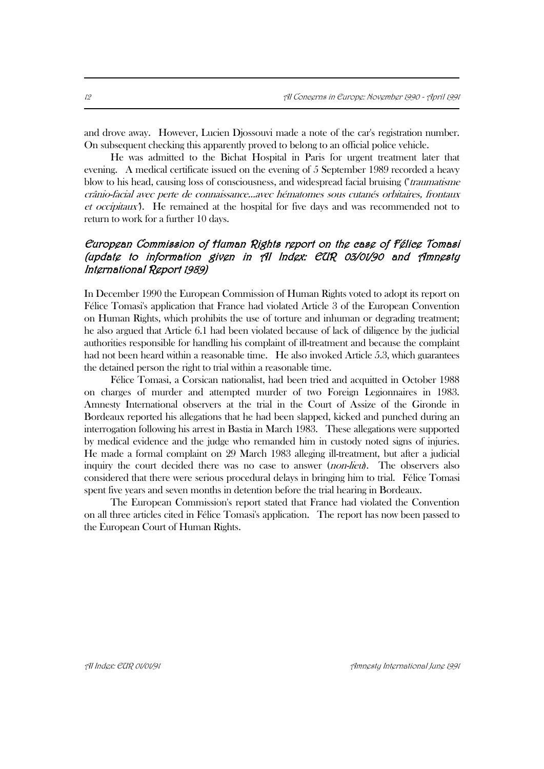and drove away. However, Lucien Djossouvi made a note of the car's registration number. On subsequent checking this apparently proved to belong to an official police vehicle.

He was admitted to the Bichat Hospital in Paris for urgent treatment later that evening. A medical certificate issued on the evening of 5 September 1989 recorded a heavy blow to his head, causing loss of consciousness, and widespread facial bruising ("*traumatisme crânio-facial avec perte de connaissance...avec hématomes sous cutanés orbitaires, frontaux et occipitaux*"). He remained at the hospital for five days and was recommended not to return to work for a further 10 days.

## *European Commission of Human Rights report on the case of Félice Tomasi (update to information given in AI Index: EUR 03/01/90 and Amnesty International Report 1989)*

In December 1990 the European Commission of Human Rights voted to adopt its report on Félice Tomasi's application that France had violated Article 3 of the European Convention on Human Rights, which prohibits the use of torture and inhuman or degrading treatment; he also argued that Article 6.1 had been violated because of lack of diligence by the judicial authorities responsible for handling his complaint of ill-treatment and because the complaint had not been heard within a reasonable time. He also invoked Article 5.3, which guarantees the detained person the right to trial within a reasonable time.

Félice Tomasi, a Corsican nationalist, had been tried and acquitted in October 1988 on charges of murder and attempted murder of two Foreign Legionnaires in 1983. Amnesty International observers at the trial in the Court of Assize of the Gironde in Bordeaux reported his allegations that he had been slapped, kicked and punched during an interrogation following his arrest in Bastia in March 1983. These allegations were supported by medical evidence and the judge who remanded him in custody noted signs of injuries. He made a formal complaint on 29 March 1983 alleging ill-treatment, but after a judicial inquiry the court decided there was no case to answer (*non-lieu*). The observers also considered that there were serious procedural delays in bringing him to trial. Félice Tomasi spent five years and seven months in detention before the trial hearing in Bordeaux.

The European Commission's report stated that France had violated the Convention on all three articles cited in Félice Tomasi's application. The report has now been passed to the European Court of Human Rights.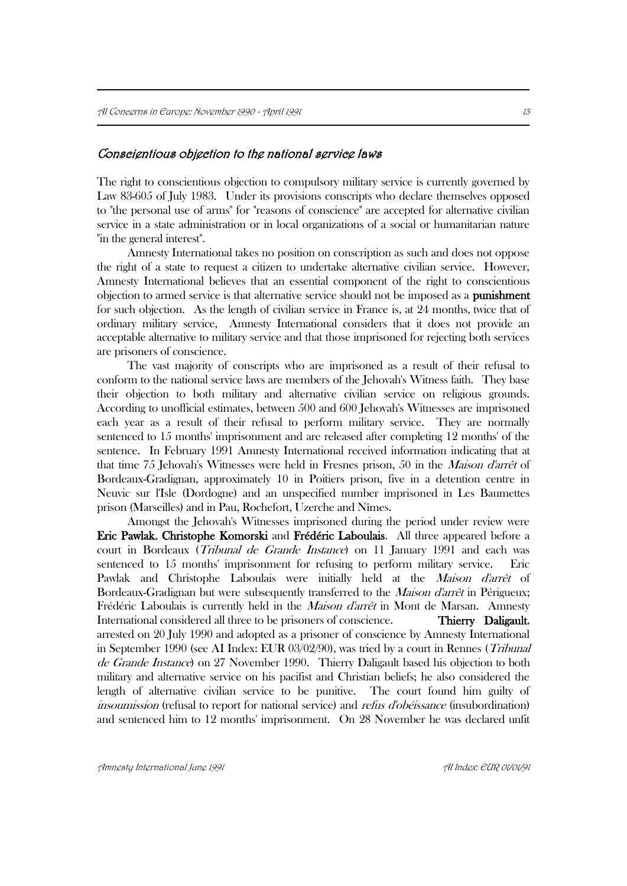### *Conscientious objection to the national service laws*

The right to conscientious objection to compulsory military service is currently governed by Law 83-605 of July 1983. Under its provisions conscripts who declare themselves opposed to "the personal use of arms" for "reasons of conscience" are accepted for alternative civilian service in a state administration or in local organizations of a social or humanitarian nature "in the general interest".

Amnesty International takes no position on conscription as such and does not oppose the right of a state to request a citizen to undertake alternative civilian service. However, Amnesty International believes that an essential component of the right to conscientious objection to armed service is that alternative service should not be imposed as a **punishment** for such objection. As the length of civilian service in France is, at 24 months, twice that of ordinary military service, Amnesty International considers that it does not provide an acceptable alternative to military service and that those imprisoned for rejecting both services are prisoners of conscience.

The vast majority of conscripts who are imprisoned as a result of their refusal to conform to the national service laws are members of the Jehovah's Witness faith. They base their objection to both military and alternative civilian service on religious grounds. According to unofficial estimates, between 500 and 600 Jehovah's Witnesses are imprisoned each year as a result of their refusal to perform military service. They are normally sentenced to 15 months' imprisonment and are released after completing 12 months' of the sentence. In February 1991 Amnesty International received information indicating that at that time 75 Jehovah's Witnesses were held in Fresnes prison, 50 in the *Maison d'arrêt* of Bordeaux-Gradignan, approximately 10 in Poitiers prison, five in a detention centre in Neuvic sur l'Isle (Dordogne) and an unspecified number imprisoned in Les Baumettes prison (Marseilles) and in Pau, Rochefort, Uzerche and Nîmes.

Amongst the Jehovah's Witnesses imprisoned during the period under review were **Eric Pawlak**, **Christophe Komorski** and **Frédéric Laboulais**. All three appeared before a court in Bordeaux (*Tribunal de Grande Instance*) on 11 January 1991 and each was sentenced to 15 months' imprisonment for refusing to perform military service. Eric Pawlak and Christophe Laboulais were initially held at the *Maison d'arrêt* of Bordeaux-Gradignan but were subsequently transferred to the *Maison d'arrêt* in Périgueux; Frédéric Laboulais is currently held in the *Maison d'arrêt* in Mont de Marsan. Amnesty International considered all three to be prisoners of conscience. **Thierry Daligault**, arrested on 20 July 1990 and adopted as a prisoner of conscience by Amnesty International in September 1990 (see AI Index: EUR 03/02/90), was tried by a court in Rennes (*Tribunal de Grande Instance*) on 27 November 1990. Thierry Daligault based his objection to both military and alternative service on his pacifist and Christian beliefs; he also considered the length of alternative civilian service to be punitive. The court found him guilty of *insoumission* (refusal to report for national service) and *refus d'obéissance* (insubordination) and sentenced him to 12 months' imprisonment. On 28 November he was declared unfit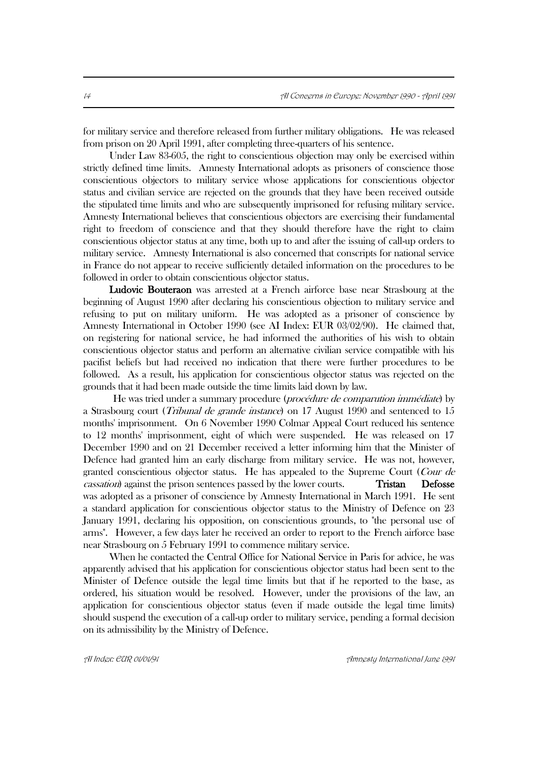for military service and therefore released from further military obligations. He was released from prison on 20 April 1991, after completing three-quarters of his sentence.

Under Law 83-605, the right to conscientious objection may only be exercised within strictly defined time limits. Amnesty International adopts as prisoners of conscience those conscientious objectors to military service whose applications for conscientious objector status and civilian service are rejected on the grounds that they have been received outside the stipulated time limits and who are subsequently imprisoned for refusing military service. Amnesty International believes that conscientious objectors are exercising their fundamental right to freedom of conscience and that they should therefore have the right to claim conscientious objector status at any time, both up to and after the issuing of call-up orders to military service. Amnesty International is also concerned that conscripts for national service in France do not appear to receive sufficiently detailed information on the procedures to be followed in order to obtain conscientious objector status.

**Ludovic Bouteraon** was arrested at a French airforce base near Strasbourg at the beginning of August 1990 after declaring his conscientious objection to military service and refusing to put on military uniform. He was adopted as a prisoner of conscience by Amnesty International in October 1990 (see AI Index: EUR 03/02/90). He claimed that, on registering for national service, he had informed the authorities of his wish to obtain conscientious objector status and perform an alternative civilian service compatible with his pacifist beliefs but had received no indication that there were further procedures to be followed. As a result, his application for conscientious objector status was rejected on the grounds that it had been made outside the time limits laid down by law.

He was tried under a summary procedure (*procédure de comparution immédiate*) by a Strasbourg court (*Tribunal de grande instance*) on 17 August 1990 and sentenced to 15 months' imprisonment. On 6 November 1990 Colmar Appeal Court reduced his sentence to 12 months' imprisonment, eight of which were suspended. He was released on 17 December 1990 and on 21 December received a letter informing him that the Minister of Defence had granted him an early discharge from military service. He was not, however, granted conscientious objector status. He has appealed to the Supreme Court (*Cour de cassation*) against the prison sentences passed by the lower courts.

**Tristan Defosse** was adopted as a prisoner of conscience by Amnesty International in March 1991. He sent a standard application for conscientious objector status to the Ministry of Defence on 23 January 1991, declaring his opposition, on conscientious grounds, to "the personal use of arms". However, a few days later he received an order to report to the French airforce base near Strasbourg on 5 February 1991 to commence military service.

When he contacted the Central Office for National Service in Paris for advice, he was apparently advised that his application for conscientious objector status had been sent to the Minister of Defence outside the legal time limits but that if he reported to the base, as ordered, his situation would be resolved. However, under the provisions of the law, an application for conscientious objector status (even if made outside the legal time limits) should suspend the execution of a call-up order to military service, pending a formal decision on its admissibility by the Ministry of Defence.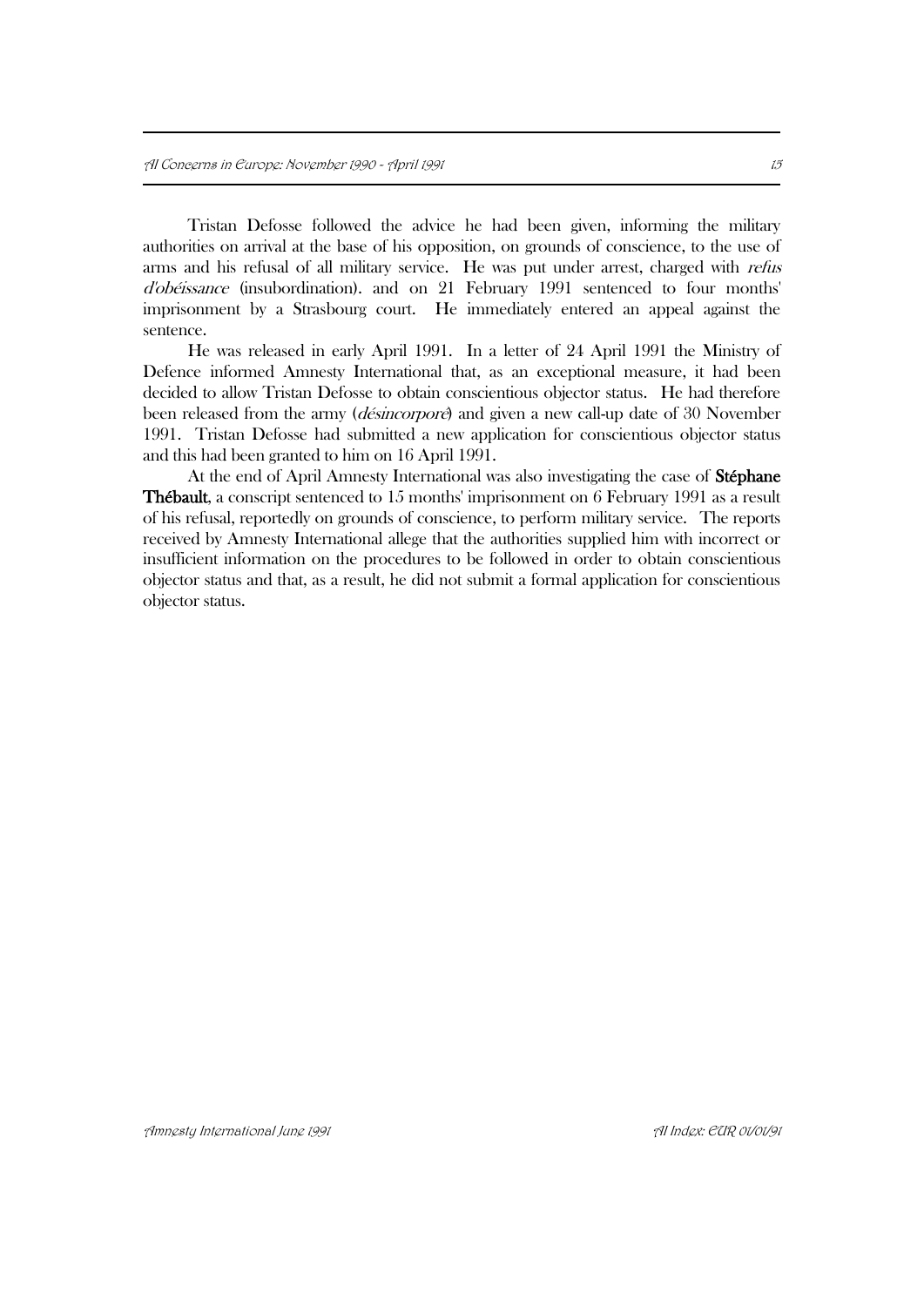Tristan Defosse followed the advice he had been given, informing the military authorities on arrival at the base of his opposition, on grounds of conscience, to the use of arms and his refusal of all military service. He was put under arrest, charged with *refus d'obéissance* (insubordination). and on 21 February 1991 sentenced to four months' imprisonment by a Strasbourg court. He immediately entered an appeal against the sentence.

He was released in early April 1991. In a letter of 24 April 1991 the Ministry of Defence informed Amnesty International that, as an exceptional measure, it had been decided to allow Tristan Defosse to obtain conscientious objector status. He had therefore been released from the army (*désincorporé*) and given a new call-up date of 30 November 1991. Tristan Defosse had submitted a new application for conscientious objector status and this had been granted to him on 16 April 1991.

At the end of April Amnesty International was also investigating the case of **Stéphane Thébault**, a conscript sentenced to 15 months' imprisonment on 6 February 1991 as a result of his refusal, reportedly on grounds of conscience, to perform military service. The reports received by Amnesty International allege that the authorities supplied him with incorrect or insufficient information on the procedures to be followed in order to obtain conscientious objector status and that, as a result, he did not submit a formal application for conscientious objector status.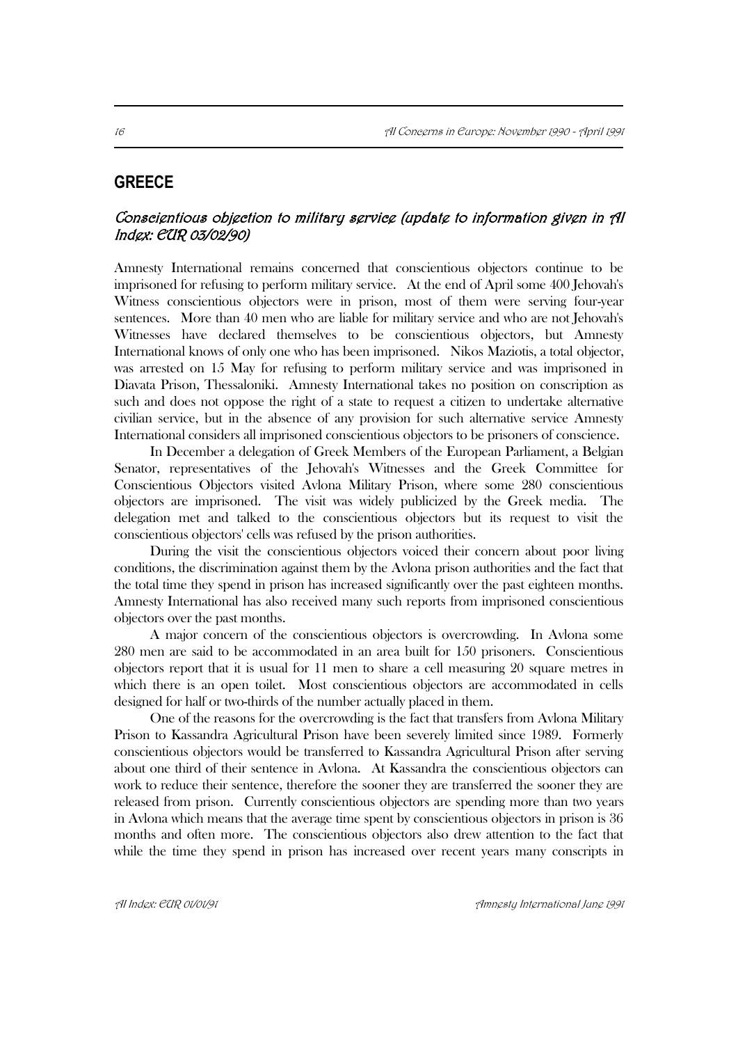## GREECE

### *Conscientious objection to military service (update to information given in AI Index: EUR 03/02/90)*

Amnesty International remains concerned that conscientious objectors continue to be imprisoned for refusing to perform military service. At the end of April some 400 Jehovah's Witness conscientious objectors were in prison, most of them were serving four-year sentences. More than 40 men who are liable for military service and who are not Jehovah's Witnesses have declared themselves to be conscientious objectors, but Amnesty International knows of only one who has been imprisoned. Nikos Maziotis, a total objector, was arrested on 15 May for refusing to perform military service and was imprisoned in Diavata Prison, Thessaloniki. Amnesty International takes no position on conscription as such and does not oppose the right of a state to request a citizen to undertake alternative civilian service, but in the absence of any provision for such alternative service Amnesty International considers all imprisoned conscientious objectors to be prisoners of conscience.

In December a delegation of Greek Members of the European Parliament, a Belgian Senator, representatives of the Jehovah's Witnesses and the Greek Committee for Conscientious Objectors visited Avlona Military Prison, where some 280 conscientious objectors are imprisoned. The visit was widely publicized by the Greek media. The delegation met and talked to the conscientious objectors but its request to visit the conscientious objectors' cells was refused by the prison authorities.

During the visit the conscientious objectors voiced their concern about poor living conditions, the discrimination against them by the Avlona prison authorities and the fact that the total time they spend in prison has increased significantly over the past eighteen months. Amnesty International has also received many such reports from imprisoned conscientious objectors over the past months.

A major concern of the conscientious objectors is overcrowding. In Avlona some 280 men are said to be accommodated in an area built for 150 prisoners. Conscientious objectors report that it is usual for 11 men to share a cell measuring 20 square metres in which there is an open toilet. Most conscientious objectors are accommodated in cells designed for half or two-thirds of the number actually placed in them.

One of the reasons for the overcrowding is the fact that transfers from Avlona Military Prison to Kassandra Agricultural Prison have been severely limited since 1989. Formerly conscientious objectors would be transferred to Kassandra Agricultural Prison after serving about one third of their sentence in Avlona. At Kassandra the conscientious objectors can work to reduce their sentence, therefore the sooner they are transferred the sooner they are released from prison. Currently conscientious objectors are spending more than two years in Avlona which means that the average time spent by conscientious objectors in prison is 36 months and often more. The conscientious objectors also drew attention to the fact that while the time they spend in prison has increased over recent years many conscripts in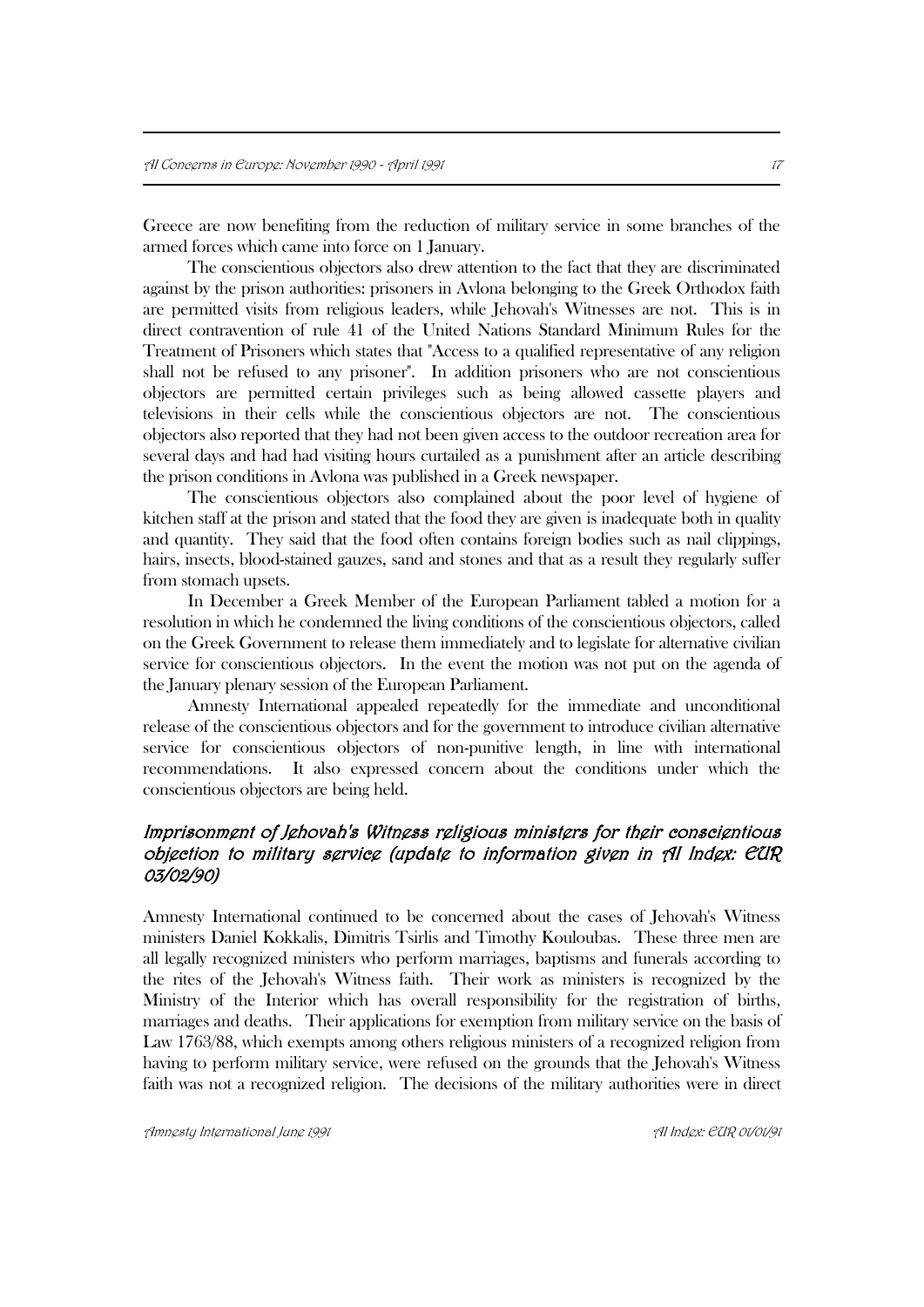Greece are now benefiting from the reduction of military service in some branches of the armed forces which came into force on 1 January.

The conscientious objectors also drew attention to the fact that they are discriminated against by the prison authorities: prisoners in Avlona belonging to the Greek Orthodox faith are permitted visits from religious leaders, while Jehovah's Witnesses are not. This is in direct contravention of rule 41 of the United Nations Standard Minimum Rules for the Treatment of Prisoners which states that "Access to a qualified representative of any religion shall not be refused to any prisoner". In addition prisoners who are not conscientious objectors are permitted certain privileges such as being allowed cassette players and televisions in their cells while the conscientious objectors are not. The conscientious objectors also reported that they had not been given access to the outdoor recreation area for several days and had had visiting hours curtailed as a punishment after an article describing the prison conditions in Avlona was published in a Greek newspaper.

The conscientious objectors also complained about the poor level of hygiene of kitchen staff at the prison and stated that the food they are given is inadequate both in quality and quantity. They said that the food often contains foreign bodies such as nail clippings, hairs, insects, blood-stained gauzes, sand and stones and that as a result they regularly suffer from stomach upsets.

In December a Greek Member of the European Parliament tabled a motion for a resolution in which he condemned the living conditions of the conscientious objectors, called on the Greek Government to release them immediately and to legislate for alternative civilian service for conscientious objectors. In the event the motion was not put on the agenda of the January plenary session of the European Parliament.

Amnesty International appealed repeatedly for the immediate and unconditional release of the conscientious objectors and for the government to introduce civilian alternative service for conscientious objectors of non-punitive length, in line with international recommendations. It also expressed concern about the conditions under which the conscientious objectors are being held.

### *Imprisonment of Jehovah's Witness religious ministers for their conscientious objection to military service (update to information given in AI Index: EUR 03/02/90)*

Amnesty International continued to be concerned about the cases of Jehovah's Witness ministers Daniel Kokkalis, Dimitris Tsirlis and Timothy Kouloubas. These three men are all legally recognized ministers who perform marriages, baptisms and funerals according to the rites of the Jehovah's Witness faith. Their work as ministers is recognized by the Ministry of the Interior which has overall responsibility for the registration of births, marriages and deaths. Their applications for exemption from military service on the basis of Law 1763/88, which exempts among others religious ministers of a recognized religion from having to perform military service, were refused on the grounds that the Jehovah's Witness faith was not a recognized religion. The decisions of the military authorities were in direct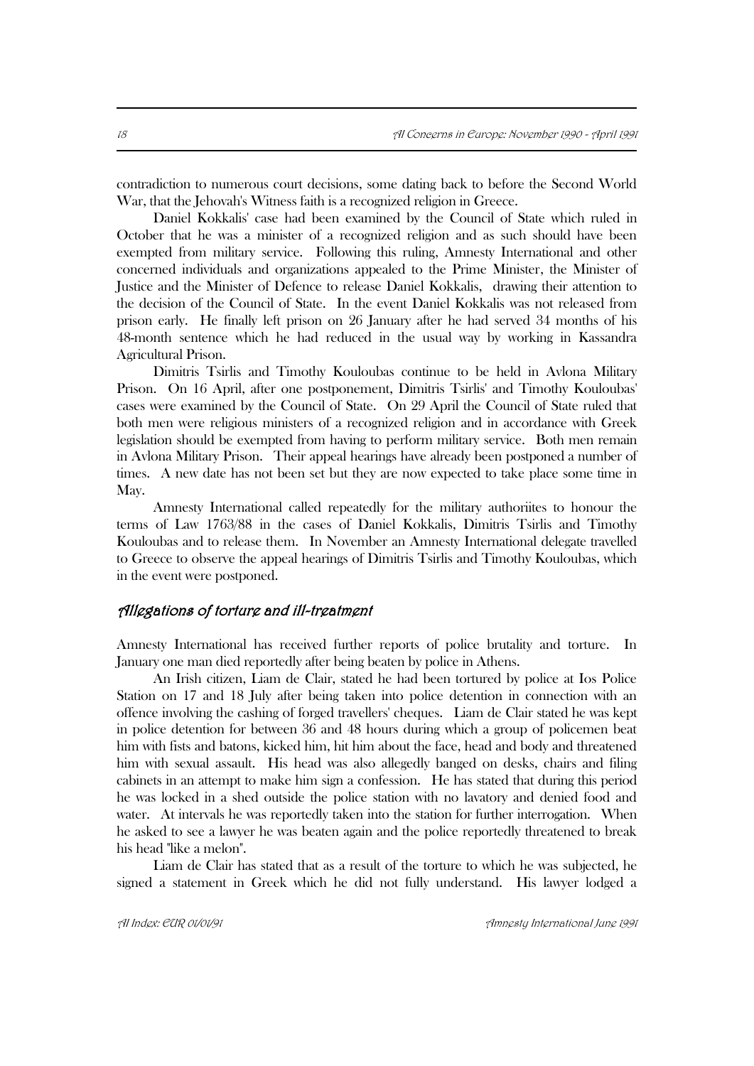contradiction to numerous court decisions, some dating back to before the Second World War, that the Jehovah's Witness faith is a recognized religion in Greece.

Daniel Kokkalis' case had been examined by the Council of State which ruled in October that he was a minister of a recognized religion and as such should have been exempted from military service. Following this ruling, Amnesty International and other concerned individuals and organizations appealed to the Prime Minister, the Minister of Justice and the Minister of Defence to release Daniel Kokkalis, drawing their attention to the decision of the Council of State. In the event Daniel Kokkalis was not released from prison early. He finally left prison on 26 January after he had served 34 months of his 48-month sentence which he had reduced in the usual way by working in Kassandra Agricultural Prison.

Dimitris Tsirlis and Timothy Kouloubas continue to be held in Avlona Military Prison. On 16 April, after one postponement, Dimitris Tsirlis' and Timothy Kouloubas' cases were examined by the Council of State. On 29 April the Council of State ruled that both men were religious ministers of a recognized religion and in accordance with Greek legislation should be exempted from having to perform military service. Both men remain in Avlona Military Prison. Their appeal hearings have already been postponed a number of times. A new date has not been set but they are now expected to take place some time in May.

Amnesty International called repeatedly for the military authoriites to honour the terms of Law 1763/88 in the cases of Daniel Kokkalis, Dimitris Tsirlis and Timothy Kouloubas and to release them. In November an Amnesty International delegate travelled to Greece to observe the appeal hearings of Dimitris Tsirlis and Timothy Kouloubas, which in the event were postponed.

### *Allegations of torture and ill-treatment*

Amnesty International has received further reports of police brutality and torture. In January one man died reportedly after being beaten by police in Athens.

An Irish citizen, Liam de Clair, stated he had been tortured by police at Ios Police Station on 17 and 18 July after being taken into police detention in connection with an offence involving the cashing of forged travellers' cheques. Liam de Clair stated he was kept in police detention for between 36 and 48 hours during which a group of policemen beat him with fists and batons, kicked him, hit him about the face, head and body and threatened him with sexual assault. His head was also allegedly banged on desks, chairs and filing cabinets in an attempt to make him sign a confession. He has stated that during this period he was locked in a shed outside the police station with no lavatory and denied food and water. At intervals he was reportedly taken into the station for further interrogation. When he asked to see a lawyer he was beaten again and the police reportedly threatened to break his head "like a melon".

Liam de Clair has stated that as a result of the torture to which he was subjected, he signed a statement in Greek which he did not fully understand. His lawyer lodged a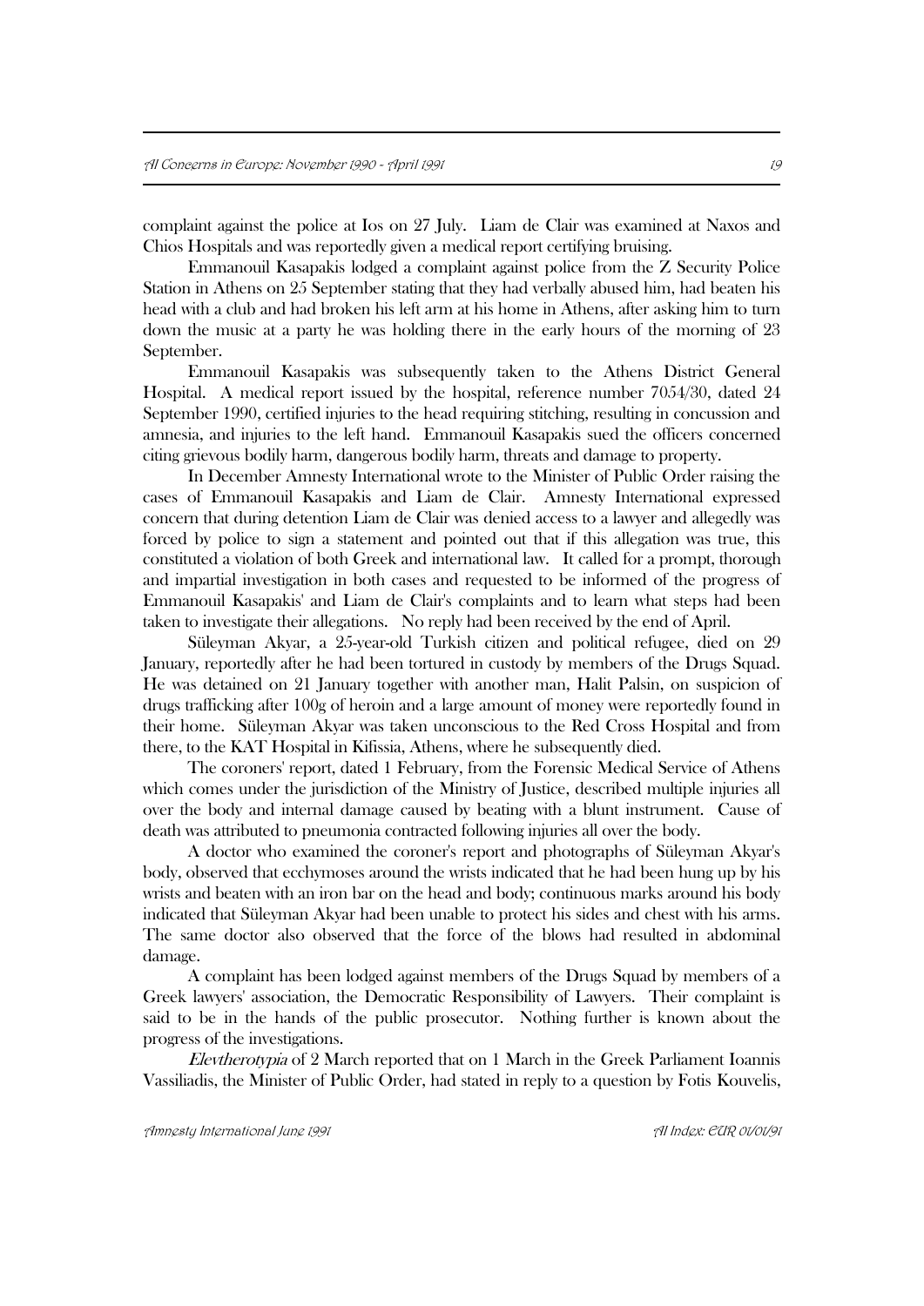complaint against the police at Ios on 27 July. Liam de Clair was examined at Naxos and Chios Hospitals and was reportedly given a medical report certifying bruising.

Emmanouil Kasapakis lodged a complaint against police from the Z Security Police Station in Athens on 25 September stating that they had verbally abused him, had beaten his head with a club and had broken his left arm at his home in Athens, after asking him to turn down the music at a party he was holding there in the early hours of the morning of 23 September.

Emmanouil Kasapakis was subsequently taken to the Athens District General Hospital. A medical report issued by the hospital, reference number 7054/30, dated 24 September 1990, certified injuries to the head requiring stitching, resulting in concussion and amnesia, and injuries to the left hand. Emmanouil Kasapakis sued the officers concerned citing grievous bodily harm, dangerous bodily harm, threats and damage to property.

In December Amnesty International wrote to the Minister of Public Order raising the cases of Emmanouil Kasapakis and Liam de Clair. Amnesty International expressed concern that during detention Liam de Clair was denied access to a lawyer and allegedly was forced by police to sign a statement and pointed out that if this allegation was true, this constituted a violation of both Greek and international law. It called for a prompt, thorough and impartial investigation in both cases and requested to be informed of the progress of Emmanouil Kasapakis' and Liam de Clair's complaints and to learn what steps had been taken to investigate their allegations. No reply had been received by the end of April.

Süleyman Akyar, a 25-year-old Turkish citizen and political refugee, died on 29 January, reportedly after he had been tortured in custody by members of the Drugs Squad. He was detained on 21 January together with another man, Halit Palsin, on suspicion of drugs trafficking after 100g of heroin and a large amount of money were reportedly found in their home. Süleyman Akyar was taken unconscious to the Red Cross Hospital and from there, to the KAT Hospital in Kifissia, Athens, where he subsequently died.

The coroners' report, dated 1 February, from the Forensic Medical Service of Athens which comes under the jurisdiction of the Ministry of Justice, described multiple injuries all over the body and internal damage caused by beating with a blunt instrument. Cause of death was attributed to pneumonia contracted following injuries all over the body.

A doctor who examined the coroner's report and photographs of Süleyman Akyar's body, observed that ecchymoses around the wrists indicated that he had been hung up by his wrists and beaten with an iron bar on the head and body; continuous marks around his body indicated that Süleyman Akyar had been unable to protect his sides and chest with his arms. The same doctor also observed that the force of the blows had resulted in abdominal damage.

A complaint has been lodged against members of the Drugs Squad by members of a Greek lawyers' association, the Democratic Responsibility of Lawyers. Their complaint is said to be in the hands of the public prosecutor. Nothing further is known about the progress of the investigations.

*Elevtherotypia* of 2 March reported that on 1 March in the Greek Parliament Ioannis Vassiliadis, the Minister of Public Order, had stated in reply to a question by Fotis Kouvelis,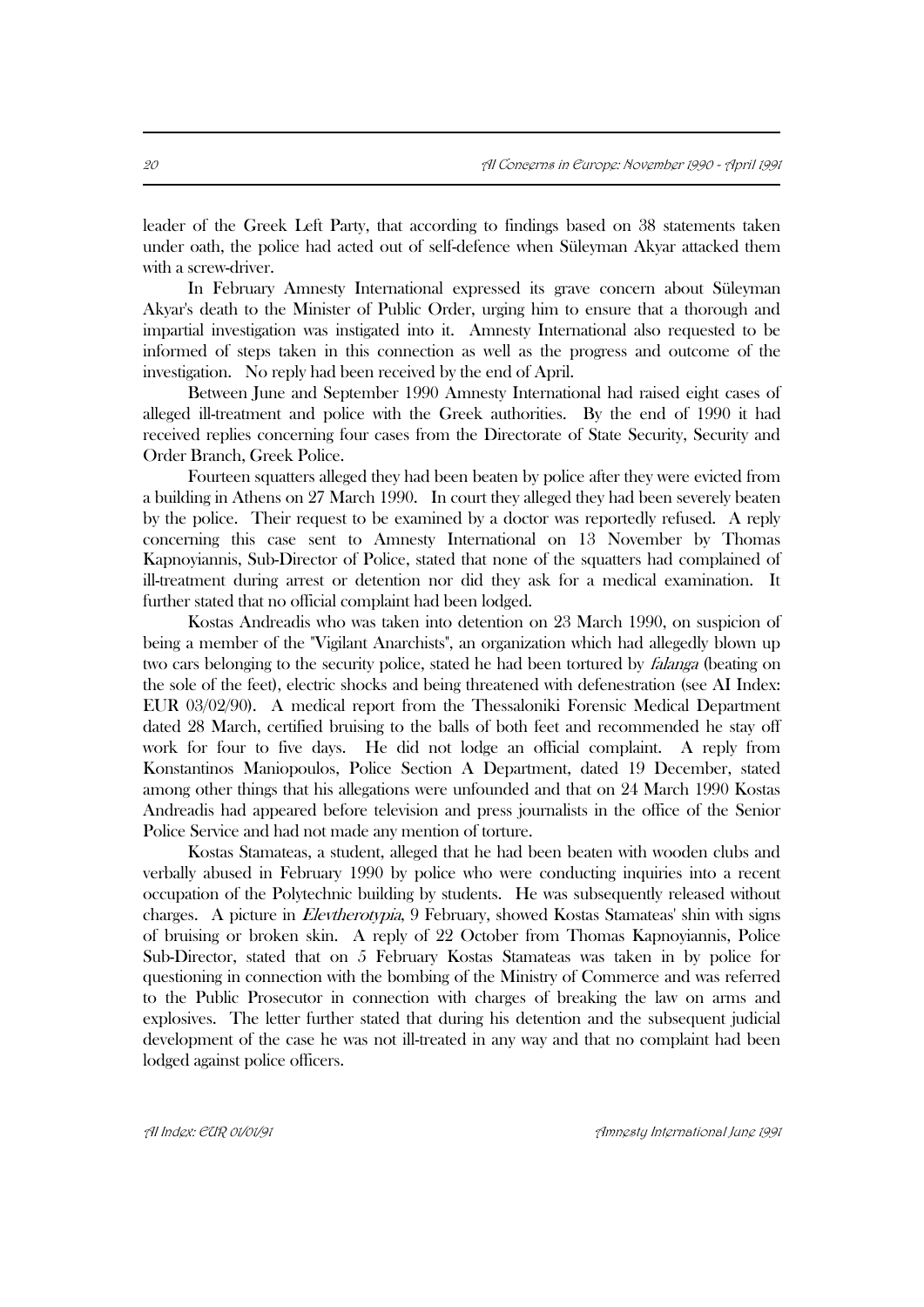leader of the Greek Left Party, that according to findings based on 38 statements taken under oath, the police had acted out of self-defence when Süleyman Akyar attacked them with a screw-driver.

In February Amnesty International expressed its grave concern about Süleyman Akyar's death to the Minister of Public Order, urging him to ensure that a thorough and impartial investigation was instigated into it. Amnesty International also requested to be informed of steps taken in this connection as well as the progress and outcome of the investigation. No reply had been received by the end of April.

Between June and September 1990 Amnesty International had raised eight cases of alleged ill-treatment and police with the Greek authorities. By the end of 1990 it had received replies concerning four cases from the Directorate of State Security, Security and Order Branch, Greek Police.

Fourteen squatters alleged they had been beaten by police after they were evicted from a building in Athens on 27 March 1990. In court they alleged they had been severely beaten by the police. Their request to be examined by a doctor was reportedly refused. A reply concerning this case sent to Amnesty International on 13 November by Thomas Kapnoyiannis, Sub-Director of Police, stated that none of the squatters had complained of ill-treatment during arrest or detention nor did they ask for a medical examination. It further stated that no official complaint had been lodged.

Kostas Andreadis who was taken into detention on 23 March 1990, on suspicion of being a member of the "Vigilant Anarchists", an organization which had allegedly blown up two cars belonging to the security police, stated he had been tortured by *falanga* (beating on the sole of the feet), electric shocks and being threatened with defenestration (see AI Index: EUR 03/02/90). A medical report from the Thessaloniki Forensic Medical Department dated 28 March, certified bruising to the balls of both feet and recommended he stay off work for four to five days. He did not lodge an official complaint. A reply from Konstantinos Maniopoulos, Police Section A Department, dated 19 December, stated among other things that his allegations were unfounded and that on 24 March 1990 Kostas Andreadis had appeared before television and press journalists in the office of the Senior Police Service and had not made any mention of torture.

Kostas Stamateas, a student, alleged that he had been beaten with wooden clubs and verbally abused in February 1990 by police who were conducting inquiries into a recent occupation of the Polytechnic building by students. He was subsequently released without charges. A picture in *Elevtherotypia*, 9 February, showed Kostas Stamateas' shin with signs of bruising or broken skin. A reply of 22 October from Thomas Kapnoyiannis, Police Sub-Director, stated that on 5 February Kostas Stamateas was taken in by police for questioning in connection with the bombing of the Ministry of Commerce and was referred to the Public Prosecutor in connection with charges of breaking the law on arms and explosives. The letter further stated that during his detention and the subsequent judicial development of the case he was not ill-treated in any way and that no complaint had been lodged against police officers.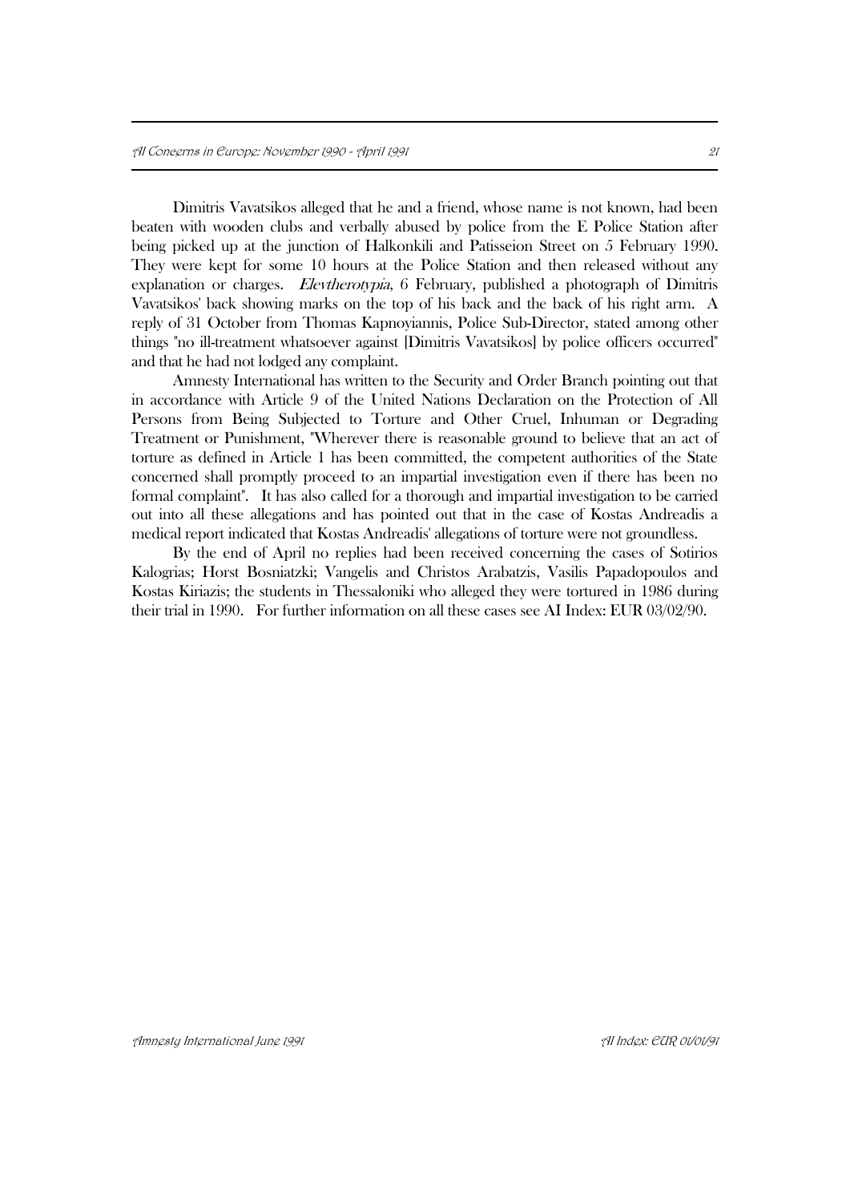Dimitris Vavatsikos alleged that he and a friend, whose name is not known, had been beaten with wooden clubs and verbally abused by police from the E Police Station after being picked up at the junction of Halkonkili and Patisseion Street on 5 February 1990. They were kept for some 10 hours at the Police Station and then released without any explanation or charges. *Elevtherotypia*, 6 February, published a photograph of Dimitris Vavatsikos' back showing marks on the top of his back and the back of his right arm. A reply of 31 October from Thomas Kapnoyiannis, Police Sub-Director, stated among other things "no ill-treatment whatsoever against [Dimitris Vavatsikos] by police officers occurred" and that he had not lodged any complaint.

Amnesty International has written to the Security and Order Branch pointing out that in accordance with Article 9 of the United Nations Declaration on the Protection of All Persons from Being Subjected to Torture and Other Cruel, Inhuman or Degrading Treatment or Punishment, "Wherever there is reasonable ground to believe that an act of torture as defined in Article 1 has been committed, the competent authorities of the State concerned shall promptly proceed to an impartial investigation even if there has been no formal complaint". It has also called for a thorough and impartial investigation to be carried out into all these allegations and has pointed out that in the case of Kostas Andreadis a medical report indicated that Kostas Andreadis' allegations of torture were not groundless.

By the end of April no replies had been received concerning the cases of Sotirios Kalogrias; Horst Bosniatzki; Vangelis and Christos Arabatzis, Vasilis Papadopoulos and Kostas Kiriazis; the students in Thessaloniki who alleged they were tortured in 1986 during their trial in 1990. For further information on all these cases see AI Index: EUR 03/02/90.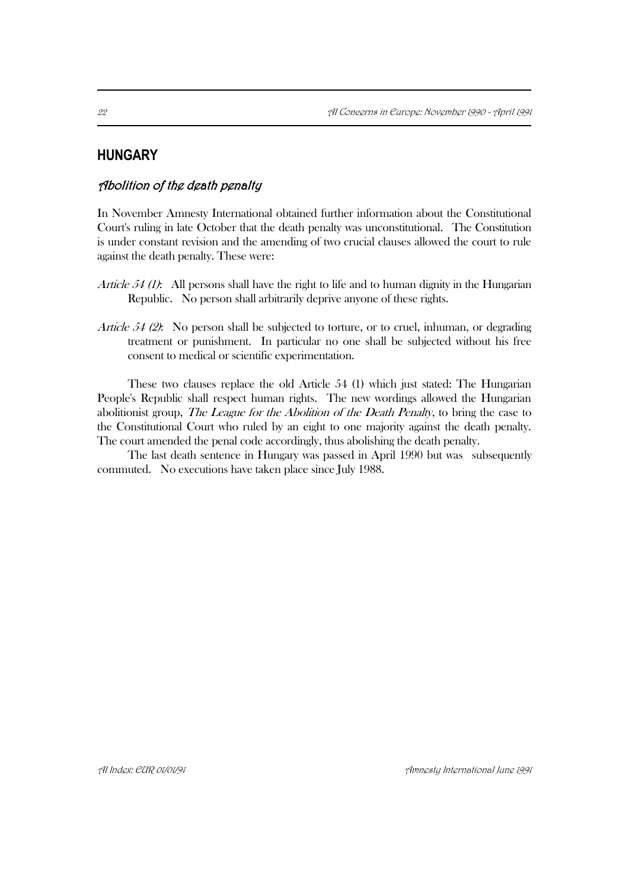## HUNGARY

### *Abolition of the death penalty*

In November Amnesty International obtained further information about the Constitutional Court's ruling in late October that the death penalty was unconstitutional. The Constitution is under constant revision and the amending of two crucial clauses allowed the court to rule against the death penalty. These were:

*Article 54 (1)*: All persons shall have the right to life and to human dignity in the Hungarian Republic. No person shall arbitrarily deprive anyone of these rights.

*Article 54 (2)*: No person shall be subjected to torture, or to cruel, inhuman, or degrading treatment or punishment. In particular no one shall be subjected without his free consent to medical or scientific experimentation.

These two clauses replace the old Article 54 (1) which just stated: The Hungarian People's Republic shall respect human rights. The new wordings allowed the Hungarian abolitionist group, *The League for the Abolition of the Death Penalty*, to bring the case to the Constitutional Court who ruled by an eight to one majority against the death penalty. The court amended the penal code accordingly, thus abolishing the death penalty.

The last death sentence in Hungary was passed in April 1990 but was subsequently commuted. No executions have taken place since July 1988.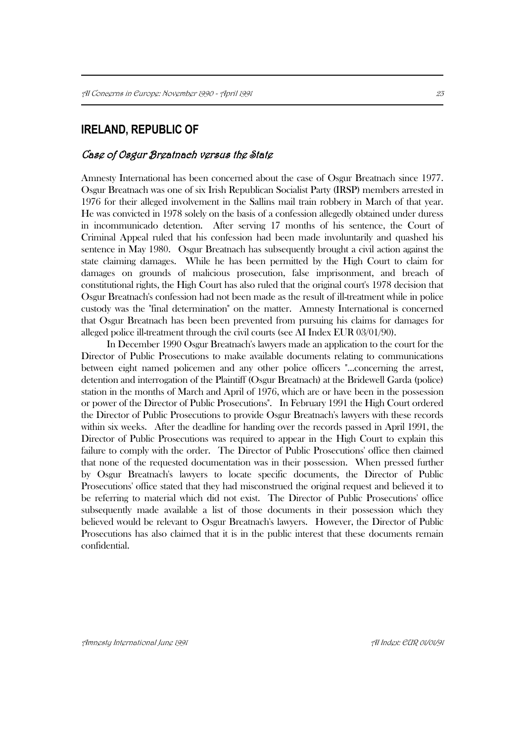## IRELAND, REPUBLIC OF

### *Case of Osgur Breatnach versus the State*

Amnesty International has been concerned about the case of Osgur Breatnach since 1977. Osgur Breatnach was one of six Irish Republican Socialist Party (IRSP) members arrested in 1976 for their alleged involvement in the Sallins mail train robbery in March of that year. He was convicted in 1978 solely on the basis of a confession allegedly obtained under duress in incommunicado detention. After serving 17 months of his sentence, the Court of Criminal Appeal ruled that his confession had been made involuntarily and quashed his sentence in May 1980. Osgur Breatnach has subsequently brought a civil action against the state claiming damages. While he has been permitted by the High Court to claim for damages on grounds of malicious prosecution, false imprisonment, and breach of constitutional rights, the High Court has also ruled that the original court's 1978 decision that Osgur Breatnach's confession had not been made as the result of ill-treatment while in police custody was the "final determination" on the matter. Amnesty International is concerned that Osgur Breatnach has been prevented from pursuing his claims for damages for alleged police ill-treatment through the civil courts (see AI Index EUR 03/01/90).

In December 1990 Osgur Breatnach's lawyers made an application to the court for the Director of Public Prosecutions to make available documents relating to communications between eight named policemen and any other police officers "...concerning the arrest, detention and interrogation of the Plaintiff (Osgur Breatnach) at the Bridewell Garda (police) station in the months of March and April of 1976, which are or have been in the possession or power of the Director of Public Prosecutions". In February 1991 the High Court ordered the Director of Public Prosecutions to provide Osgur Breatnach's lawyers with these records within six weeks. After the deadline for handing over the records passed in April 1991, the Director of Public Prosecutions was required to appear in the High Court to explain this failure to comply with the order. The Director of Public Prosecutions' office then claimed that none of the requested documentation was in their possession. When pressed further by Osgur Breatnach's lawyers to locate specific documents, the Director of Public Prosecutions' office stated that they had misconstrued the original request and believed it to be referring to material which did not exist. The Director of Public Prosecutions' office subsequently made available a list of those documents in their possession which they believed would be relevant to Osgur Breatnach's lawyers. However, the Director of Public Prosecutions has also claimed that it is in the public interest that these documents remain confidential.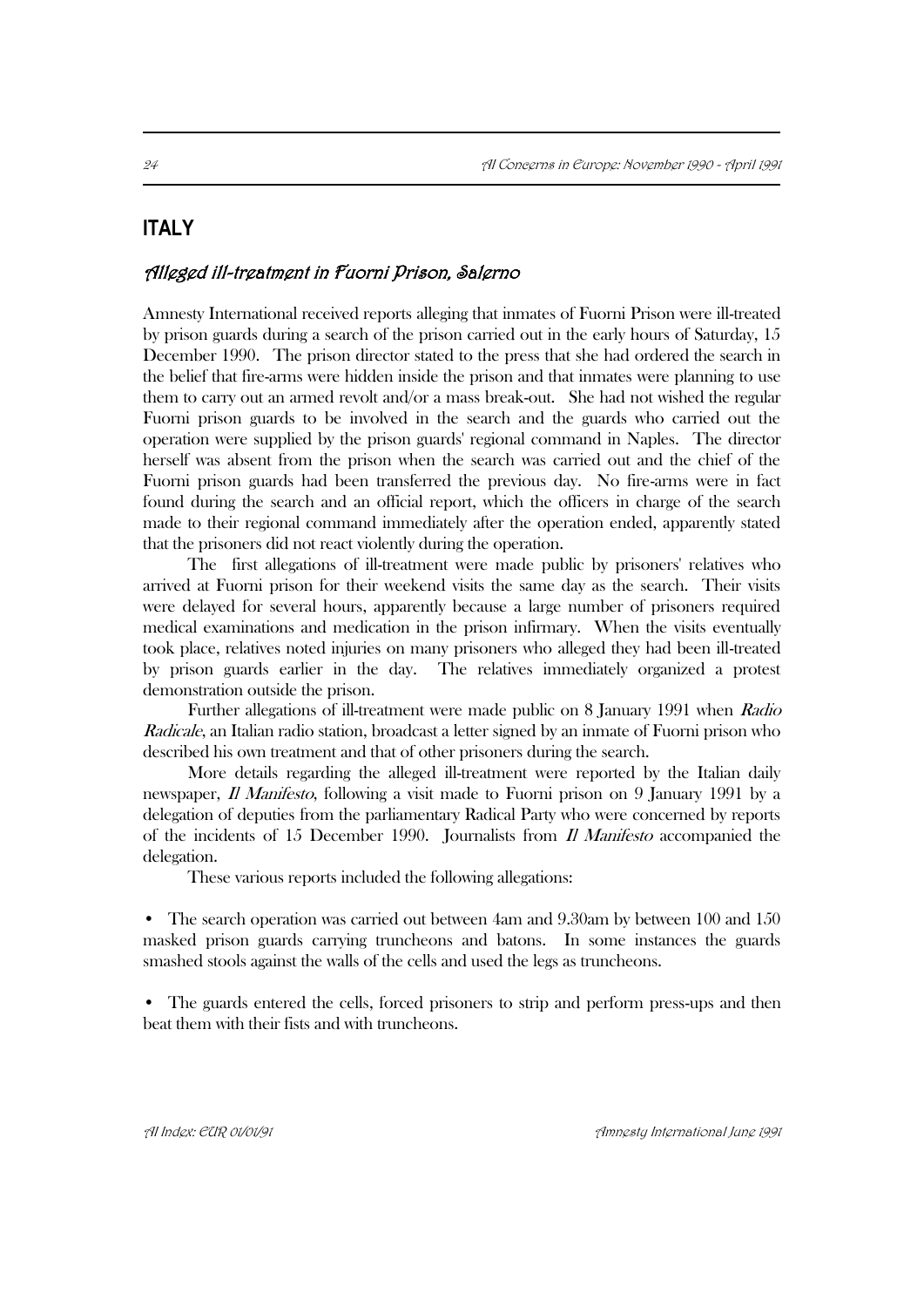## ITALY

### *Alleged ill-treatment in Fuorni Prison, Salerno*

Amnesty International received reports alleging that inmates of Fuorni Prison were ill-treated by prison guards during a search of the prison carried out in the early hours of Saturday, 15 December 1990. The prison director stated to the press that she had ordered the search in the belief that fire-arms were hidden inside the prison and that inmates were planning to use them to carry out an armed revolt and/or a mass break-out. She had not wished the regular Fuorni prison guards to be involved in the search and the guards who carried out the operation were supplied by the prison guards' regional command in Naples. The director herself was absent from the prison when the search was carried out and the chief of the Fuorni prison guards had been transferred the previous day. No fire-arms were in fact found during the search and an official report, which the officers in charge of the search made to their regional command immediately after the operation ended, apparently stated that the prisoners did not react violently during the operation.

The first allegations of ill-treatment were made public by prisoners' relatives who arrived at Fuorni prison for their weekend visits the same day as the search. Their visits were delayed for several hours, apparently because a large number of prisoners required medical examinations and medication in the prison infirmary. When the visits eventually took place, relatives noted injuries on many prisoners who alleged they had been ill-treated by prison guards earlier in the day. The relatives immediately organized a protest demonstration outside the prison.

Further allegations of ill-treatment were made public on 8 January 1991 when *Radio Radicale*, an Italian radio station, broadcast a letter signed by an inmate of Fuorni prison who described his own treatment and that of other prisoners during the search.

More details regarding the alleged ill-treatment were reported by the Italian daily newspaper, *Il Manifesto*, following a visit made to Fuorni prison on 9 January 1991 by a delegation of deputies from the parliamentary Radical Party who were concerned by reports of the incidents of 15 December 1990. Journalists from *Il Manifesto* accompanied the delegation.

These various reports included the following allegations:

- The search operation was carried out between 4am and 9.30am by between 100 and 150 masked prison guards carrying truncheons and batons. In some instances the guards smashed stools against the walls of the cells and used the legs as truncheons.

- The guards entered the cells, forced prisoners to strip and perform press-ups and then beat them with their fists and with truncheons.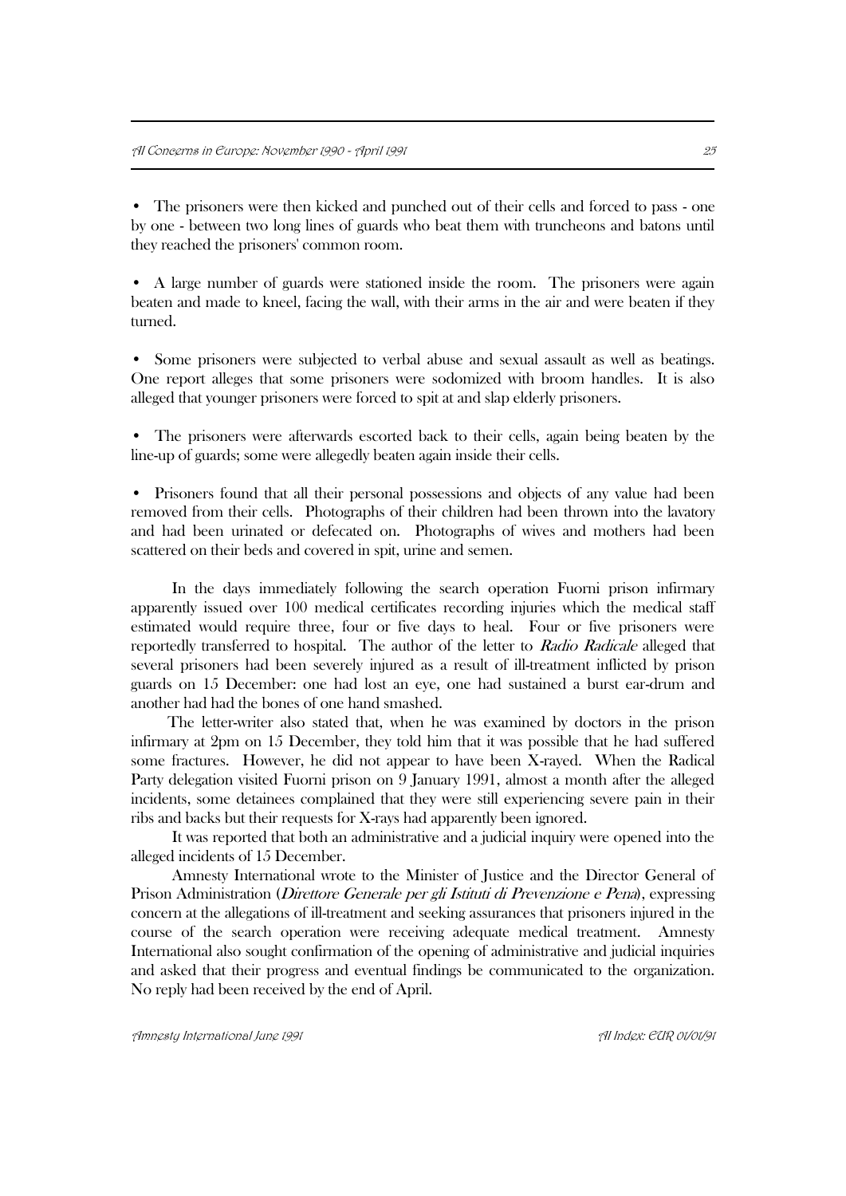- The prisoners were then kicked and punched out of their cells and forced to pass - one by one - between two long lines of guards who beat them with truncheons and batons until they reached the prisoners' common room.

- A large number of guards were stationed inside the room. The prisoners were again beaten and made to kneel, facing the wall, with their arms in the air and were beaten if they turned.

- Some prisoners were subjected to verbal abuse and sexual assault as well as beatings. One report alleges that some prisoners were sodomized with broom handles. It is also alleged that younger prisoners were forced to spit at and slap elderly prisoners.

- The prisoners were afterwards escorted back to their cells, again being beaten by the line-up of guards; some were allegedly beaten again inside their cells.

- Prisoners found that all their personal possessions and objects of any value had been removed from their cells. Photographs of their children had been thrown into the lavatory and had been urinated or defecated on. Photographs of wives and mothers had been scattered on their beds and covered in spit, urine and semen.

In the days immediately following the search operation Fuorni prison infirmary apparently issued over 100 medical certificates recording injuries which the medical staff estimated would require three, four or five days to heal. Four or five prisoners were reportedly transferred to hospital. The author of the letter to *Radio Radicale* alleged that several prisoners had been severely injured as a result of ill-treatment inflicted by prison guards on 15 December: one had lost an eye, one had sustained a burst ear-drum and another had had the bones of one hand smashed.

The letter-writer also stated that, when he was examined by doctors in the prison infirmary at 2pm on 15 December, they told him that it was possible that he had suffered some fractures. However, he did not appear to have been X-rayed. When the Radical Party delegation visited Fuorni prison on 9 January 1991, almost a month after the alleged incidents, some detainees complained that they were still experiencing severe pain in their ribs and backs but their requests for X-rays had apparently been ignored.

It was reported that both an administrative and a judicial inquiry were opened into the alleged incidents of 15 December.

Amnesty International wrote to the Minister of Justice and the Director General of Prison Administration (*Direttore Generale per gli Istituti di Prevenzione e Pena*), expressing concern at the allegations of ill-treatment and seeking assurances that prisoners injured in the course of the search operation were receiving adequate medical treatment. Amnesty International also sought confirmation of the opening of administrative and judicial inquiries and asked that their progress and eventual findings be communicated to the organization. No reply had been received by the end of April.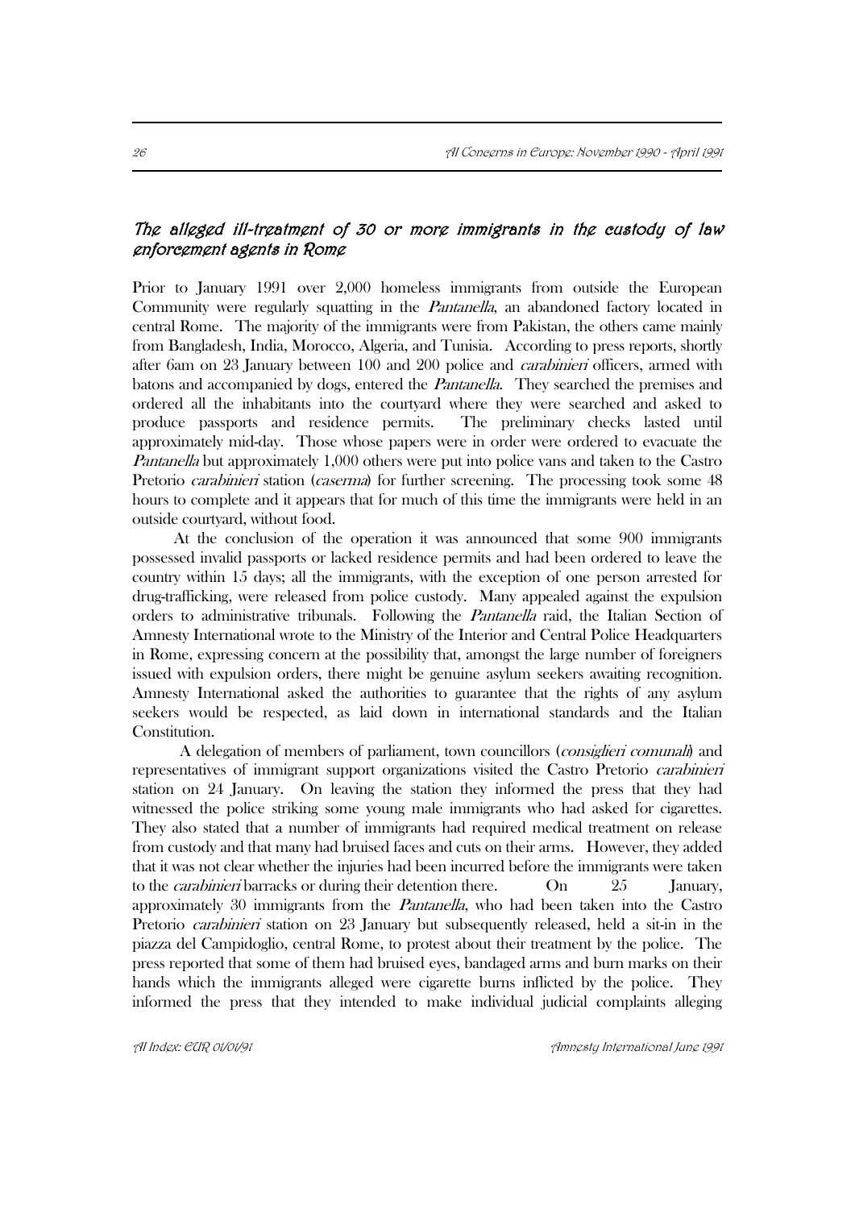## *The alleged ill-treatment of 30 or more immigrants in the custody of law enforcement agents in Rome*

Prior to January 1991 over 2,000 homeless immigrants from outside the European Community were regularly squatting in the *Pantanella*, an abandoned factory located in central Rome. The majority of the immigrants were from Pakistan, the others came mainly from Bangladesh, India, Morocco, Algeria, and Tunisia. According to press reports, shortly after 6am on 23 January between 100 and 200 police and *carabinieri* officers, armed with batons and accompanied by dogs, entered the *Pantanella*. They searched the premises and ordered all the inhabitants into the courtyard where they were searched and asked to produce passports and residence permits. The preliminary checks lasted until approximately mid-day. Those whose papers were in order were ordered to evacuate the *Pantanella* but approximately 1,000 others were put into police vans and taken to the Castro Pretorio *carabinieri* station (*caserma*) for further screening. The processing took some 48 hours to complete and it appears that for much of this time the immigrants were held in an outside courtyard, without food.

At the conclusion of the operation it was announced that some 900 immigrants possessed invalid passports or lacked residence permits and had been ordered to leave the country within 15 days; all the immigrants, with the exception of one person arrested for drug-trafficking, were released from police custody. Many appealed against the expulsion orders to administrative tribunals. Following the *Pantanella* raid, the Italian Section of Amnesty International wrote to the Ministry of the Interior and Central Police Headquarters in Rome, expressing concern at the possibility that, amongst the large number of foreigners issued with expulsion orders, there might be genuine asylum seekers awaiting recognition. Amnesty International asked the authorities to guarantee that the rights of any asylum seekers would be respected, as laid down in international standards and the Italian Constitution.

A delegation of members of parliament, town councillors (*consiglieri comunali*) and representatives of immigrant support organizations visited the Castro Pretorio *carabinieri* station on 24 January. On leaving the station they informed the press that they had witnessed the police striking some young male immigrants who had asked for cigarettes. They also stated that a number of immigrants had required medical treatment on release from custody and that many had bruised faces and cuts on their arms. However, they added that it was not clear whether the injuries had been incurred before the immigrants were taken to the *carabinieri* barracks or during their detention there. On 25 January, approximately 30 immigrants from the *Pantanella*, who had been taken into the Castro Pretorio *carabinieri* station on 23 January but subsequently released, held a sit-in in the piazza del Campidoglio, central Rome, to protest about their treatment by the police. The press reported that some of them had bruised eyes, bandaged arms and burn marks on their hands which the immigrants alleged were cigarette burns inflicted by the police. They informed the press that they intended to make individual judicial complaints alleging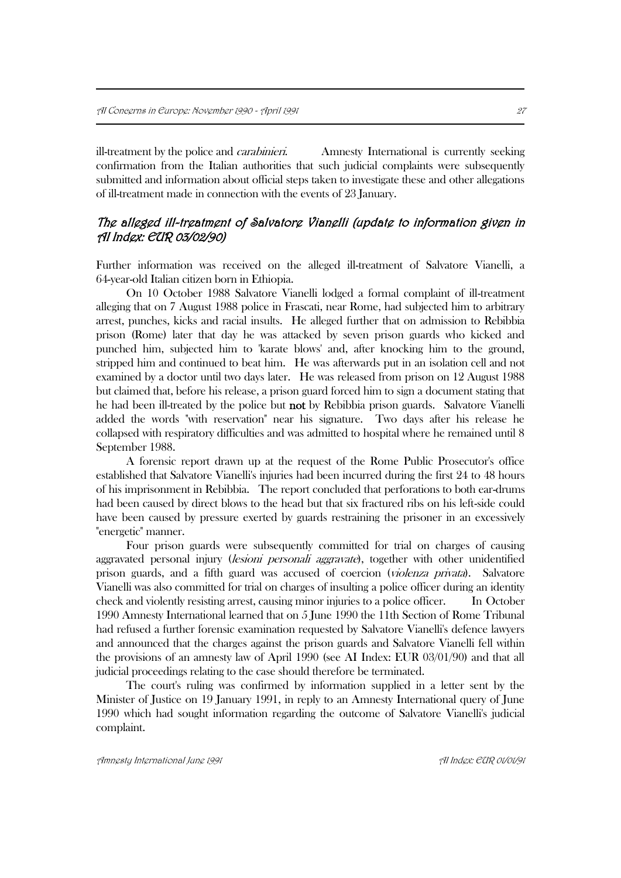ill-treatment by the police and *carabinieri*. Amnesty International is currently seeking confirmation from the Italian authorities that such judicial complaints were subsequently submitted and information about official steps taken to investigate these and other allegations of ill-treatment made in connection with the events of 23 January.

### *The alleged ill-treatment of Salvatore Vianelli (update to information given in AI Index: EUR 03/02/90)*

Further information was received on the alleged ill-treatment of Salvatore Vianelli, a 64-year-old Italian citizen born in Ethiopia.

On 10 October 1988 Salvatore Vianelli lodged a formal complaint of ill-treatment alleging that on 7 August 1988 police in Frascati, near Rome, had subjected him to arbitrary arrest, punches, kicks and racial insults. He alleged further that on admission to Rebibbia prison (Rome) later that day he was attacked by seven prison guards who kicked and punched him, subjected him to 'karate blows' and, after knocking him to the ground, stripped him and continued to beat him. He was afterwards put in an isolation cell and not examined by a doctor until two days later. He was released from prison on 12 August 1988 but claimed that, before his release, a prison guard forced him to sign a document stating that he had been ill-treated by the police but **not** by Rebibbia prison guards. Salvatore Vianelli added the words "with reservation" near his signature. Two days after his release he collapsed with respiratory difficulties and was admitted to hospital where he remained until 8 September 1988.

A forensic report drawn up at the request of the Rome Public Prosecutor's office established that Salvatore Vianelli's injuries had been incurred during the first 24 to 48 hours of his imprisonment in Rebibbia. The report concluded that perforations to both ear-drums had been caused by direct blows to the head but that six fractured ribs on his left-side could have been caused by pressure exerted by guards restraining the prisoner in an excessively "energetic" manner.

Four prison guards were subsequently committed for trial on charges of causing aggravated personal injury (*lesioni personali aggravate*), together with other unidentified prison guards, and a fifth guard was accused of coercion (*violenza privata*). Salvatore Vianelli was also committed for trial on charges of insulting a police officer during an identity check and violently resisting arrest, causing minor injuries to a police officer. In October 1990 Amnesty International learned that on 5 June 1990 the 11th Section of Rome Tribunal had refused a further forensic examination requested by Salvatore Vianelli's defence lawyers and announced that the charges against the prison guards and Salvatore Vianelli fell within the provisions of an amnesty law of April 1990 (see AI Index: EUR 03/01/90) and that all judicial proceedings relating to the case should therefore be terminated.

The court's ruling was confirmed by information supplied in a letter sent by the Minister of Justice on 19 January 1991, in reply to an Amnesty International query of June 1990 which had sought information regarding the outcome of Salvatore Vianelli's judicial complaint.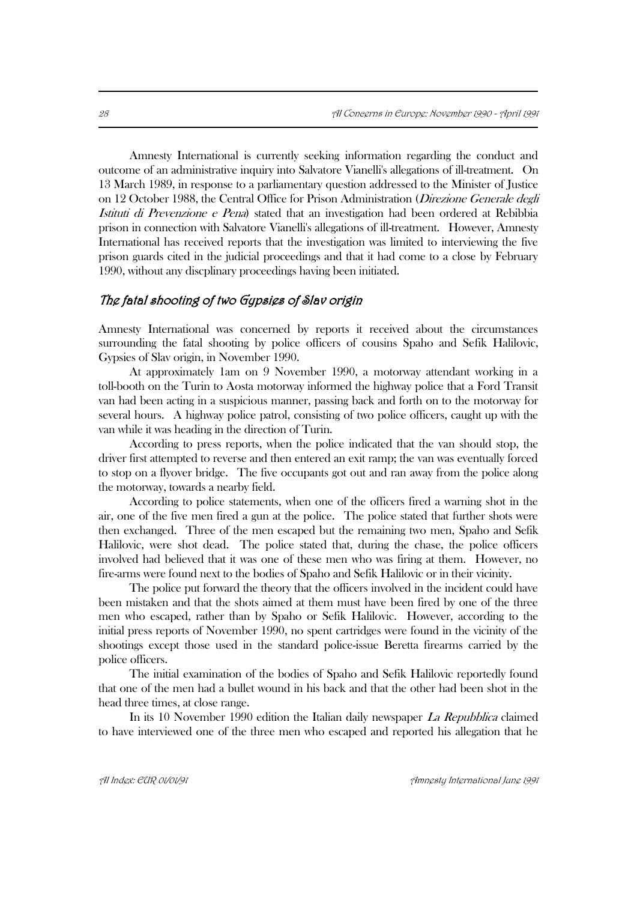Amnesty International is currently seeking information regarding the conduct and outcome of an administrative inquiry into Salvatore Vianelli's allegations of ill-treatment. On 13 March 1989, in response to a parliamentary question addressed to the Minister of Justice on 12 October 1988, the Central Office for Prison Administration (*Direzione Generale degli Istituti di Prevenzione e Pena*) stated that an investigation had been ordered at Rebibbia prison in connection with Salvatore Vianelli's allegations of ill-treatment. However, Amnesty International has received reports that the investigation was limited to interviewing the five prison guards cited in the judicial proceedings and that it had come to a close by February 1990, without any discplinary proceedings having been initiated.

## *The fatal shooting of two Gypsies of Slav origin*

Amnesty International was concerned by reports it received about the circumstances surrounding the fatal shooting by police officers of cousins Spaho and Sefik Halilovic, Gypsies of Slav origin, in November 1990.

At approximately 1am on 9 November 1990, a motorway attendant working in a toll-booth on the Turin to Aosta motorway informed the highway police that a Ford Transit van had been acting in a suspicious manner, passing back and forth on to the motorway for several hours. A highway police patrol, consisting of two police officers, caught up with the van while it was heading in the direction of Turin.

According to press reports, when the police indicated that the van should stop, the driver first attempted to reverse and then entered an exit ramp; the van was eventually forced to stop on a flyover bridge. The five occupants got out and ran away from the police along the motorway, towards a nearby field.

According to police statements, when one of the officers fired a warning shot in the air, one of the five men fired a gun at the police. The police stated that further shots were then exchanged. Three of the men escaped but the remaining two men, Spaho and Sefik Halilovic, were shot dead. The police stated that, during the chase, the police officers involved had believed that it was one of these men who was firing at them. However, no fire-arms were found next to the bodies of Spaho and Sefik Halilovic or in their vicinity.

The police put forward the theory that the officers involved in the incident could have been mistaken and that the shots aimed at them must have been fired by one of the three men who escaped, rather than by Spaho or Sefik Halilovic. However, according to the initial press reports of November 1990, no spent cartridges were found in the vicinity of the shootings except those used in the standard police-issue Beretta firearms carried by the police officers.

The initial examination of the bodies of Spaho and Sefik Halilovic reportedly found that one of the men had a bullet wound in his back and that the other had been shot in the head three times, at close range.

In its 10 November 1990 edition the Italian daily newspaper *La Repubblica* claimed to have interviewed one of the three men who escaped and reported his allegation that he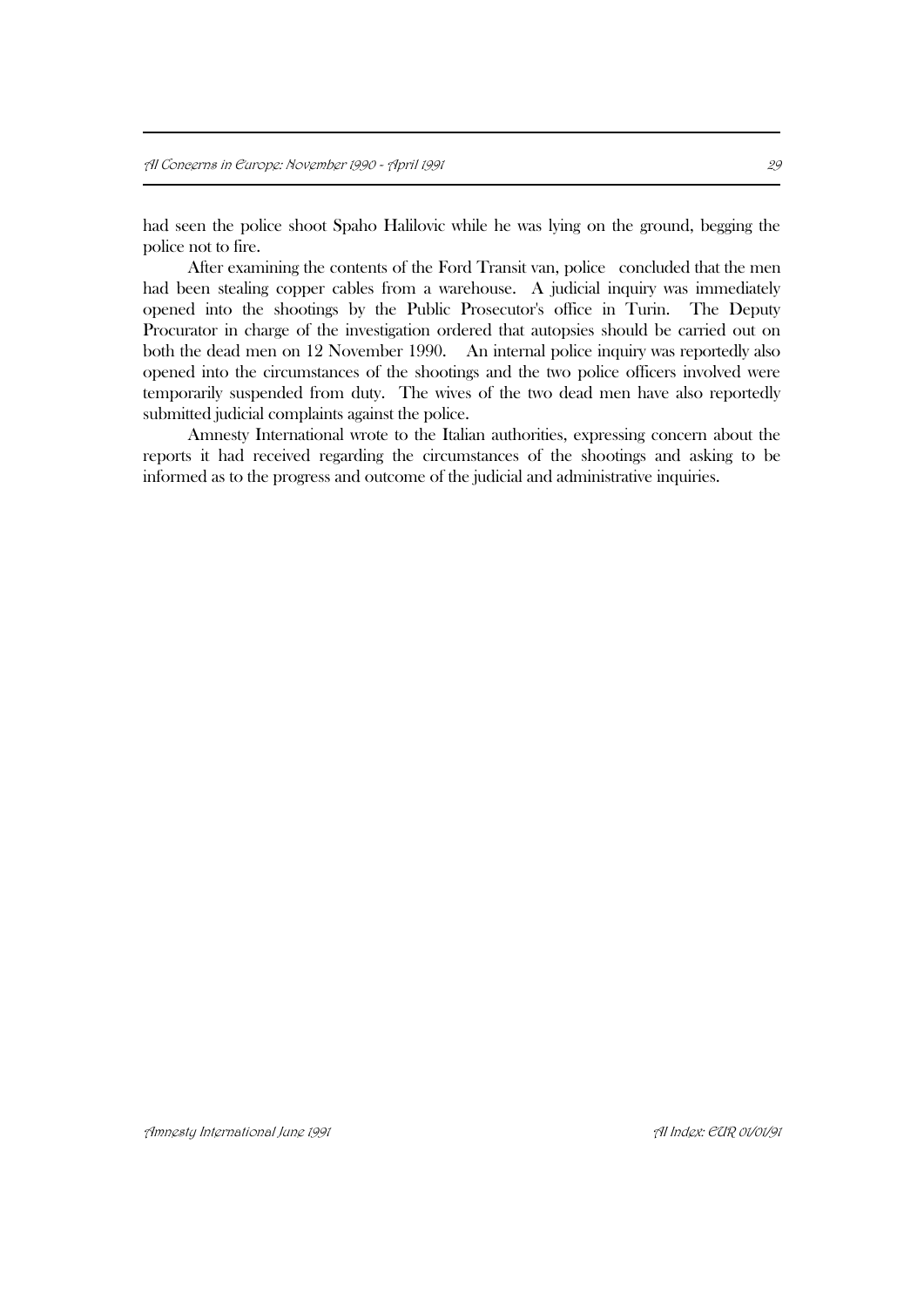had seen the police shoot Spaho Halilovic while he was lying on the ground, begging the police not to fire.

After examining the contents of the Ford Transit van, police concluded that the men had been stealing copper cables from a warehouse. A judicial inquiry was immediately opened into the shootings by the Public Prosecutor's office in Turin. The Deputy Procurator in charge of the investigation ordered that autopsies should be carried out on both the dead men on 12 November 1990. An internal police inquiry was reportedly also opened into the circumstances of the shootings and the two police officers involved were temporarily suspended from duty. The wives of the two dead men have also reportedly submitted judicial complaints against the police.

Amnesty International wrote to the Italian authorities, expressing concern about the reports it had received regarding the circumstances of the shootings and asking to be informed as to the progress and outcome of the judicial and administrative inquiries.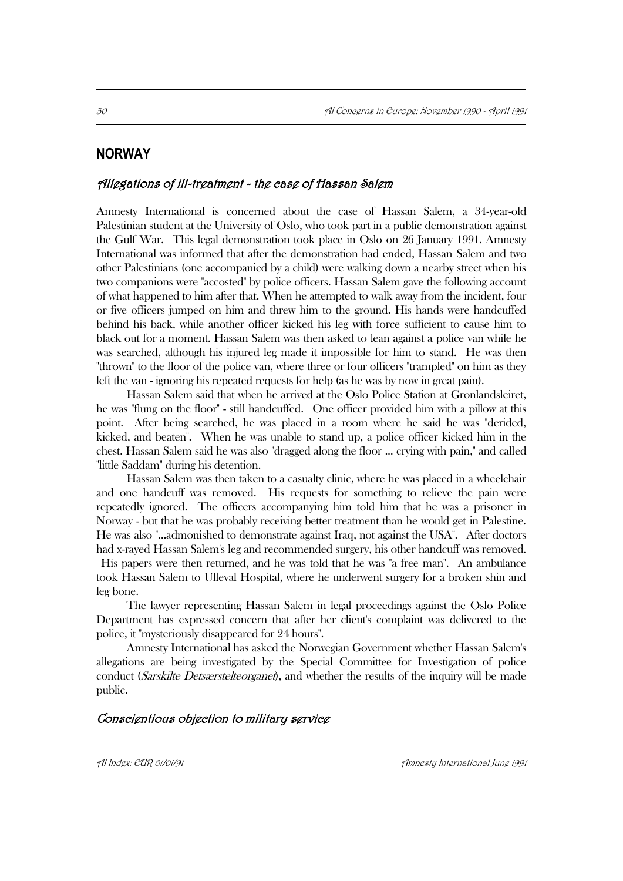## NORWAY

### *Allegations of ill-treatment - the case of Hassan Salem*

Amnesty International is concerned about the case of Hassan Salem, a 34-year-old Palestinian student at the University of Oslo, who took part in a public demonstration against the Gulf War. This legal demonstration took place in Oslo on 26 January 1991. Amnesty International was informed that after the demonstration had ended, Hassan Salem and two other Palestinians (one accompanied by a child) were walking down a nearby street when his two companions were "accosted" by police officers. Hassan Salem gave the following account of what happened to him after that. When he attempted to walk away from the incident, four or five officers jumped on him and threw him to the ground. His hands were handcuffed behind his back, while another officer kicked his leg with force sufficient to cause him to black out for a moment. Hassan Salem was then asked to lean against a police van while he was searched, although his injured leg made it impossible for him to stand. He was then "thrown" to the floor of the police van, where three or four officers "trampled" on him as they left the van - ignoring his repeated requests for help (as he was by now in great pain).

Hassan Salem said that when he arrived at the Oslo Police Station at Gronlandsleiret, he was "flung on the floor" - still handcuffed. One officer provided him with a pillow at this point. After being searched, he was placed in a room where he said he was "derided, kicked, and beaten". When he was unable to stand up, a police officer kicked him in the chest. Hassan Salem said he was also "dragged along the floor ... crying with pain," and called "little Saddam" during his detention.

Hassan Salem was then taken to a casualty clinic, where he was placed in a wheelchair and one handcuff was removed. His requests for something to relieve the pain were repeatedly ignored. The officers accompanying him told him that he was a prisoner in Norway - but that he was probably receiving better treatment than he would get in Palestine. He was also "...admonished to demonstrate against Iraq, not against the USA". After doctors had x-rayed Hassan Salem's leg and recommended surgery, his other handcuff was removed. His papers were then returned, and he was told that he was "a free man". An ambulance took Hassan Salem to Ulleval Hospital, where he underwent surgery for a broken shin and leg bone.

The lawyer representing Hassan Salem in legal proceedings against the Oslo Police Department has expressed concern that after her client's complaint was delivered to the police, it "mysteriously disappeared for 24 hours".

Amnesty International has asked the Norwegian Government whether Hassan Salem's allegations are being investigated by the Special Committee for Investigation of police conduct (*Sarskilte Detsærstelteorganet*), and whether the results of the inquiry will be made public.

### *Conscientious objection to military service*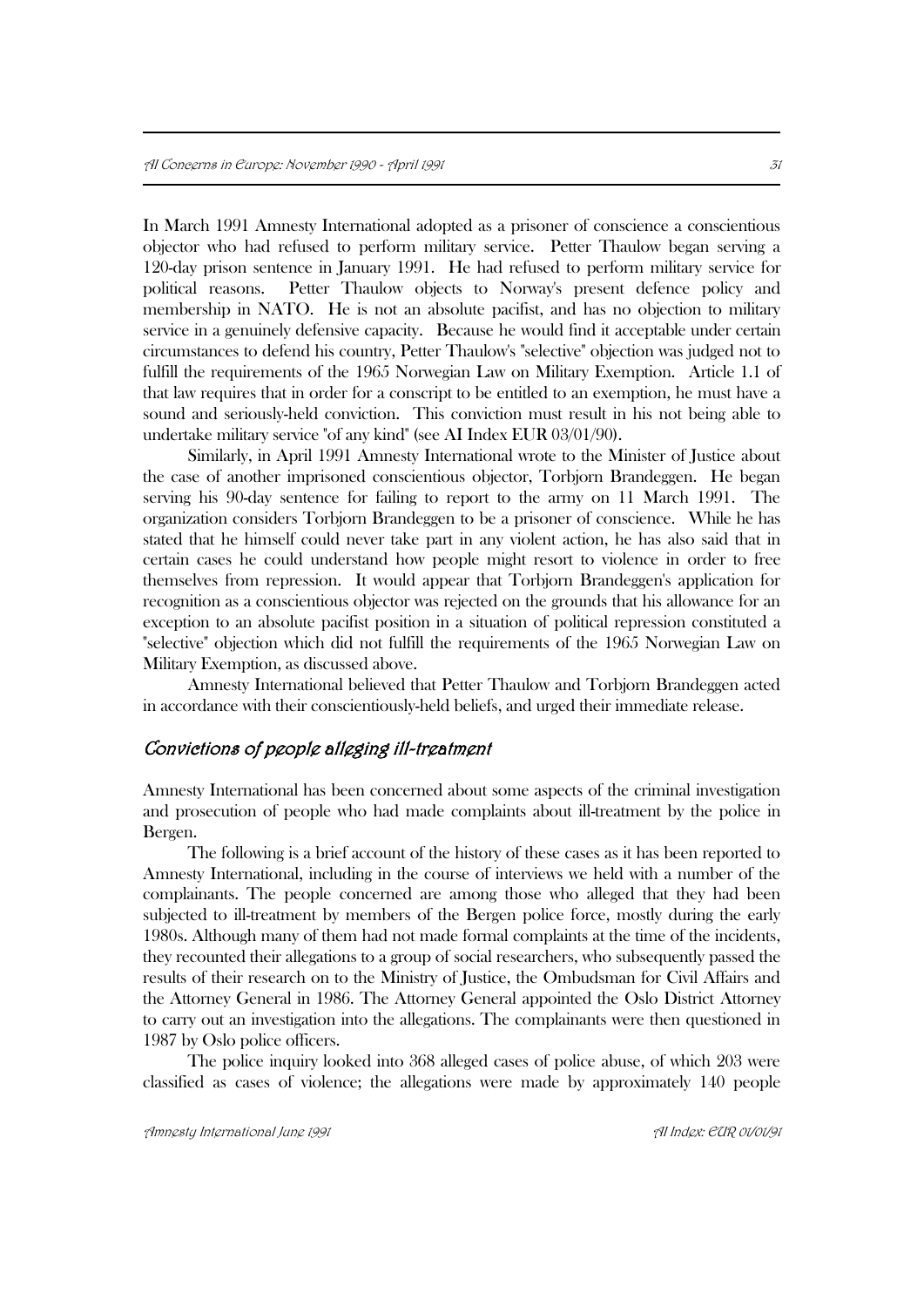In March 1991 Amnesty International adopted as a prisoner of conscience a conscientious objector who had refused to perform military service. Petter Thaulow began serving a 120-day prison sentence in January 1991. He had refused to perform military service for political reasons. Petter Thaulow objects to Norway's present defence policy and membership in NATO. He is not an absolute pacifist, and has no objection to military service in a genuinely defensive capacity. Because he would find it acceptable under certain circumstances to defend his country, Petter Thaulow's "selective" objection was judged not to fulfill the requirements of the 1965 Norwegian Law on Military Exemption. Article 1.1 of that law requires that in order for a conscript to be entitled to an exemption, he must have a sound and seriously-held conviction. This conviction must result in his not being able to undertake military service "of any kind" (see AI Index EUR 03/01/90).

Similarly, in April 1991 Amnesty International wrote to the Minister of Justice about the case of another imprisoned conscientious objector, Torbjorn Brandeggen. He began serving his 90-day sentence for failing to report to the army on 11 March 1991. The organization considers Torbjorn Brandeggen to be a prisoner of conscience. While he has stated that he himself could never take part in any violent action, he has also said that in certain cases he could understand how people might resort to violence in order to free themselves from repression. It would appear that Torbjorn Brandeggen's application for recognition as a conscientious objector was rejected on the grounds that his allowance for an exception to an absolute pacifist position in a situation of political repression constituted a "selective" objection which did not fulfill the requirements of the 1965 Norwegian Law on Military Exemption, as discussed above.

Amnesty International believed that Petter Thaulow and Torbjorn Brandeggen acted in accordance with their conscientiously-held beliefs, and urged their immediate release.

## *Convictions of people alleging ill-treatment*

Amnesty International has been concerned about some aspects of the criminal investigation and prosecution of people who had made complaints about ill-treatment by the police in Bergen.

The following is a brief account of the history of these cases as it has been reported to Amnesty International, including in the course of interviews we held with a number of the complainants. The people concerned are among those who alleged that they had been subjected to ill-treatment by members of the Bergen police force, mostly during the early 1980s. Although many of them had not made formal complaints at the time of the incidents, they recounted their allegations to a group of social researchers, who subsequently passed the results of their research on to the Ministry of Justice, the Ombudsman for Civil Affairs and the Attorney General in 1986. The Attorney General appointed the Oslo District Attorney to carry out an investigation into the allegations. The complainants were then questioned in 1987 by Oslo police officers.

The police inquiry looked into 368 alleged cases of police abuse, of which 203 were classified as cases of violence; the allegations were made by approximately 140 people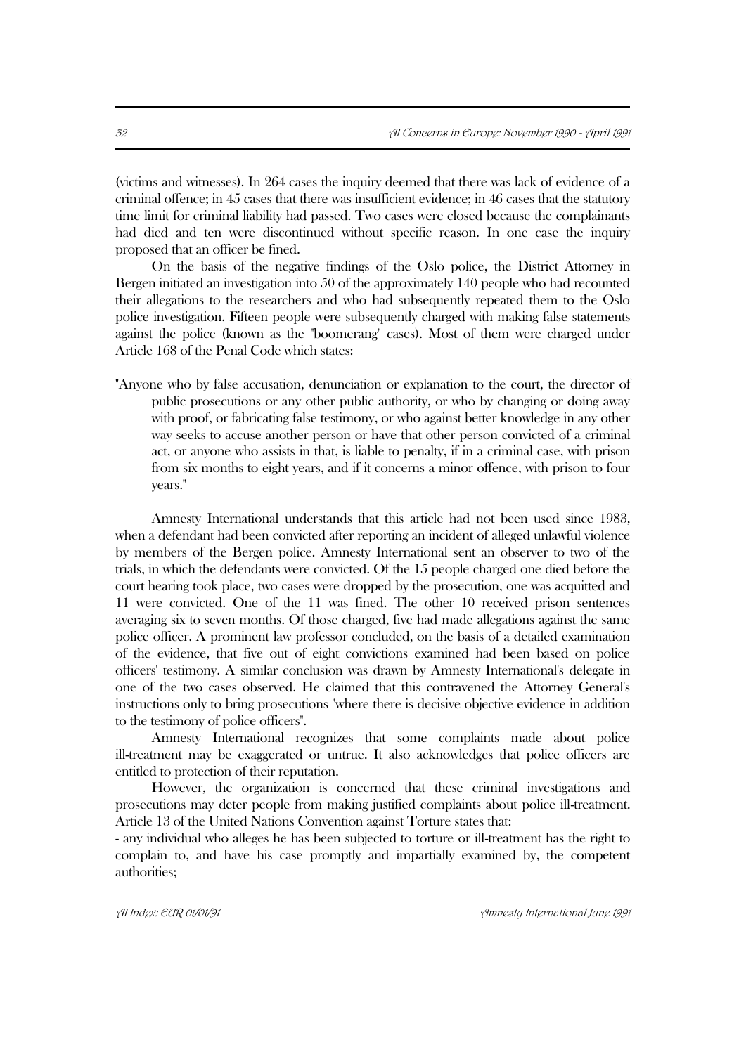(victims and witnesses). In 264 cases the inquiry deemed that there was lack of evidence of a criminal offence; in 45 cases that there was insufficient evidence; in 46 cases that the statutory time limit for criminal liability had passed. Two cases were closed because the complainants had died and ten were discontinued without specific reason. In one case the inquiry proposed that an officer be fined.

On the basis of the negative findings of the Oslo police, the District Attorney in Bergen initiated an investigation into 50 of the approximately 140 people who had recounted their allegations to the researchers and who had subsequently repeated them to the Oslo police investigation. Fifteen people were subsequently charged with making false statements against the police (known as the "boomerang" cases). Most of them were charged under Article 168 of the Penal Code which states:

"Anyone who by false accusation, denunciation or explanation to the court, the director of public prosecutions or any other public authority, or who by changing or doing away with proof, or fabricating false testimony, or who against better knowledge in any other way seeks to accuse another person or have that other person convicted of a criminal act, or anyone who assists in that, is liable to penalty, if in a criminal case, with prison from six months to eight years, and if it concerns a minor offence, with prison to four years."

Amnesty International understands that this article had not been used since 1983, when a defendant had been convicted after reporting an incident of alleged unlawful violence by members of the Bergen police. Amnesty International sent an observer to two of the trials, in which the defendants were convicted. Of the 15 people charged one died before the court hearing took place, two cases were dropped by the prosecution, one was acquitted and 11 were convicted. One of the 11 was fined. The other 10 received prison sentences averaging six to seven months. Of those charged, five had made allegations against the same police officer. A prominent law professor concluded, on the basis of a detailed examination of the evidence, that five out of eight convictions examined had been based on police officers' testimony. A similar conclusion was drawn by Amnesty International's delegate in one of the two cases observed. He claimed that this contravened the Attorney General's instructions only to bring prosecutions "where there is decisive objective evidence in addition to the testimony of police officers".

Amnesty International recognizes that some complaints made about police ill-treatment may be exaggerated or untrue. It also acknowledges that police officers are entitled to protection of their reputation.

However, the organization is concerned that these criminal investigations and prosecutions may deter people from making justified complaints about police ill-treatment. Article 13 of the United Nations Convention against Torture states that:

- any individual who alleges he has been subjected to torture or ill-treatment has the right to complain to, and have his case promptly and impartially examined by, the competent authorities;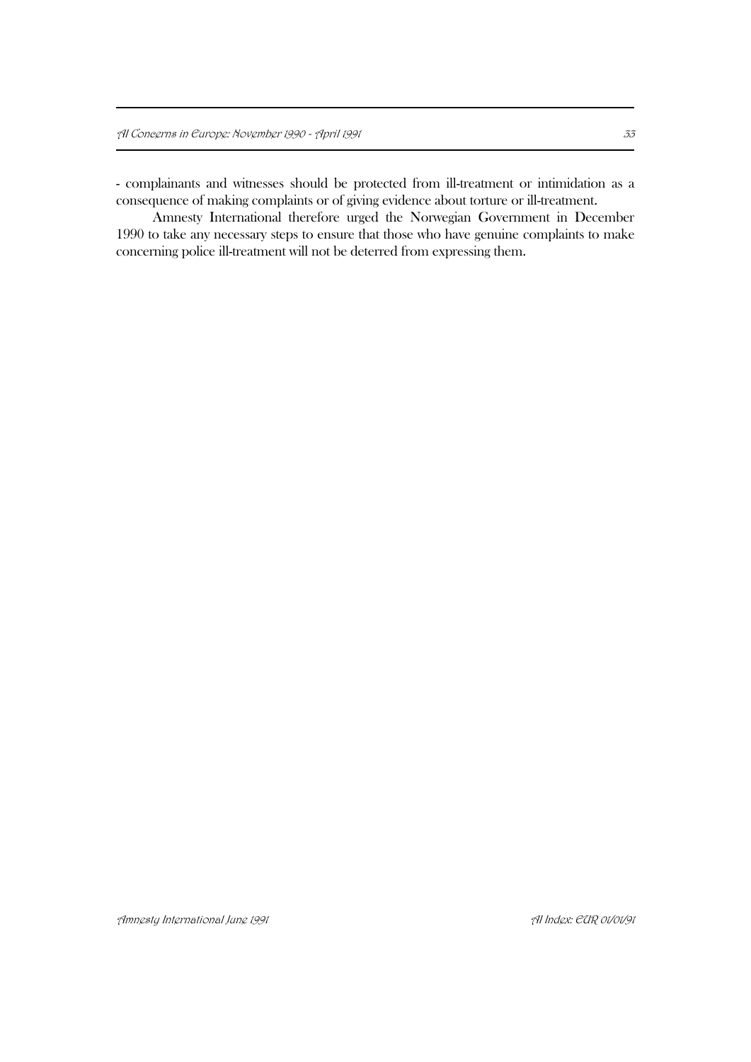- complainants and witnesses should be protected from ill-treatment or intimidation as a consequence of making complaints or of giving evidence about torture or ill-treatment.

Amnesty International therefore urged the Norwegian Government in December 1990 to take any necessary steps to ensure that those who have genuine complaints to make concerning police ill-treatment will not be deterred from expressing them.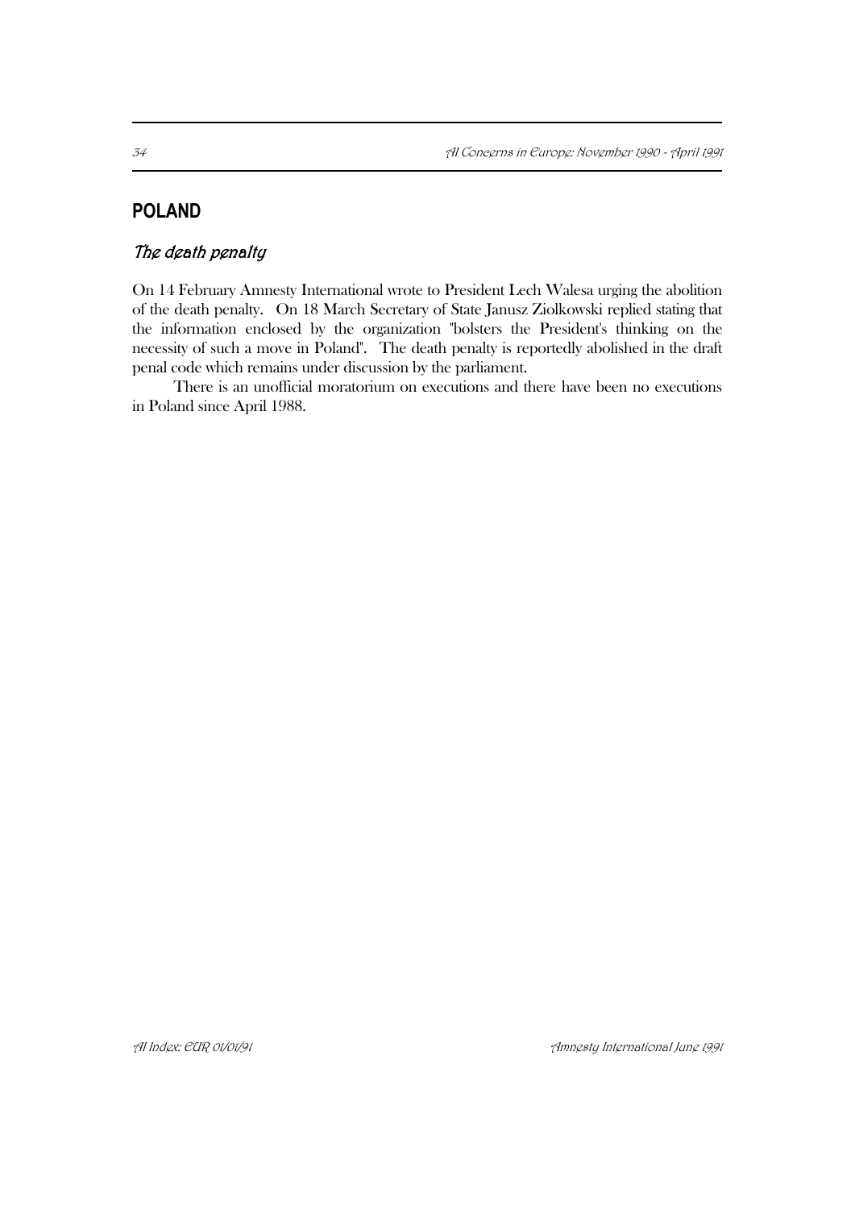## POLAND

### *The death penalty*

On 14 February Amnesty International wrote to President Lech Walesa urging the abolition of the death penalty. On 18 March Secretary of State Janusz Ziolkowski replied stating that the information enclosed by the organization "bolsters the President's thinking on the necessity of such a move in Poland". The death penalty is reportedly abolished in the draft penal code which remains under discussion by the parliament.

There is an unofficial moratorium on executions and there have been no executions in Poland since April 1988.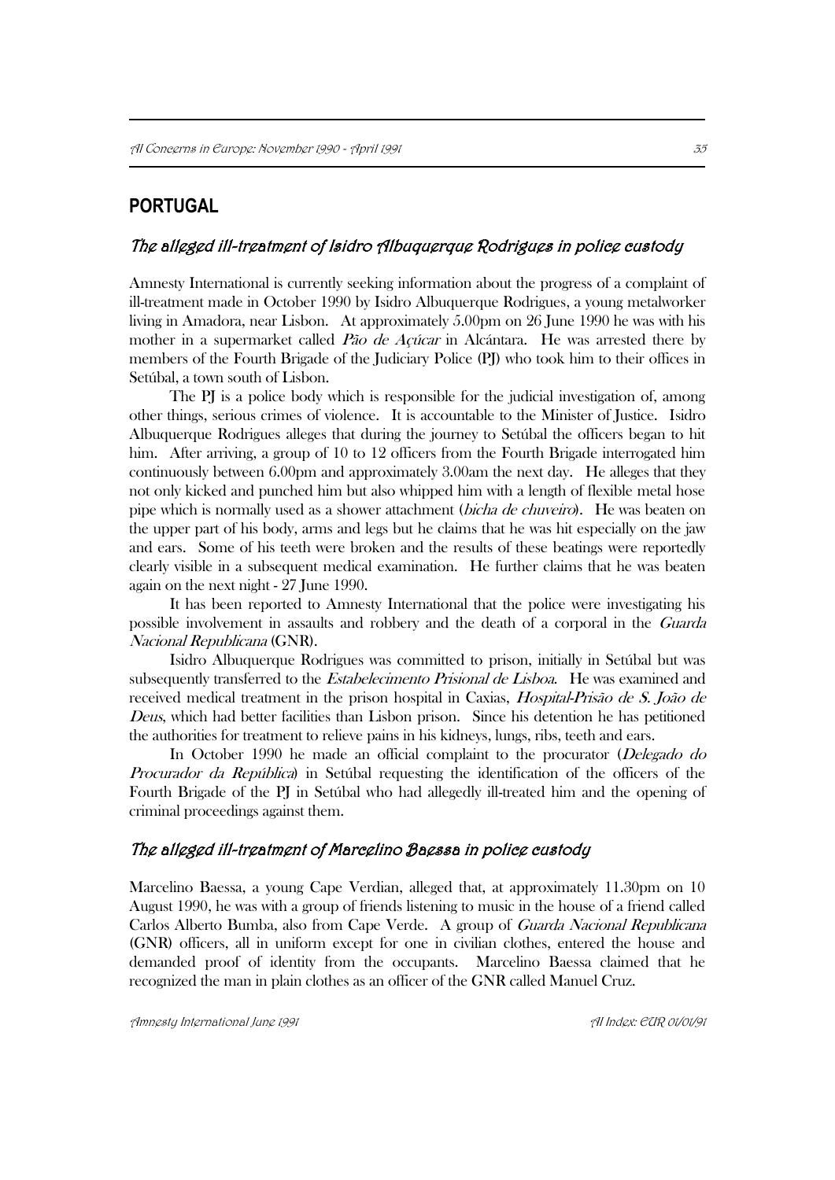## PORTUGAL

### *The alleged ill-treatment of Isidro Albuquerque Rodrigues in police custody*

Amnesty International is currently seeking information about the progress of a complaint of ill-treatment made in October 1990 by Isidro Albuquerque Rodrigues, a young metalworker living in Amadora, near Lisbon. At approximately 5.00pm on 26 June 1990 he was with his mother in a supermarket called *Pão de Açúcar* in Alcántara. He was arrested there by members of the Fourth Brigade of the Judiciary Police (PJ) who took him to their offices in Setúbal, a town south of Lisbon.

The PJ is a police body which is responsible for the judicial investigation of, among other things, serious crimes of violence. It is accountable to the Minister of Justice. Isidro Albuquerque Rodrigues alleges that during the journey to Setúbal the officers began to hit him. After arriving, a group of 10 to 12 officers from the Fourth Brigade interrogated him continuously between 6.00pm and approximately 3.00am the next day. He alleges that they not only kicked and punched him but also whipped him with a length of flexible metal hose pipe which is normally used as a shower attachment (*bicha de chuveiro*). He was beaten on the upper part of his body, arms and legs but he claims that he was hit especially on the jaw and ears. Some of his teeth were broken and the results of these beatings were reportedly clearly visible in a subsequent medical examination. He further claims that he was beaten again on the next night - 27 June 1990.

It has been reported to Amnesty International that the police were investigating his possible involvement in assaults and robbery and the death of a corporal in the *Guarda Nacional Republicana* (GNR).

Isidro Albuquerque Rodrigues was committed to prison, initially in Setúbal but was subsequently transferred to the *Estabelecimento Prisional de Lisboa*. He was examined and received medical treatment in the prison hospital in Caxias, *Hospital-Prisão de S. João de Deus*, which had better facilities than Lisbon prison. Since his detention he has petitioned the authorities for treatment to relieve pains in his kidneys, lungs, ribs, teeth and ears.

In October 1990 he made an official complaint to the procurator (*Delegado do Procurador da República*) in Setúbal requesting the identification of the officers of the Fourth Brigade of the PJ in Setúbal who had allegedly ill-treated him and the opening of criminal proceedings against them.

### *The alleged ill-treatment of Marcelino Baessa in police custody*

Marcelino Baessa, a young Cape Verdian, alleged that, at approximately 11.30pm on 10 August 1990, he was with a group of friends listening to music in the house of a friend called Carlos Alberto Bumba, also from Cape Verde. A group of *Guarda Nacional Republicana* (GNR) officers, all in uniform except for one in civilian clothes, entered the house and demanded proof of identity from the occupants. Marcelino Baessa claimed that he recognized the man in plain clothes as an officer of the GNR called Manuel Cruz.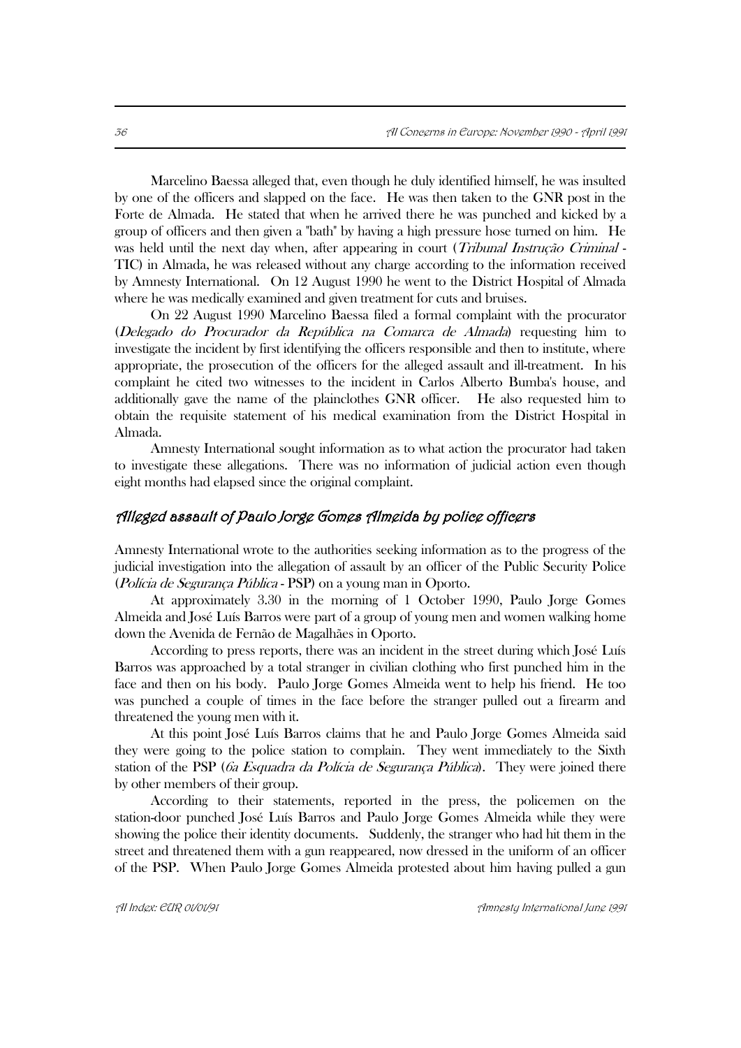Marcelino Baessa alleged that, even though he duly identified himself, he was insulted by one of the officers and slapped on the face. He was then taken to the GNR post in the Forte de Almada. He stated that when he arrived there he was punched and kicked by a group of officers and then given a "bath" by having a high pressure hose turned on him. He was held until the next day when, after appearing in court (*Tribunal Instrução Criminal* - TIC) in Almada, he was released without any charge according to the information received by Amnesty International. On 12 August 1990 he went to the District Hospital of Almada where he was medically examined and given treatment for cuts and bruises.

On 22 August 1990 Marcelino Baessa filed a formal complaint with the procurator (*Delegado do Procurador da República na Comarca de Almada*) requesting him to investigate the incident by first identifying the officers responsible and then to institute, where appropriate, the prosecution of the officers for the alleged assault and ill-treatment. In his complaint he cited two witnesses to the incident in Carlos Alberto Bumba's house, and additionally gave the name of the plainclothes GNR officer. He also requested him to obtain the requisite statement of his medical examination from the District Hospital in Almada.

Amnesty International sought information as to what action the procurator had taken to investigate these allegations. There was no information of judicial action even though eight months had elapsed since the original complaint.

## *Alleged assault of Paulo Jorge Gomes Almeida by police officers*

Amnesty International wrote to the authorities seeking information as to the progress of the judicial investigation into the allegation of assault by an officer of the Public Security Police (*Polícia de Segurança Pública* - PSP) on a young man in Oporto.

At approximately 3.30 in the morning of 1 October 1990, Paulo Jorge Gomes Almeida and José Luís Barros were part of a group of young men and women walking home down the Avenida de Fernão de Magalhães in Oporto.

According to press reports, there was an incident in the street during which José Luís Barros was approached by a total stranger in civilian clothing who first punched him in the face and then on his body. Paulo Jorge Gomes Almeida went to help his friend. He too was punched a couple of times in the face before the stranger pulled out a firearm and threatened the young men with it.

At this point José Luís Barros claims that he and Paulo Jorge Gomes Almeida said they were going to the police station to complain. They went immediately to the Sixth station of the PSP (*6a Esquadra da Polícia de Segurança Pública*). They were joined there by other members of their group.

According to their statements, reported in the press, the policemen on the station-door punched José Luís Barros and Paulo Jorge Gomes Almeida while they were showing the police their identity documents. Suddenly, the stranger who had hit them in the street and threatened them with a gun reappeared, now dressed in the uniform of an officer of the PSP. When Paulo Jorge Gomes Almeida protested about him having pulled a gun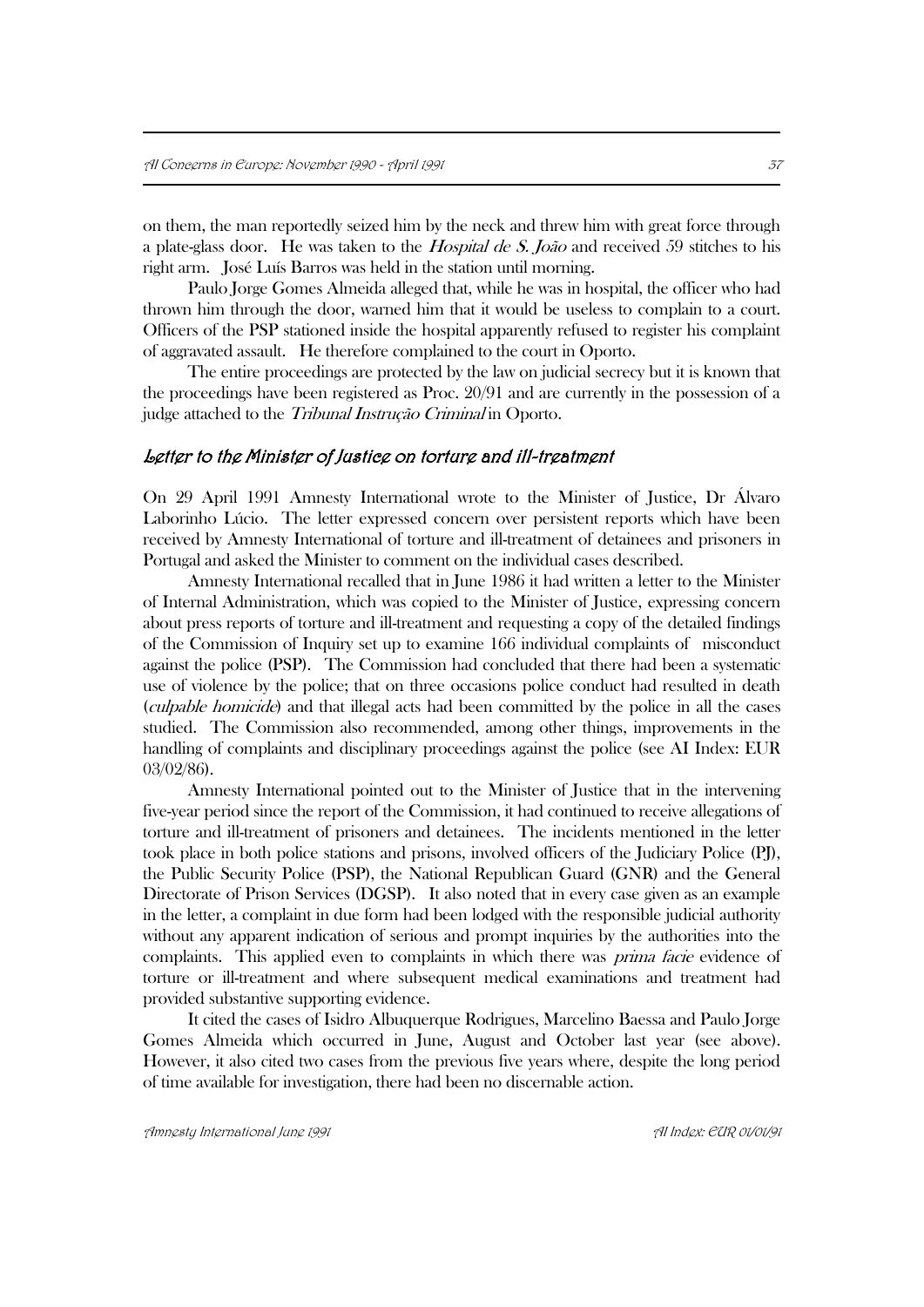on them, the man reportedly seized him by the neck and threw him with great force through a plate-glass door. He was taken to the *Hospital de S. João* and received 59 stitches to his right arm. José Luís Barros was held in the station until morning.

Paulo Jorge Gomes Almeida alleged that, while he was in hospital, the officer who had thrown him through the door, warned him that it would be useless to complain to a court. Officers of the PSP stationed inside the hospital apparently refused to register his complaint of aggravated assault. He therefore complained to the court in Oporto.

The entire proceedings are protected by the law on judicial secrecy but it is known that the proceedings have been registered as Proc. 20/91 and are currently in the possession of a judge attached to the *Tribunal Instrução Criminal* in Oporto.

### *Letter to the Minister of Justice on torture and ill-treatment*

On 29 April 1991 Amnesty International wrote to the Minister of Justice, Dr Álvaro Laborinho Lúcio. The letter expressed concern over persistent reports which have been received by Amnesty International of torture and ill-treatment of detainees and prisoners in Portugal and asked the Minister to comment on the individual cases described.

Amnesty International recalled that in June 1986 it had written a letter to the Minister of Internal Administration, which was copied to the Minister of Justice, expressing concern about press reports of torture and ill-treatment and requesting a copy of the detailed findings of the Commission of Inquiry set up to examine 166 individual complaints of misconduct against the police (PSP). The Commission had concluded that there had been a systematic use of violence by the police; that on three occasions police conduct had resulted in death (*culpable homicide*) and that illegal acts had been committed by the police in all the cases studied. The Commission also recommended, among other things, improvements in the handling of complaints and disciplinary proceedings against the police (see AI Index: EUR 03/02/86).

Amnesty International pointed out to the Minister of Justice that in the intervening five-year period since the report of the Commission, it had continued to receive allegations of torture and ill-treatment of prisoners and detainees. The incidents mentioned in the letter took place in both police stations and prisons, involved officers of the Judiciary Police (PJ), the Public Security Police (PSP), the National Republican Guard (GNR) and the General Directorate of Prison Services (DGSP). It also noted that in every case given as an example in the letter, a complaint in due form had been lodged with the responsible judicial authority without any apparent indication of serious and prompt inquiries by the authorities into the complaints. This applied even to complaints in which there was *prima facie* evidence of torture or ill-treatment and where subsequent medical examinations and treatment had provided substantive supporting evidence.

It cited the cases of Isidro Albuquerque Rodrigues, Marcelino Baessa and Paulo Jorge Gomes Almeida which occurred in June, August and October last year (see above). However, it also cited two cases from the previous five years where, despite the long period of time available for investigation, there had been no discernable action.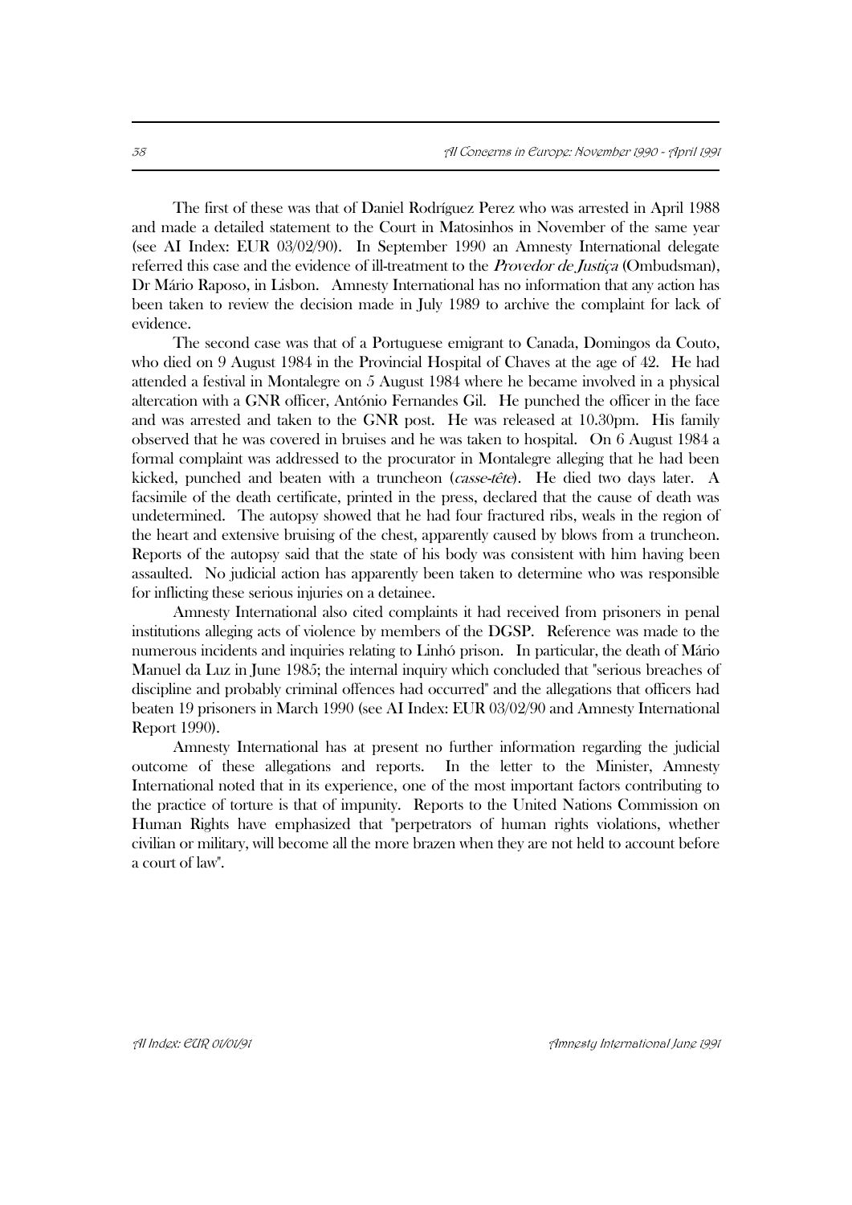The first of these was that of Daniel Rodríguez Perez who was arrested in April 1988 and made a detailed statement to the Court in Matosinhos in November of the same year (see AI Index: EUR 03/02/90). In September 1990 an Amnesty International delegate referred this case and the evidence of ill-treatment to the *Provedor de Justiça* (Ombudsman), Dr Mário Raposo, in Lisbon. Amnesty International has no information that any action has been taken to review the decision made in July 1989 to archive the complaint for lack of evidence.

The second case was that of a Portuguese emigrant to Canada, Domingos da Couto, who died on 9 August 1984 in the Provincial Hospital of Chaves at the age of 42. He had attended a festival in Montalegre on 5 August 1984 where he became involved in a physical altercation with a GNR officer, António Fernandes Gil. He punched the officer in the face and was arrested and taken to the GNR post. He was released at 10.30pm. His family observed that he was covered in bruises and he was taken to hospital. On 6 August 1984 a formal complaint was addressed to the procurator in Montalegre alleging that he had been kicked, punched and beaten with a truncheon (*casse-tête*). He died two days later. A facsimile of the death certificate, printed in the press, declared that the cause of death was undetermined. The autopsy showed that he had four fractured ribs, weals in the region of the heart and extensive bruising of the chest, apparently caused by blows from a truncheon. Reports of the autopsy said that the state of his body was consistent with him having been assaulted. No judicial action has apparently been taken to determine who was responsible for inflicting these serious injuries on a detainee.

Amnesty International also cited complaints it had received from prisoners in penal institutions alleging acts of violence by members of the DGSP. Reference was made to the numerous incidents and inquiries relating to Linhó prison. In particular, the death of Mário Manuel da Luz in June 1985; the internal inquiry which concluded that "serious breaches of discipline and probably criminal offences had occurred" and the allegations that officers had beaten 19 prisoners in March 1990 (see AI Index: EUR 03/02/90 and Amnesty International Report 1990).

Amnesty International has at present no further information regarding the judicial outcome of these allegations and reports. In the letter to the Minister, Amnesty International noted that in its experience, one of the most important factors contributing to the practice of torture is that of impunity. Reports to the United Nations Commission on Human Rights have emphasized that "perpetrators of human rights violations, whether civilian or military, will become all the more brazen when they are not held to account before a court of law".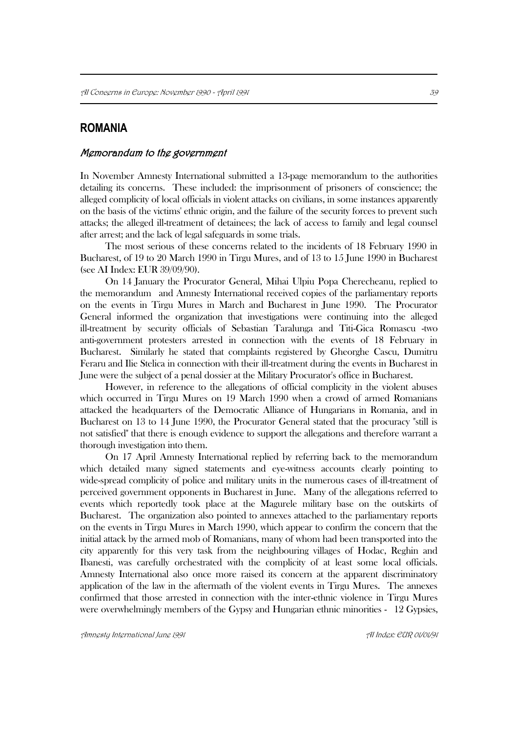## ROMANIA

### *Memorandum to the government*

In November Amnesty International submitted a 13-page memorandum to the authorities detailing its concerns. These included: the imprisonment of prisoners of conscience; the alleged complicity of local officials in violent attacks on civilians, in some instances apparently on the basis of the victims' ethnic origin, and the failure of the security forces to prevent such attacks; the alleged ill-treatment of detainees; the lack of access to family and legal counsel after arrest; and the lack of legal safeguards in some trials.

The most serious of these concerns related to the incidents of 18 February 1990 in Bucharest, of 19 to 20 March 1990 in Tirgu Mures, and of 13 to 15 June 1990 in Bucharest (see AI Index: EUR 39/09/90).

On 14 January the Procurator General, Mihai Ulpiu Popa Cherecheanu, replied to the memorandum and Amnesty International received copies of the parliamentary reports on the events in Tirgu Mures in March and Bucharest in June 1990. The Procurator General informed the organization that investigations were continuing into the alleged ill-treatment by security officials of Sebastian Taralunga and Titi-Gica Romascu -two anti-government protesters arrested in connection with the events of 18 February in Bucharest. Similarly he stated that complaints registered by Gheorghe Cascu, Dumitru Feraru and Ilie Stelica in connection with their ill-treatment during the events in Bucharest in June were the subject of a penal dossier at the Military Procurator's office in Bucharest.

However, in reference to the allegations of official complicity in the violent abuses which occurred in Tirgu Mures on 19 March 1990 when a crowd of armed Romanians attacked the headquarters of the Democratic Alliance of Hungarians in Romania, and in Bucharest on 13 to 14 June 1990, the Procurator General stated that the procuracy "still is not satisfied" that there is enough evidence to support the allegations and therefore warrant a thorough investigation into them.

On 17 April Amnesty International replied by referring back to the memorandum which detailed many signed statements and eye-witness accounts clearly pointing to wide-spread complicity of police and military units in the numerous cases of ill-treatment of perceived government opponents in Bucharest in June. Many of the allegations referred to events which reportedly took place at the Magurele military base on the outskirts of Bucharest. The organization also pointed to annexes attached to the parliamentary reports on the events in Tirgu Mures in March 1990, which appear to confirm the concern that the initial attack by the armed mob of Romanians, many of whom had been transported into the city apparently for this very task from the neighbouring villages of Hodac, Reghin and Ibanesti, was carefully orchestrated with the complicity of at least some local officials. Amnesty International also once more raised its concern at the apparent discriminatory application of the law in the aftermath of the violent events in Tirgu Mures. The annexes confirmed that those arrested in connection with the inter-ethnic violence in Tirgu Mures were overwhelmingly members of the Gypsy and Hungarian ethnic minorities - 12 Gypsies,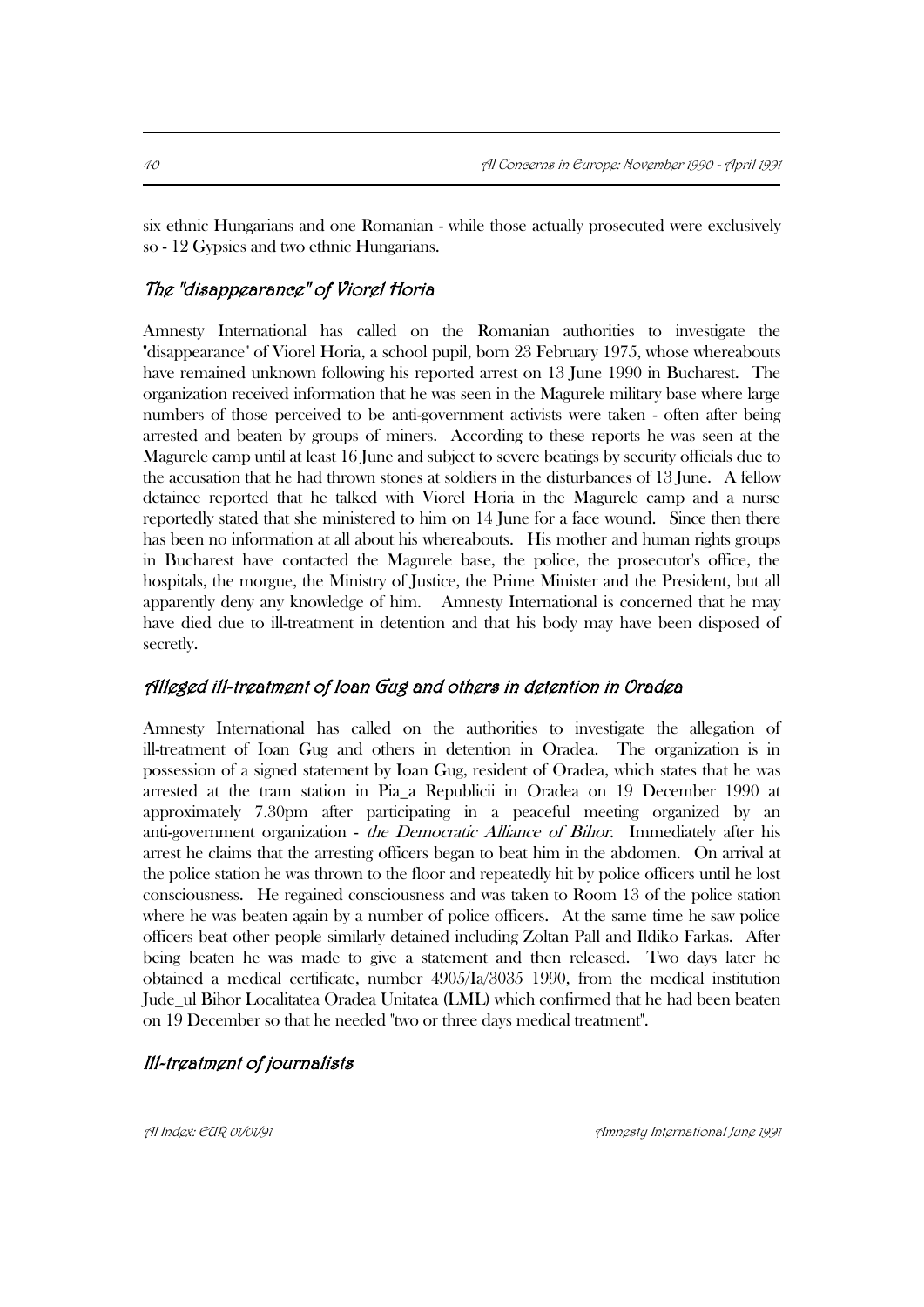six ethnic Hungarians and one Romanian - while those actually prosecuted were exclusively so - 12 Gypsies and two ethnic Hungarians.

### *The "disappearance" of Viorel Horia*

Amnesty International has called on the Romanian authorities to investigate the "disappearance" of Viorel Horia, a school pupil, born 23 February 1975, whose whereabouts have remained unknown following his reported arrest on 13 June 1990 in Bucharest. The organization received information that he was seen in the Magurele military base where large numbers of those perceived to be anti-government activists were taken - often after being arrested and beaten by groups of miners. According to these reports he was seen at the Magurele camp until at least 16 June and subject to severe beatings by security officials due to the accusation that he had thrown stones at soldiers in the disturbances of 13 June. A fellow detainee reported that he talked with Viorel Horia in the Magurele camp and a nurse reportedly stated that she ministered to him on 14 June for a face wound. Since then there has been no information at all about his whereabouts. His mother and human rights groups in Bucharest have contacted the Magurele base, the police, the prosecutor's office, the hospitals, the morgue, the Ministry of Justice, the Prime Minister and the President, but all apparently deny any knowledge of him. Amnesty International is concerned that he may have died due to ill-treatment in detention and that his body may have been disposed of secretly.

### *Alleged ill-treatment of Ioan Gug and others in detention in Oradea*

Amnesty International has called on the authorities to investigate the allegation of ill-treatment of Ioan Gug and others in detention in Oradea. The organization is in possession of a signed statement by Ioan Gug, resident of Oradea, which states that he was arrested at the tram station in Pia_a Republicii in Oradea on 19 December 1990 at approximately 7.30pm after participating in a peaceful meeting organized by an anti-government organization - *the Democratic Alliance of Bihor*. Immediately after his arrest he claims that the arresting officers began to beat him in the abdomen. On arrival at the police station he was thrown to the floor and repeatedly hit by police officers until he lost consciousness. He regained consciousness and was taken to Room 13 of the police station where he was beaten again by a number of police officers. At the same time he saw police officers beat other people similarly detained including Zoltan Pall and Ildiko Farkas. After being beaten he was made to give a statement and then released. Two days later he obtained a medical certificate, number 4905/Ia/3035 1990, from the medical institution Jude_ul Bihor Localitatea Oradea Unitatea (LML) which confirmed that he had been beaten on 19 December so that he needed "two or three days medical treatment".

### *Ill-treatment of journalists*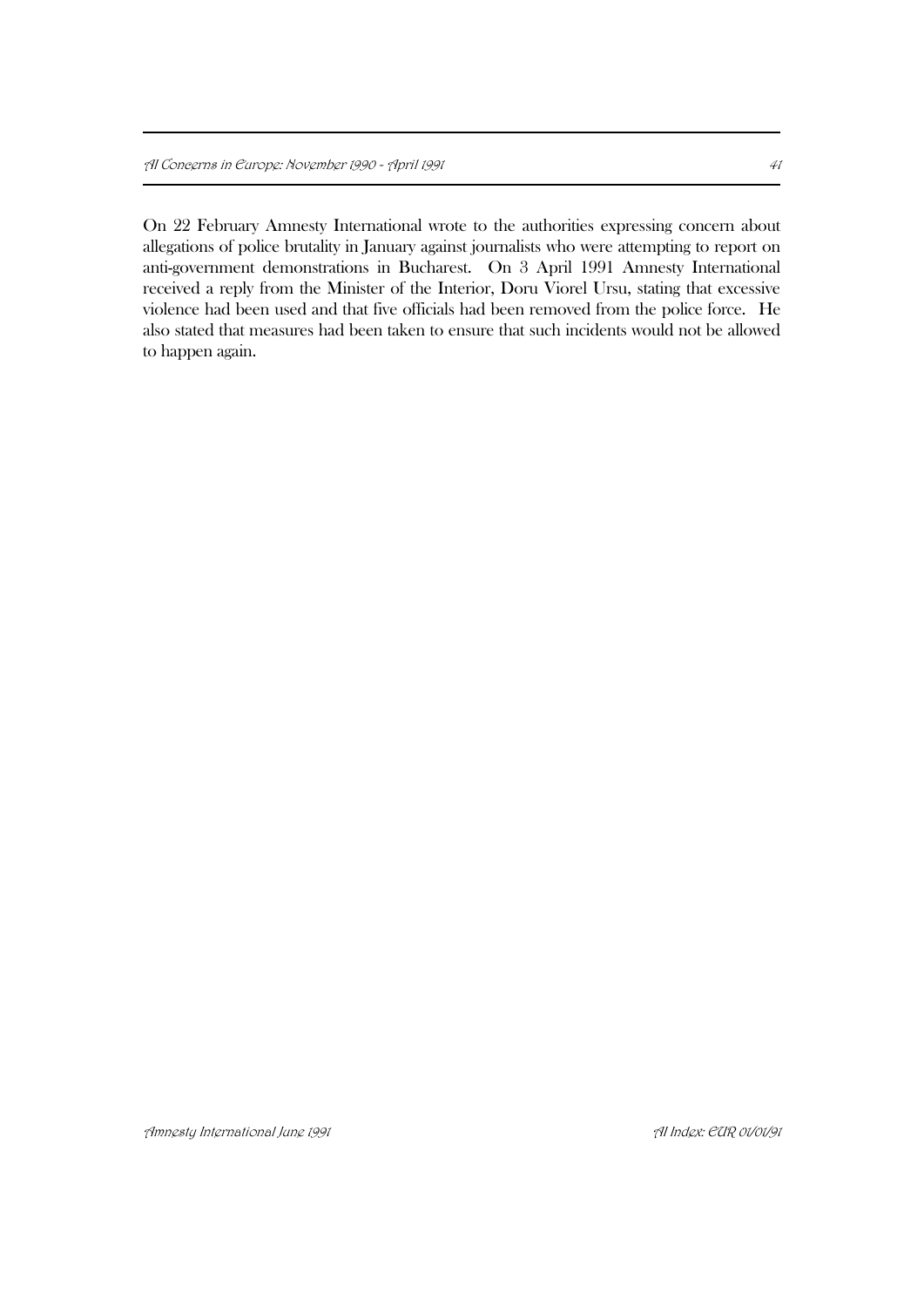On 22 February Amnesty International wrote to the authorities expressing concern about allegations of police brutality in January against journalists who were attempting to report on anti-government demonstrations in Bucharest. On 3 April 1991 Amnesty International received a reply from the Minister of the Interior, Doru Viorel Ursu, stating that excessive violence had been used and that five officials had been removed from the police force. He also stated that measures had been taken to ensure that such incidents would not be allowed to happen again.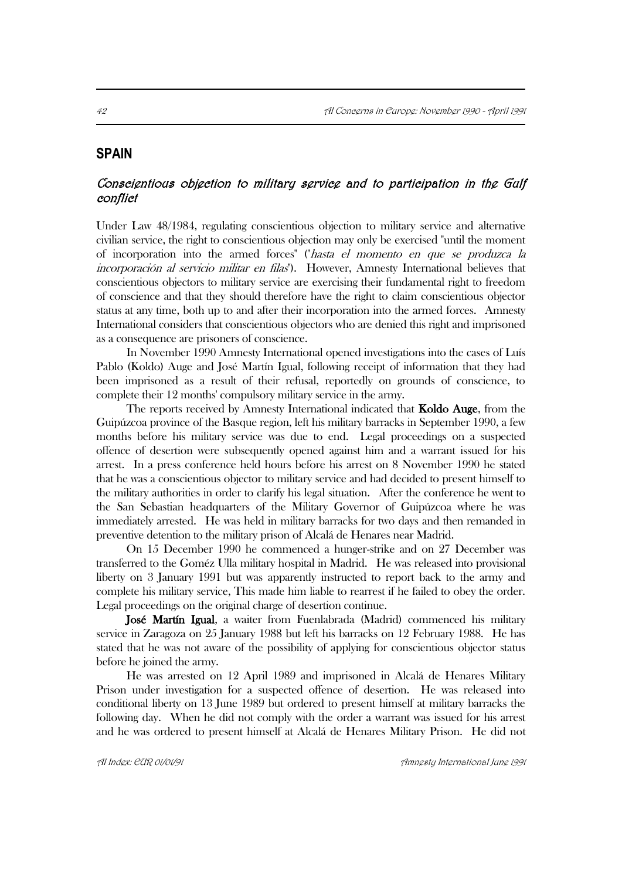## SPAIN

### *Conscientious objection to military service and to participation in the Gulf conflict*

Under Law 48/1984, regulating conscientious objection to military service and alternative civilian service, the right to conscientious objection may only be exercised "until the moment of incorporation into the armed forces" ("*hasta el momento en que se produzca la incorporación al servicio militar en filas*"). However, Amnesty International believes that conscientious objectors to military service are exercising their fundamental right to freedom of conscience and that they should therefore have the right to claim conscientious objector status at any time, both up to and after their incorporation into the armed forces. Amnesty International considers that conscientious objectors who are denied this right and imprisoned as a consequence are prisoners of conscience.

In November 1990 Amnesty International opened investigations into the cases of Luís Pablo (Koldo) Auge and José Martín Igual, following receipt of information that they had been imprisoned as a result of their refusal, reportedly on grounds of conscience, to complete their 12 months' compulsory military service in the army.

The reports received by Amnesty International indicated that **Koldo Auge**, from the Guipúzcoa province of the Basque region, left his military barracks in September 1990, a few months before his military service was due to end. Legal proceedings on a suspected offence of desertion were subsequently opened against him and a warrant issued for his arrest. In a press conference held hours before his arrest on 8 November 1990 he stated that he was a conscientious objector to military service and had decided to present himself to the military authorities in order to clarify his legal situation. After the conference he went to the San Sebastian headquarters of the Military Governor of Guipúzcoa where he was immediately arrested. He was held in military barracks for two days and then remanded in preventive detention to the military prison of Alcalá de Henares near Madrid.

On 15 December 1990 he commenced a hunger-strike and on 27 December was transferred to the Goméz Ulla military hospital in Madrid. He was released into provisional liberty on 3 January 1991 but was apparently instructed to report back to the army and complete his military service, This made him liable to rearrest if he failed to obey the order. Legal proceedings on the original charge of desertion continue.

**José Martín Igual**, a waiter from Fuenlabrada (Madrid) commenced his military service in Zaragoza on 25 January 1988 but left his barracks on 12 February 1988. He has stated that he was not aware of the possibility of applying for conscientious objector status before he joined the army.

He was arrested on 12 April 1989 and imprisoned in Alcalá de Henares Military Prison under investigation for a suspected offence of desertion. He was released into conditional liberty on 13 June 1989 but ordered to present himself at military barracks the following day. When he did not comply with the order a warrant was issued for his arrest and he was ordered to present himself at Alcalá de Henares Military Prison. He did not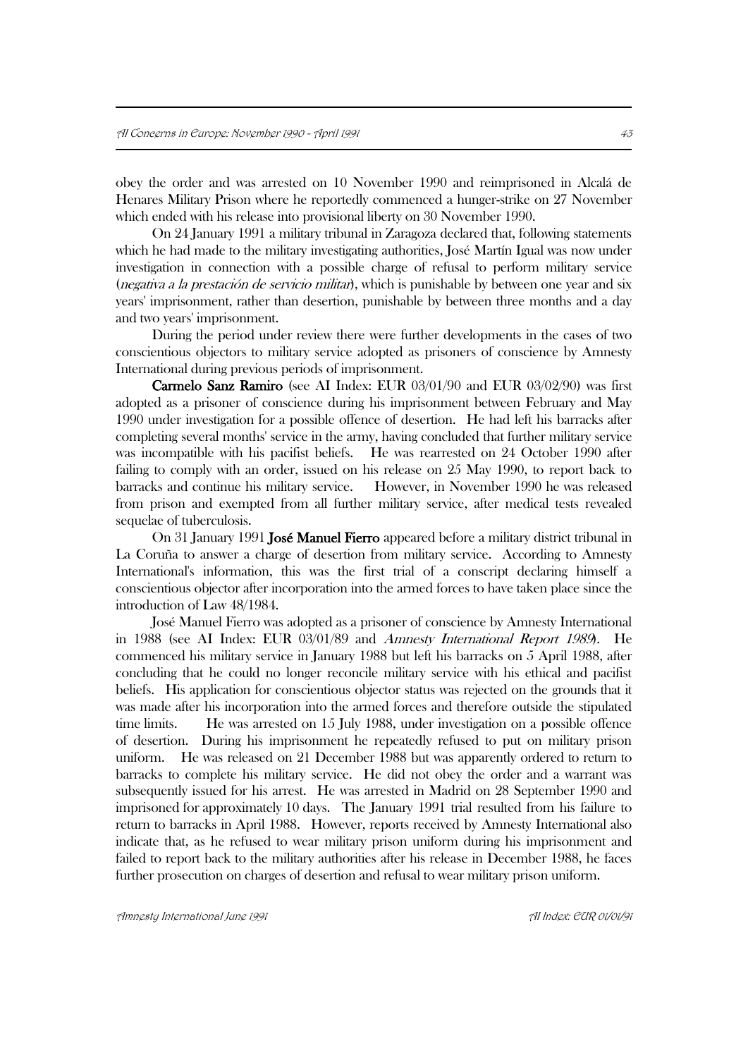obey the order and was arrested on 10 November 1990 and reimprisoned in Alcalá de Henares Military Prison where he reportedly commenced a hunger-strike on 27 November which ended with his release into provisional liberty on 30 November 1990.

On 24 January 1991 a military tribunal in Zaragoza declared that, following statements which he had made to the military investigating authorities, José Martín Igual was now under investigation in connection with a possible charge of refusal to perform military service (*negativa a la prestación de servicio militar*), which is punishable by between one year and six years' imprisonment, rather than desertion, punishable by between three months and a day and two years' imprisonment.

During the period under review there were further developments in the cases of two conscientious objectors to military service adopted as prisoners of conscience by Amnesty International during previous periods of imprisonment.

**Carmelo Sanz Ramiro** (see AI Index: EUR 03/01/90 and EUR 03/02/90) was first adopted as a prisoner of conscience during his imprisonment between February and May 1990 under investigation for a possible offence of desertion. He had left his barracks after completing several months' service in the army, having concluded that further military service was incompatible with his pacifist beliefs. He was rearrested on 24 October 1990 after failing to comply with an order, issued on his release on 25 May 1990, to report back to barracks and continue his military service. However, in November 1990 he was released from prison and exempted from all further military service, after medical tests revealed sequelae of tuberculosis.

On 31 January 1991 **José Manuel Fierro** appeared before a military district tribunal in La Coruña to answer a charge of desertion from military service. According to Amnesty International's information, this was the first trial of a conscript declaring himself a conscientious objector after incorporation into the armed forces to have taken place since the introduction of Law 48/1984.

José Manuel Fierro was adopted as a prisoner of conscience by Amnesty International in 1988 (see AI Index: EUR 03/01/89 and *Amnesty International Report 1989*). He commenced his military service in January 1988 but left his barracks on 5 April 1988, after concluding that he could no longer reconcile military service with his ethical and pacifist beliefs. His application for conscientious objector status was rejected on the grounds that it was made after his incorporation into the armed forces and therefore outside the stipulated time limits. He was arrested on 15 July 1988, under investigation on a possible offence of desertion. During his imprisonment he repeatedly refused to put on military prison uniform. He was released on 21 December 1988 but was apparently ordered to return to barracks to complete his military service. He did not obey the order and a warrant was subsequently issued for his arrest. He was arrested in Madrid on 28 September 1990 and imprisoned for approximately 10 days. The January 1991 trial resulted from his failure to return to barracks in April 1988. However, reports received by Amnesty International also indicate that, as he refused to wear military prison uniform during his imprisonment and failed to report back to the military authorities after his release in December 1988, he faces further prosecution on charges of desertion and refusal to wear military prison uniform.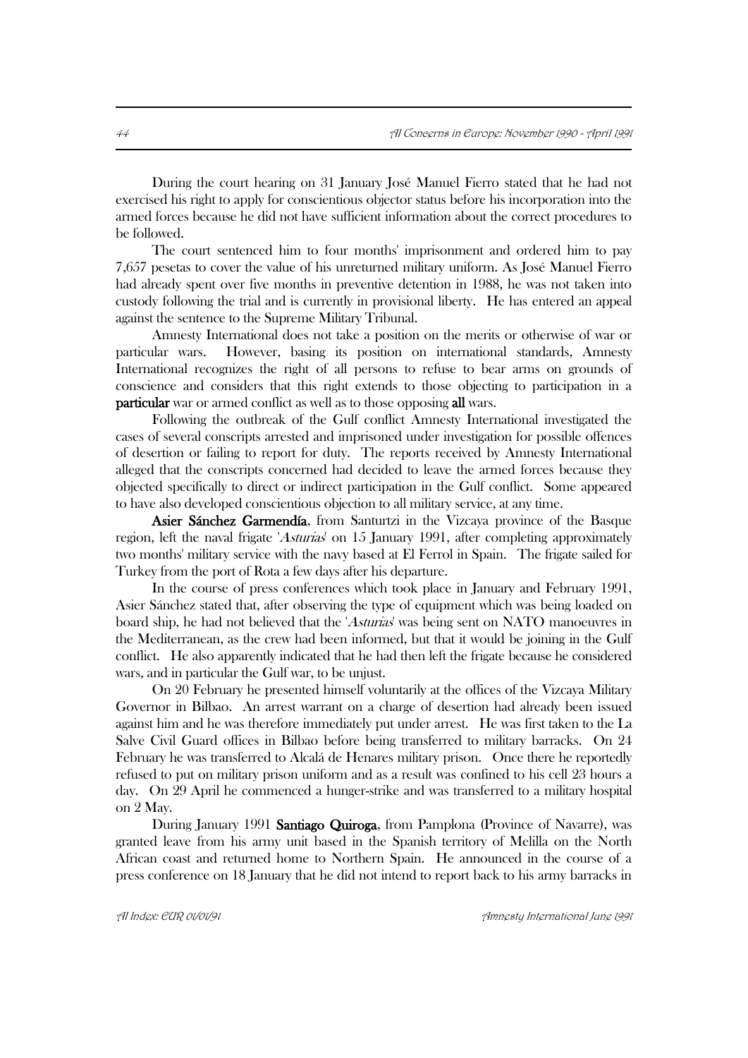During the court hearing on 31 January José Manuel Fierro stated that he had not exercised his right to apply for conscientious objector status before his incorporation into the armed forces because he did not have sufficient information about the correct procedures to be followed.

The court sentenced him to four months' imprisonment and ordered him to pay 7,657 pesetas to cover the value of his unreturned military uniform. As José Manuel Fierro had already spent over five months in preventive detention in 1988, he was not taken into custody following the trial and is currently in provisional liberty. He has entered an appeal against the sentence to the Supreme Military Tribunal.

Amnesty International does not take a position on the merits or otherwise of war or particular wars. However, basing its position on international standards, Amnesty International recognizes the right of all persons to refuse to bear arms on grounds of conscience and considers that this right extends to those objecting to participation in a **particular** war or armed conflict as well as to those opposing **all** wars.

Following the outbreak of the Gulf conflict Amnesty International investigated the cases of several conscripts arrested and imprisoned under investigation for possible offences of desertion or failing to report for duty. The reports received by Amnesty International alleged that the conscripts concerned had decided to leave the armed forces because they objected specifically to direct or indirect participation in the Gulf conflict. Some appeared to have also developed conscientious objection to all military service, at any time.

**Asier Sánchez Garmendía**, from Santurtzi in the Vizcaya province of the Basque region, left the naval frigate '*Asturias*' on 15 January 1991, after completing approximately two months' military service with the navy based at El Ferrol in Spain. The frigate sailed for Turkey from the port of Rota a few days after his departure.

In the course of press conferences which took place in January and February 1991, Asier Sánchez stated that, after observing the type of equipment which was being loaded on board ship, he had not believed that the '*Asturias*' was being sent on NATO manoeuvres in the Mediterranean, as the crew had been informed, but that it would be joining in the Gulf conflict. He also apparently indicated that he had then left the frigate because he considered wars, and in particular the Gulf war, to be unjust.

On 20 February he presented himself voluntarily at the offices of the Vizcaya Military Governor in Bilbao. An arrest warrant on a charge of desertion had already been issued against him and he was therefore immediately put under arrest. He was first taken to the La Salve Civil Guard offices in Bilbao before being transferred to military barracks. On 24 February he was transferred to Alcalá de Henares military prison. Once there he reportedly refused to put on military prison uniform and as a result was confined to his cell 23 hours a day. On 29 April he commenced a hunger-strike and was transferred to a military hospital on 2 May.

During January 1991 **Santiago Quiroga**, from Pamplona (Province of Navarre), was granted leave from his army unit based in the Spanish territory of Melilla on the North African coast and returned home to Northern Spain. He announced in the course of a press conference on 18 January that he did not intend to report back to his army barracks in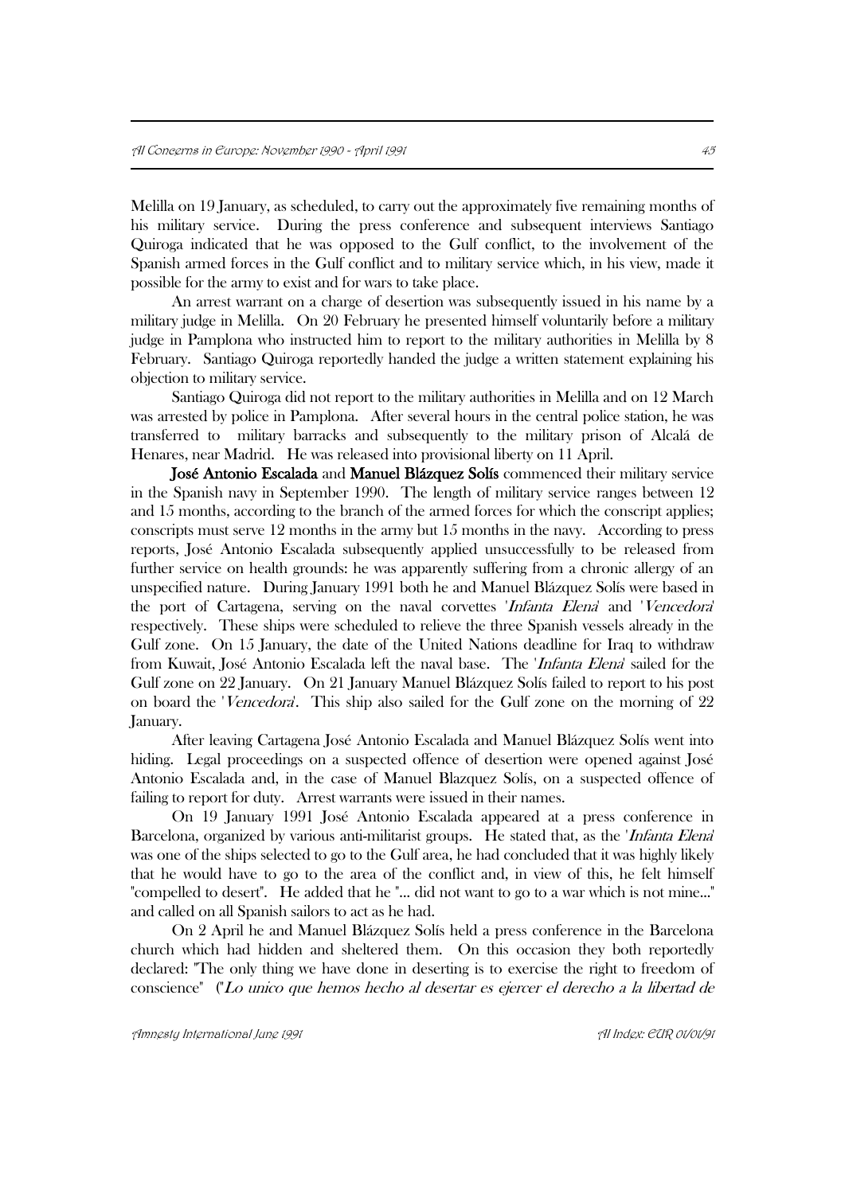Melilla on 19 January, as scheduled, to carry out the approximately five remaining months of his military service. During the press conference and subsequent interviews Santiago Quiroga indicated that he was opposed to the Gulf conflict, to the involvement of the Spanish armed forces in the Gulf conflict and to military service which, in his view, made it possible for the army to exist and for wars to take place.

An arrest warrant on a charge of desertion was subsequently issued in his name by a military judge in Melilla. On 20 February he presented himself voluntarily before a military judge in Pamplona who instructed him to report to the military authorities in Melilla by 8 February. Santiago Quiroga reportedly handed the judge a written statement explaining his objection to military service.

Santiago Quiroga did not report to the military authorities in Melilla and on 12 March was arrested by police in Pamplona. After several hours in the central police station, he was transferred to military barracks and subsequently to the military prison of Alcalá de Henares, near Madrid. He was released into provisional liberty on 11 April.

**José Antonio Escalada** and **Manuel Blázquez Solís** commenced their military service in the Spanish navy in September 1990. The length of military service ranges between 12 and 15 months, according to the branch of the armed forces for which the conscript applies; conscripts must serve 12 months in the army but 15 months in the navy. According to press reports, José Antonio Escalada subsequently applied unsuccessfully to be released from further service on health grounds: he was apparently suffering from a chronic allergy of an unspecified nature. During January 1991 both he and Manuel Blázquez Solís were based in the port of Cartagena, serving on the naval corvettes '*Infanta Elena*' and '*Vencedora*' respectively. These ships were scheduled to relieve the three Spanish vessels already in the Gulf zone. On 15 January, the date of the United Nations deadline for Iraq to withdraw from Kuwait, José Antonio Escalada left the naval base. The '*Infanta Elena*' sailed for the Gulf zone on 22 January. On 21 January Manuel Blázquez Solís failed to report to his post on board the '*Vencedora*'. This ship also sailed for the Gulf zone on the morning of 22 January.

After leaving Cartagena José Antonio Escalada and Manuel Blázquez Solís went into hiding. Legal proceedings on a suspected offence of desertion were opened against José Antonio Escalada and, in the case of Manuel Blazquez Solís, on a suspected offence of failing to report for duty. Arrest warrants were issued in their names.

On 19 January 1991 José Antonio Escalada appeared at a press conference in Barcelona, organized by various anti-militarist groups. He stated that, as the '*Infanta Elena*' was one of the ships selected to go to the Gulf area, he had concluded that it was highly likely that he would have to go to the area of the conflict and, in view of this, he felt himself "compelled to desert". He added that he "... did not want to go to a war which is not mine..." and called on all Spanish sailors to act as he had.

On 2 April he and Manuel Blázquez Solís held a press conference in the Barcelona church which had hidden and sheltered them. On this occasion they both reportedly declared: "The only thing we have done in deserting is to exercise the right to freedom of conscience" ("*Lo unico que hemos hecho al desertar es ejercer el derecho a la libertad de*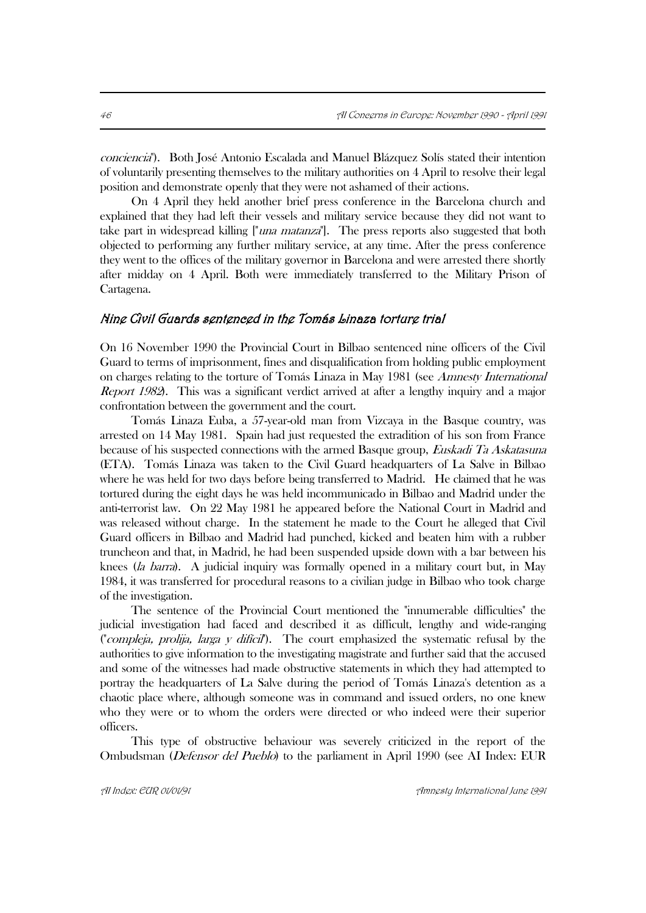*conciencia*"). Both José Antonio Escalada and Manuel Blázquez Solís stated their intention of voluntarily presenting themselves to the military authorities on 4 April to resolve their legal position and demonstrate openly that they were not ashamed of their actions.

On 4 April they held another brief press conference in the Barcelona church and explained that they had left their vessels and military service because they did not want to take part in widespread killing ["*una matanza*"]. The press reports also suggested that both objected to performing any further military service, at any time. After the press conference they went to the offices of the military governor in Barcelona and were arrested there shortly after midday on 4 April. Both were immediately transferred to the Military Prison of Cartagena.

## *Nine Civil Guards sentenced in the Tomás Linaza torture trial*

On 16 November 1990 the Provincial Court in Bilbao sentenced nine officers of the Civil Guard to terms of imprisonment, fines and disqualification from holding public employment on charges relating to the torture of Tomás Linaza in May 1981 (see *Amnesty International Report 1982*). This was a significant verdict arrived at after a lengthy inquiry and a major confrontation between the government and the court.

Tomás Linaza Euba, a 57-year-old man from Vizcaya in the Basque country, was arrested on 14 May 1981. Spain had just requested the extradition of his son from France because of his suspected connections with the armed Basque group, *Euskadi Ta Askatasuna* (ETA). Tomás Linaza was taken to the Civil Guard headquarters of La Salve in Bilbao where he was held for two days before being transferred to Madrid. He claimed that he was tortured during the eight days he was held incommunicado in Bilbao and Madrid under the anti-terrorist law. On 22 May 1981 he appeared before the National Court in Madrid and was released without charge. In the statement he made to the Court he alleged that Civil Guard officers in Bilbao and Madrid had punched, kicked and beaten him with a rubber truncheon and that, in Madrid, he had been suspended upside down with a bar between his knees (*la barra*). A judicial inquiry was formally opened in a military court but, in May 1984, it was transferred for procedural reasons to a civilian judge in Bilbao who took charge of the investigation.

The sentence of the Provincial Court mentioned the "innumerable difficulties" the judicial investigation had faced and described it as difficult, lengthy and wide-ranging ("*compleja, prolija, larga y difícil*"). The court emphasized the systematic refusal by the authorities to give information to the investigating magistrate and further said that the accused and some of the witnesses had made obstructive statements in which they had attempted to portray the headquarters of La Salve during the period of Tomás Linaza's detention as a chaotic place where, although someone was in command and issued orders, no one knew who they were or to whom the orders were directed or who indeed were their superior officers.

This type of obstructive behaviour was severely criticized in the report of the Ombudsman (*Defensor del Pueblo*) to the parliament in April 1990 (see AI Index: EUR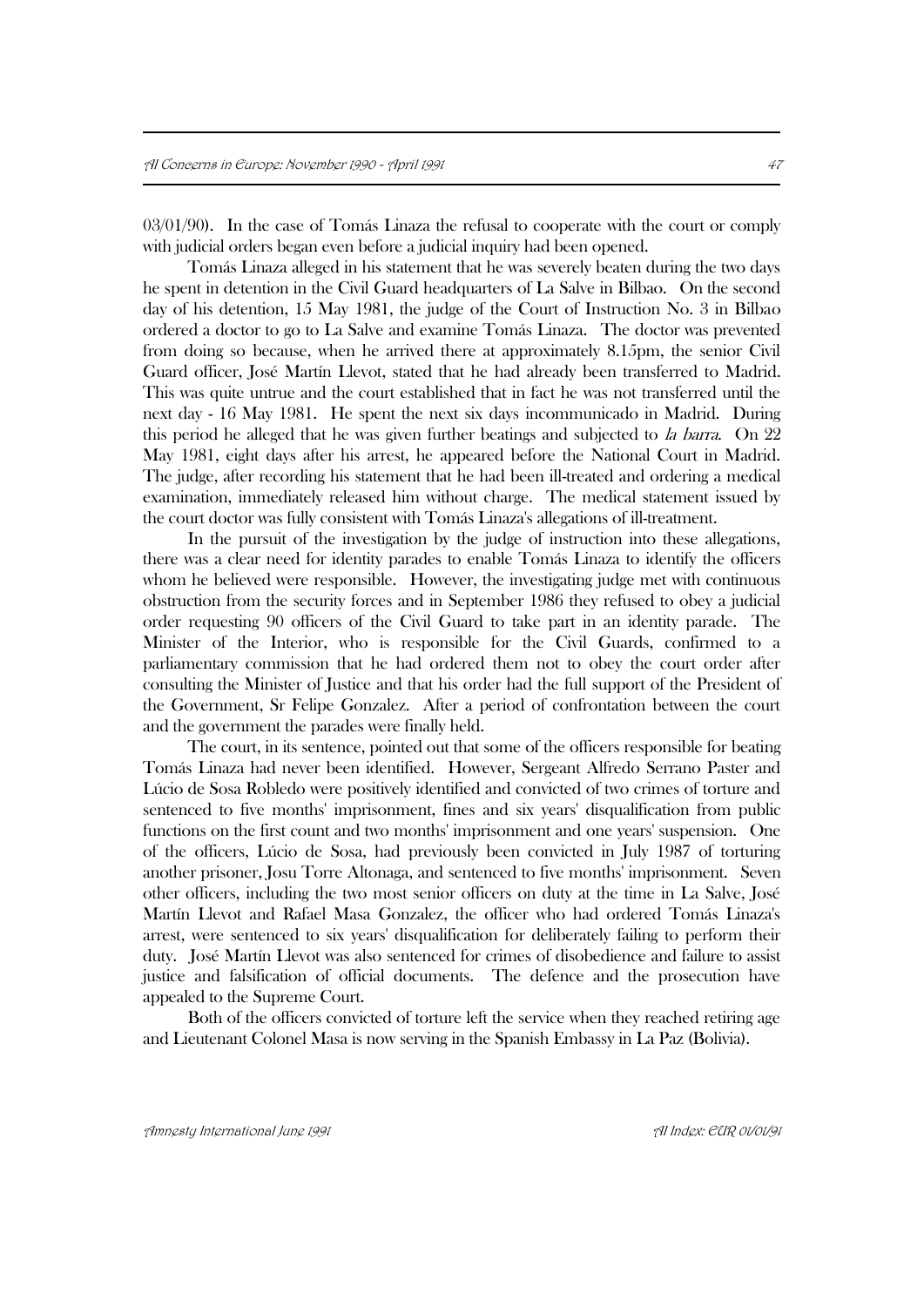03/01/90). In the case of Tomás Linaza the refusal to cooperate with the court or comply with judicial orders began even before a judicial inquiry had been opened.

Tomás Linaza alleged in his statement that he was severely beaten during the two days he spent in detention in the Civil Guard headquarters of La Salve in Bilbao. On the second day of his detention, 15 May 1981, the judge of the Court of Instruction No. 3 in Bilbao ordered a doctor to go to La Salve and examine Tomás Linaza. The doctor was prevented from doing so because, when he arrived there at approximately 8.15pm, the senior Civil Guard officer, José Martín Llevot, stated that he had already been transferred to Madrid. This was quite untrue and the court established that in fact he was not transferred until the next day - 16 May 1981. He spent the next six days incommunicado in Madrid. During this period he alleged that he was given further beatings and subjected to *la barra*. On 22 May 1981, eight days after his arrest, he appeared before the National Court in Madrid. The judge, after recording his statement that he had been ill-treated and ordering a medical examination, immediately released him without charge. The medical statement issued by the court doctor was fully consistent with Tomás Linaza's allegations of ill-treatment.

In the pursuit of the investigation by the judge of instruction into these allegations, there was a clear need for identity parades to enable Tomás Linaza to identify the officers whom he believed were responsible. However, the investigating judge met with continuous obstruction from the security forces and in September 1986 they refused to obey a judicial order requesting 90 officers of the Civil Guard to take part in an identity parade. The Minister of the Interior, who is responsible for the Civil Guards, confirmed to a parliamentary commission that he had ordered them not to obey the court order after consulting the Minister of Justice and that his order had the full support of the President of the Government, Sr Felipe Gonzalez. After a period of confrontation between the court and the government the parades were finally held.

The court, in its sentence, pointed out that some of the officers responsible for beating Tomás Linaza had never been identified. However, Sergeant Alfredo Serrano Paster and Lúcio de Sosa Robledo were positively identified and convicted of two crimes of torture and sentenced to five months' imprisonment, fines and six years' disqualification from public functions on the first count and two months' imprisonment and one years' suspension. One of the officers, Lúcio de Sosa, had previously been convicted in July 1987 of torturing another prisoner, Josu Torre Altonaga, and sentenced to five months' imprisonment. Seven other officers, including the two most senior officers on duty at the time in La Salve, José Martín Llevot and Rafael Masa Gonzalez, the officer who had ordered Tomás Linaza's arrest, were sentenced to six years' disqualification for deliberately failing to perform their duty. José Martín Llevot was also sentenced for crimes of disobedience and failure to assist justice and falsification of official documents. The defence and the prosecution have appealed to the Supreme Court.

Both of the officers convicted of torture left the service when they reached retiring age and Lieutenant Colonel Masa is now serving in the Spanish Embassy in La Paz (Bolivia).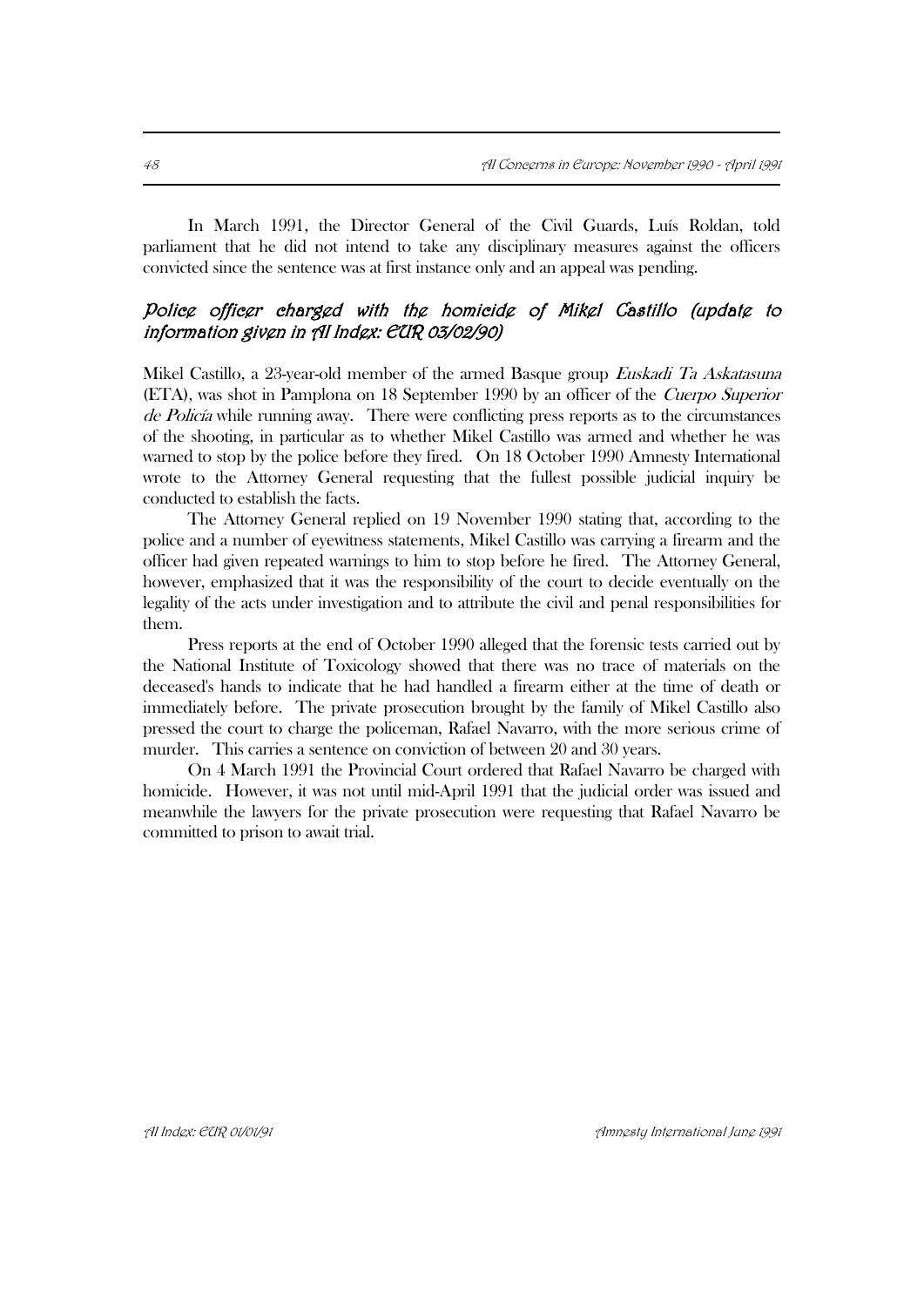In March 1991, the Director General of the Civil Guards, Luís Roldan, told parliament that he did not intend to take any disciplinary measures against the officers convicted since the sentence was at first instance only and an appeal was pending.

### *Police officer charged with the homicide of Mikel Castillo (update to information given in AI Index: EUR 03/02/90)*

Mikel Castillo, a 23-year-old member of the armed Basque group *Euskadi Ta Askatasuna* (ETA), was shot in Pamplona on 18 September 1990 by an officer of the *Cuerpo Superior de Policía* while running away. There were conflicting press reports as to the circumstances of the shooting, in particular as to whether Mikel Castillo was armed and whether he was warned to stop by the police before they fired. On 18 October 1990 Amnesty International wrote to the Attorney General requesting that the fullest possible judicial inquiry be conducted to establish the facts.

The Attorney General replied on 19 November 1990 stating that, according to the police and a number of eyewitness statements, Mikel Castillo was carrying a firearm and the officer had given repeated warnings to him to stop before he fired. The Attorney General, however, emphasized that it was the responsibility of the court to decide eventually on the legality of the acts under investigation and to attribute the civil and penal responsibilities for them.

Press reports at the end of October 1990 alleged that the forensic tests carried out by the National Institute of Toxicology showed that there was no trace of materials on the deceased's hands to indicate that he had handled a firearm either at the time of death or immediately before. The private prosecution brought by the family of Mikel Castillo also pressed the court to charge the policeman, Rafael Navarro, with the more serious crime of murder. This carries a sentence on conviction of between 20 and 30 years.

On 4 March 1991 the Provincial Court ordered that Rafael Navarro be charged with homicide. However, it was not until mid-April 1991 that the judicial order was issued and meanwhile the lawyers for the private prosecution were requesting that Rafael Navarro be committed to prison to await trial.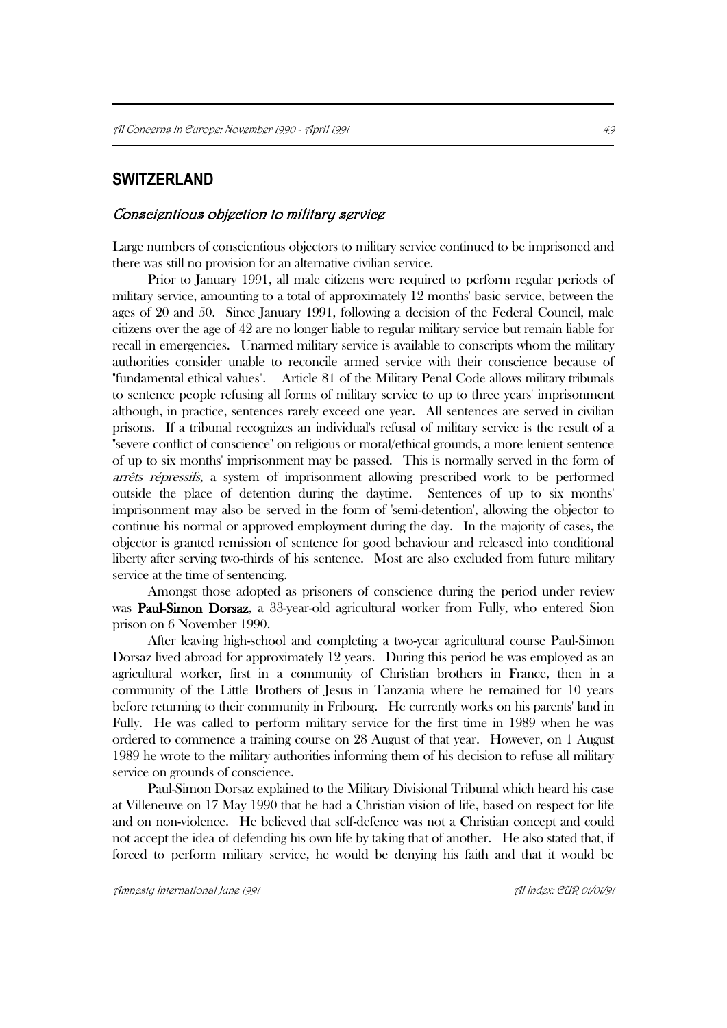## SWITZERLAND

### *Conscientious objection to military service*

Large numbers of conscientious objectors to military service continued to be imprisoned and there was still no provision for an alternative civilian service.

Prior to January 1991, all male citizens were required to perform regular periods of military service, amounting to a total of approximately 12 months' basic service, between the ages of 20 and 50. Since January 1991, following a decision of the Federal Council, male citizens over the age of 42 are no longer liable to regular military service but remain liable for recall in emergencies. Unarmed military service is available to conscripts whom the military authorities consider unable to reconcile armed service with their conscience because of "fundamental ethical values". Article 81 of the Military Penal Code allows military tribunals to sentence people refusing all forms of military service to up to three years' imprisonment although, in practice, sentences rarely exceed one year. All sentences are served in civilian prisons. If a tribunal recognizes an individual's refusal of military service is the result of a "severe conflict of conscience" on religious or moral/ethical grounds, a more lenient sentence of up to six months' imprisonment may be passed. This is normally served in the form of *arrêts répressifs*, a system of imprisonment allowing prescribed work to be performed outside the place of detention during the daytime. Sentences of up to six months' imprisonment may also be served in the form of 'semi-detention', allowing the objector to continue his normal or approved employment during the day. In the majority of cases, the objector is granted remission of sentence for good behaviour and released into conditional liberty after serving two-thirds of his sentence. Most are also excluded from future military service at the time of sentencing.

Amongst those adopted as prisoners of conscience during the period under review was **Paul-Simon Dorsaz**, a 33-year-old agricultural worker from Fully, who entered Sion prison on 6 November 1990.

After leaving high-school and completing a two-year agricultural course Paul-Simon Dorsaz lived abroad for approximately 12 years. During this period he was employed as an agricultural worker, first in a community of Christian brothers in France, then in a community of the Little Brothers of Jesus in Tanzania where he remained for 10 years before returning to their community in Fribourg. He currently works on his parents' land in Fully. He was called to perform military service for the first time in 1989 when he was ordered to commence a training course on 28 August of that year. However, on 1 August 1989 he wrote to the military authorities informing them of his decision to refuse all military service on grounds of conscience.

Paul-Simon Dorsaz explained to the Military Divisional Tribunal which heard his case at Villeneuve on 17 May 1990 that he had a Christian vision of life, based on respect for life and on non-violence. He believed that self-defence was not a Christian concept and could not accept the idea of defending his own life by taking that of another. He also stated that, if forced to perform military service, he would be denying his faith and that it would be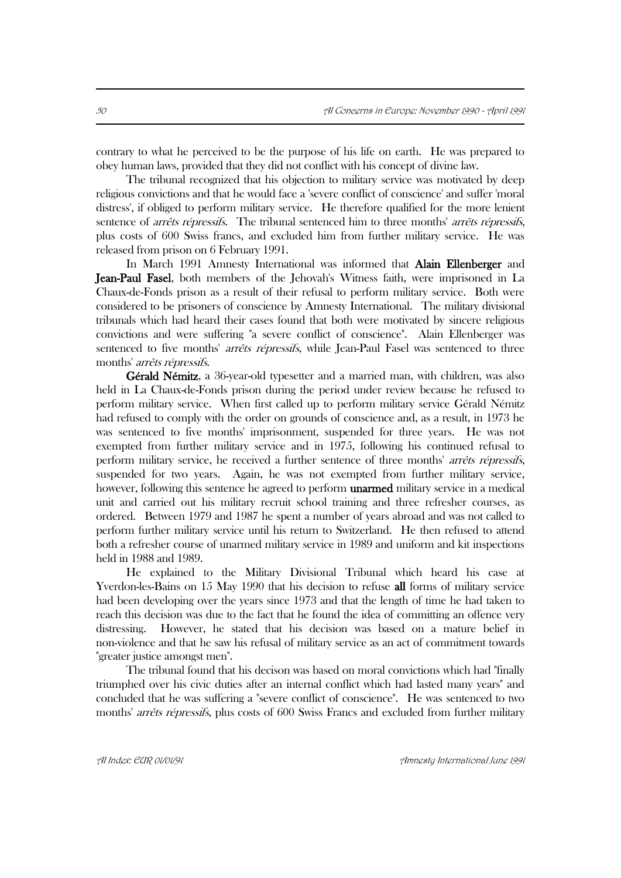contrary to what he perceived to be the purpose of his life on earth. He was prepared to obey human laws, provided that they did not conflict with his concept of divine law.

The tribunal recognized that his objection to military service was motivated by deep religious convictions and that he would face a 'severe conflict of conscience' and suffer 'moral distress', if obliged to perform military service. He therefore qualified for the more lenient sentence of *arrêts répressifs*. The tribunal sentenced him to three months' *arrêts répressifs*, plus costs of 600 Swiss francs, and excluded him from further military service. He was released from prison on 6 February 1991.

In March 1991 Amnesty International was informed that **Alain Ellenberger** and **Jean-Paul Fasel**, both members of the Jehovah's Witness faith, were imprisoned in La Chaux-de-Fonds prison as a result of their refusal to perform military service. Both were considered to be prisoners of conscience by Amnesty International. The military divisional tribunals which had heard their cases found that both were motivated by sincere religious convictions and were suffering "a severe conflict of conscience". Alain Ellenberger was sentenced to five months' *arrêts répressifs*, while Jean-Paul Fasel was sentenced to three months' *arrêts répressifs*.

**Gérald Némitz**, a 36-year-old typesetter and a married man, with children, was also held in La Chaux-de-Fonds prison during the period under review because he refused to perform military service. When first called up to perform military service Gérald Némitz had refused to comply with the order on grounds of conscience and, as a result, in 1973 he was sentenced to five months' imprisonment, suspended for three years. He was not exempted from further military service and in 1975, following his continued refusal to perform military service, he received a further sentence of three months' *arrêts répressifs*, suspended for two years. Again, he was not exempted from further military service, however, following this sentence he agreed to perform **unarmed** military service in a medical unit and carried out his military recruit school training and three refresher courses, as ordered. Between 1979 and 1987 he spent a number of years abroad and was not called to perform further military service until his return to Switzerland. He then refused to attend both a refresher course of unarmed military service in 1989 and uniform and kit inspections held in 1988 and 1989.

He explained to the Military Divisional Tribunal which heard his case at Yverdon-les-Bains on 15 May 1990 that his decision to refuse **all** forms of military service had been developing over the years since 1973 and that the length of time he had taken to reach this decision was due to the fact that he found the idea of committing an offence very distressing. However, he stated that his decision was based on a mature belief in non-violence and that he saw his refusal of military service as an act of commitment towards "greater justice amongst men".

The tribunal found that his decison was based on moral convictions which had "finally triumphed over his civic duties after an internal conflict which had lasted many years" and concluded that he was suffering a "severe conflict of conscience". He was sentenced to two months' *arrêts répressifs*, plus costs of 600 Swiss Francs and excluded from further military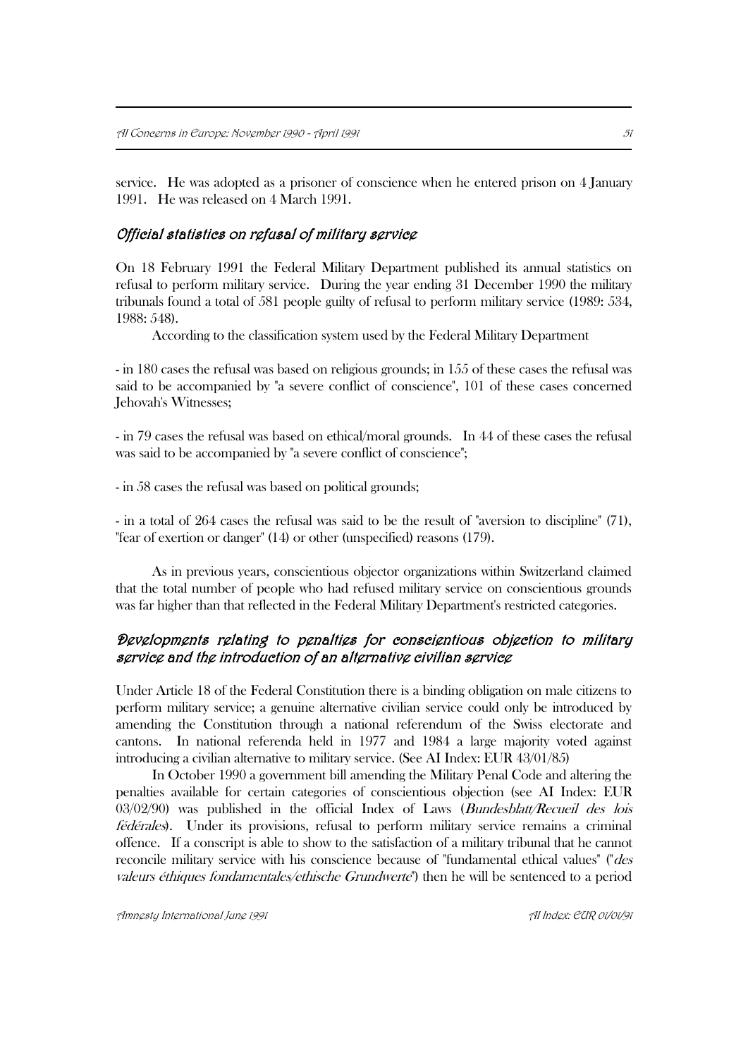service. He was adopted as a prisoner of conscience when he entered prison on 4 January 1991. He was released on 4 March 1991.

### *Official statistics on refusal of military service*

On 18 February 1991 the Federal Military Department published its annual statistics on refusal to perform military service. During the year ending 31 December 1990 the military tribunals found a total of 581 people guilty of refusal to perform military service (1989: 534, 1988: 548).

According to the classification system used by the Federal Military Department

- in 180 cases the refusal was based on religious grounds; in 155 of these cases the refusal was said to be accompanied by "a severe conflict of conscience", 101 of these cases concerned Jehovah's Witnesses;

- in 79 cases the refusal was based on ethical/moral grounds. In 44 of these cases the refusal was said to be accompanied by "a severe conflict of conscience";

- in 58 cases the refusal was based on political grounds;

- in a total of 264 cases the refusal was said to be the result of "aversion to discipline" (71), "fear of exertion or danger" (14) or other (unspecified) reasons (179).

As in previous years, conscientious objector organizations within Switzerland claimed that the total number of people who had refused military service on conscientious grounds was far higher than that reflected in the Federal Military Department's restricted categories.

### *Developments relating to penalties for conscientious objection to military service and the introduction of an alternative civilian service*

Under Article 18 of the Federal Constitution there is a binding obligation on male citizens to perform military service; a genuine alternative civilian service could only be introduced by amending the Constitution through a national referendum of the Swiss electorate and cantons. In national referenda held in 1977 and 1984 a large majority voted against introducing a civilian alternative to military service. (See AI Index: EUR 43/01/85)

In October 1990 a government bill amending the Military Penal Code and altering the penalties available for certain categories of conscientious objection (see AI Index: EUR 03/02/90) was published in the official Index of Laws (*Bundesblatt/Recueil des lois fédérales*). Under its provisions, refusal to perform military service remains a criminal offence. If a conscript is able to show to the satisfaction of a military tribunal that he cannot reconcile military service with his conscience because of "fundamental ethical values" ("*des valeurs éthiques fondamentales/ethische Grundwerte*") then he will be sentenced to a period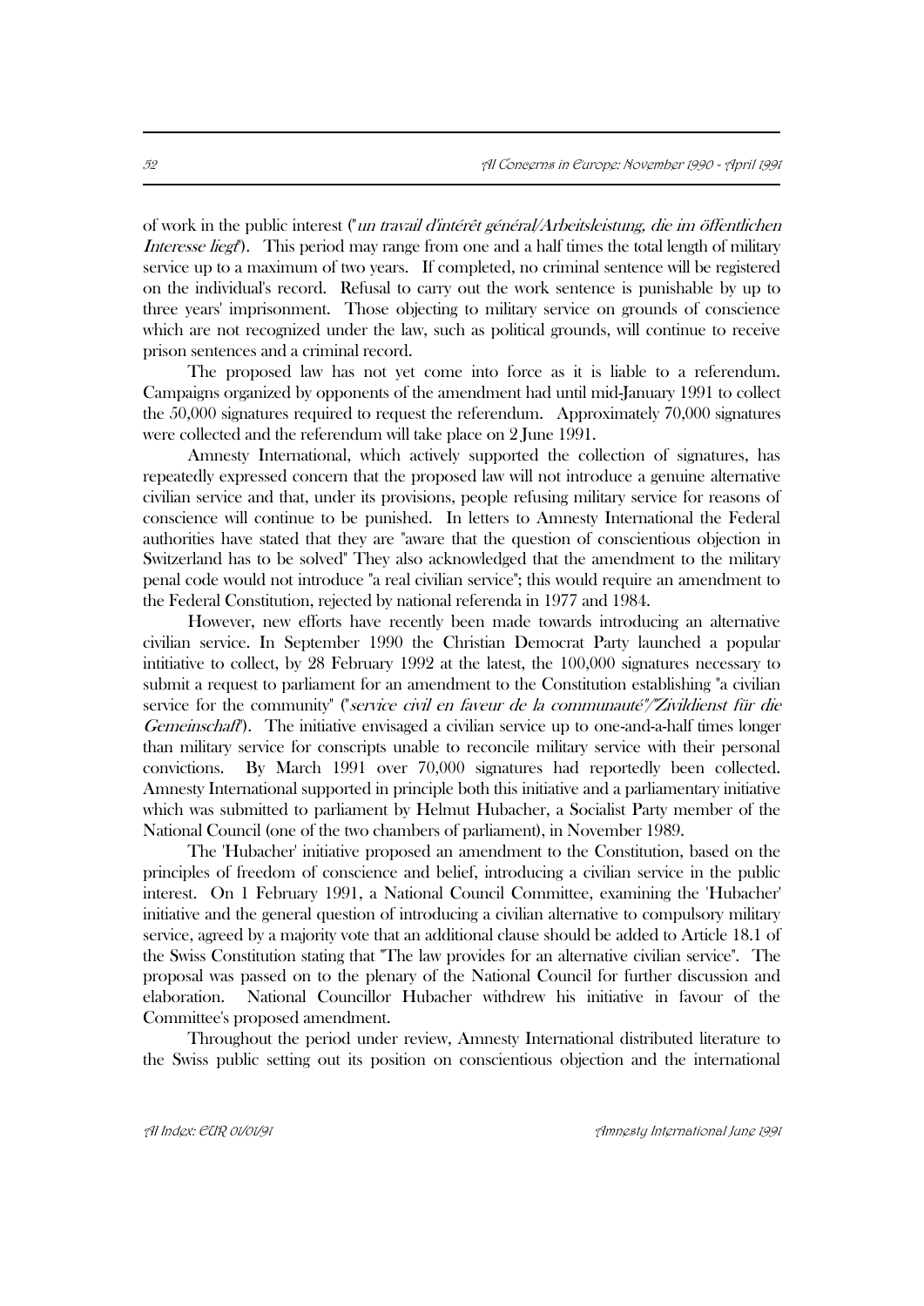of work in the public interest ("*un travail d'intérêt général/Arbeitsleistung, die im öffentlichen Interesse liegt*"). This period may range from one and a half times the total length of military service up to a maximum of two years. If completed, no criminal sentence will be registered on the individual's record. Refusal to carry out the work sentence is punishable by up to three years' imprisonment. Those objecting to military service on grounds of conscience which are not recognized under the law, such as political grounds, will continue to receive prison sentences and a criminal record.

The proposed law has not yet come into force as it is liable to a referendum. Campaigns organized by opponents of the amendment had until mid-January 1991 to collect the 50,000 signatures required to request the referendum. Approximately 70,000 signatures were collected and the referendum will take place on 2 June 1991.

Amnesty International, which actively supported the collection of signatures, has repeatedly expressed concern that the proposed law will not introduce a genuine alternative civilian service and that, under its provisions, people refusing military service for reasons of conscience will continue to be punished. In letters to Amnesty International the Federal authorities have stated that they are "aware that the question of conscientious objection in Switzerland has to be solved" They also acknowledged that the amendment to the military penal code would not introduce "a real civilian service"; this would require an amendment to the Federal Constitution, rejected by national referenda in 1977 and 1984.

However, new efforts have recently been made towards introducing an alternative civilian service. In September 1990 the Christian Democrat Party launched a popular intitiative to collect, by 28 February 1992 at the latest, the 100,000 signatures necessary to submit a request to parliament for an amendment to the Constitution establishing "a civilian service for the community" ("*service civil en faveur de la communauté*"/"*Zivildienst für die Gemeinschaft*"). The initiative envisaged a civilian service up to one-and-a-half times longer than military service for conscripts unable to reconcile military service with their personal convictions. By March 1991 over 70,000 signatures had reportedly been collected. Amnesty International supported in principle both this initiative and a parliamentary initiative which was submitted to parliament by Helmut Hubacher, a Socialist Party member of the National Council (one of the two chambers of parliament), in November 1989.

The 'Hubacher' initiative proposed an amendment to the Constitution, based on the principles of freedom of conscience and belief, introducing a civilian service in the public interest. On 1 February 1991, a National Council Committee, examining the 'Hubacher' initiative and the general question of introducing a civilian alternative to compulsory military service, agreed by a majority vote that an additional clause should be added to Article 18.1 of the Swiss Constitution stating that "The law provides for an alternative civilian service". The proposal was passed on to the plenary of the National Council for further discussion and elaboration. National Councillor Hubacher withdrew his initiative in favour of the Committee's proposed amendment.

Throughout the period under review, Amnesty International distributed literature to the Swiss public setting out its position on conscientious objection and the international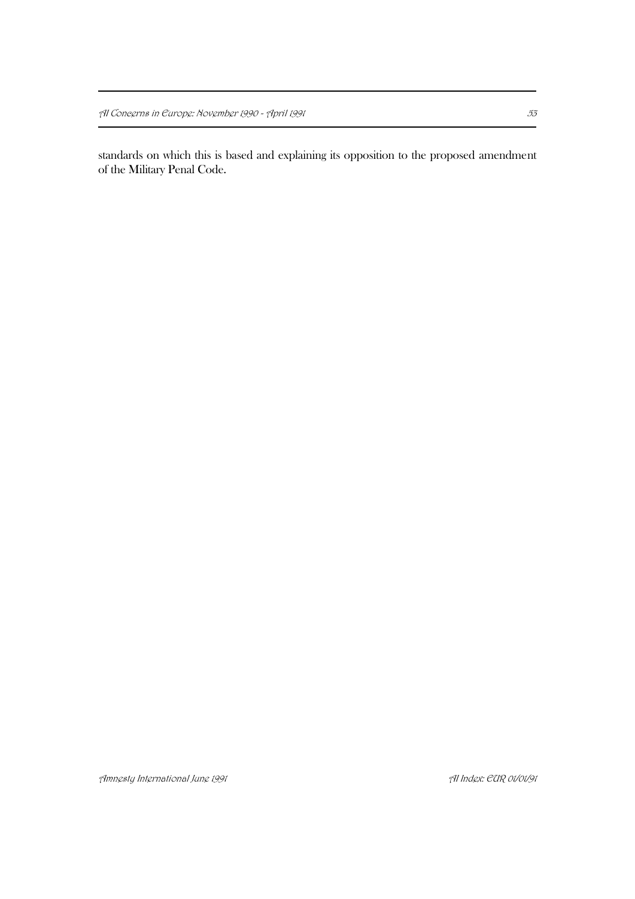standards on which this is based and explaining its opposition to the proposed amendment of the Military Penal Code.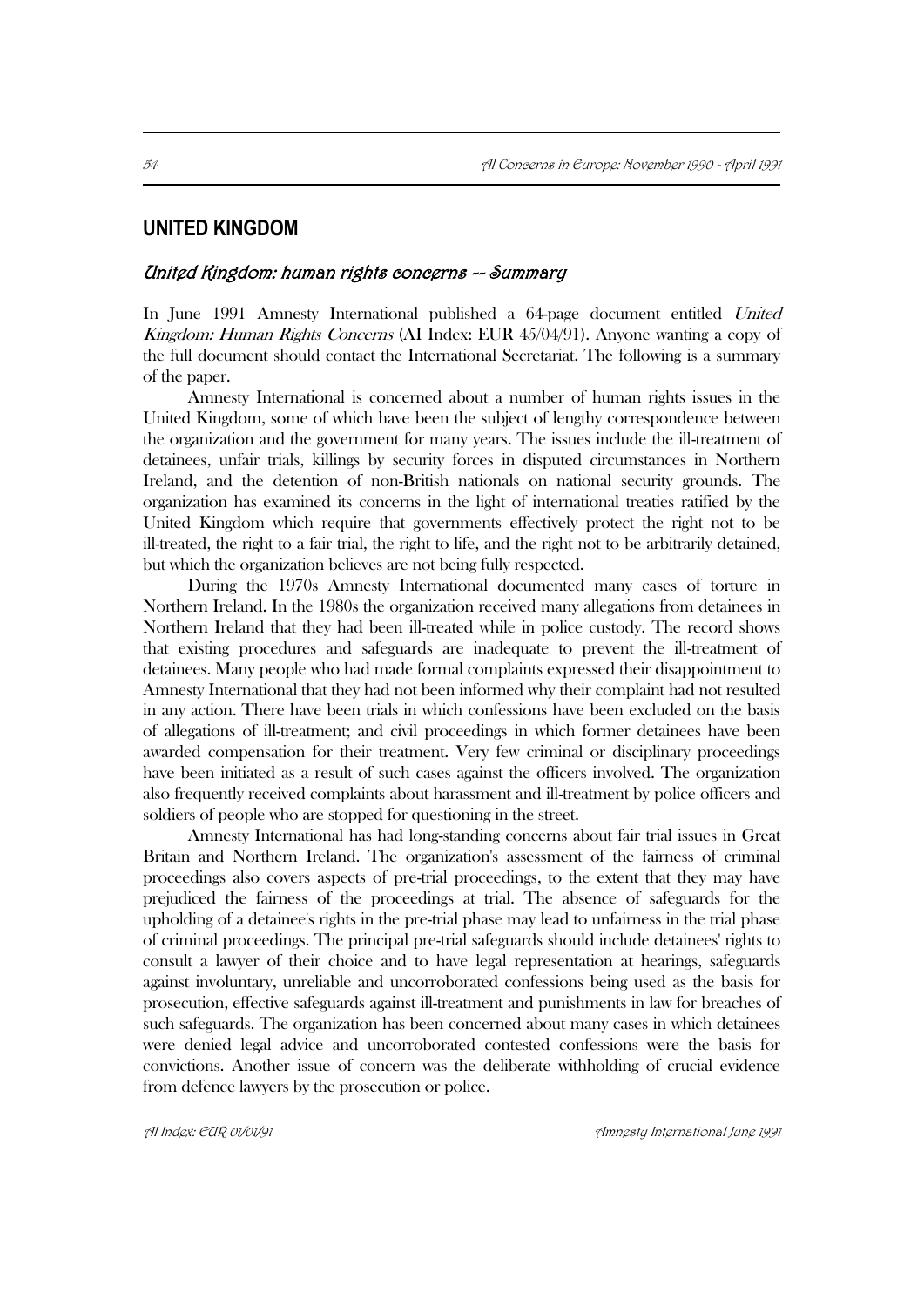## UNITED KINGDOM

### *United Kingdom: human rights concerns -- Summary*

In June 1991 Amnesty International published a 64-page document entitled *United Kingdom: Human Rights Concerns* (AI Index: EUR 45/04/91). Anyone wanting a copy of the full document should contact the International Secretariat. The following is a summary of the paper.

Amnesty International is concerned about a number of human rights issues in the United Kingdom, some of which have been the subject of lengthy correspondence between the organization and the government for many years. The issues include the ill-treatment of detainees, unfair trials, killings by security forces in disputed circumstances in Northern Ireland, and the detention of non-British nationals on national security grounds. The organization has examined its concerns in the light of international treaties ratified by the United Kingdom which require that governments effectively protect the right not to be ill-treated, the right to a fair trial, the right to life, and the right not to be arbitrarily detained, but which the organization believes are not being fully respected.

During the 1970s Amnesty International documented many cases of torture in Northern Ireland. In the 1980s the organization received many allegations from detainees in Northern Ireland that they had been ill-treated while in police custody. The record shows that existing procedures and safeguards are inadequate to prevent the ill-treatment of detainees. Many people who had made formal complaints expressed their disappointment to Amnesty International that they had not been informed why their complaint had not resulted in any action. There have been trials in which confessions have been excluded on the basis of allegations of ill-treatment; and civil proceedings in which former detainees have been awarded compensation for their treatment. Very few criminal or disciplinary proceedings have been initiated as a result of such cases against the officers involved. The organization also frequently received complaints about harassment and ill-treatment by police officers and soldiers of people who are stopped for questioning in the street.

Amnesty International has had long-standing concerns about fair trial issues in Great Britain and Northern Ireland. The organization's assessment of the fairness of criminal proceedings also covers aspects of pre-trial proceedings, to the extent that they may have prejudiced the fairness of the proceedings at trial. The absence of safeguards for the upholding of a detainee's rights in the pre-trial phase may lead to unfairness in the trial phase of criminal proceedings. The principal pre-trial safeguards should include detainees' rights to consult a lawyer of their choice and to have legal representation at hearings, safeguards against involuntary, unreliable and uncorroborated confessions being used as the basis for prosecution, effective safeguards against ill-treatment and punishments in law for breaches of such safeguards. The organization has been concerned about many cases in which detainees were denied legal advice and uncorroborated contested confessions were the basis for convictions. Another issue of concern was the deliberate withholding of crucial evidence from defence lawyers by the prosecution or police.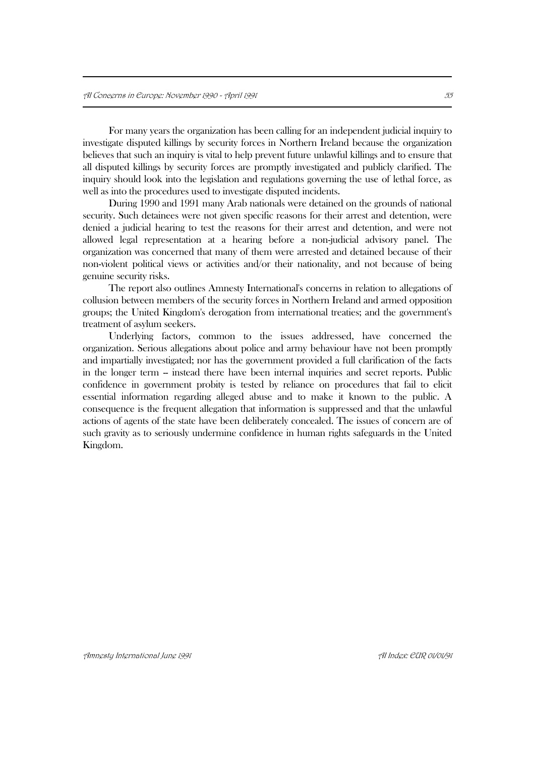For many years the organization has been calling for an independent judicial inquiry to investigate disputed killings by security forces in Northern Ireland because the organization believes that such an inquiry is vital to help prevent future unlawful killings and to ensure that all disputed killings by security forces are promptly investigated and publicly clarified. The inquiry should look into the legislation and regulations governing the use of lethal force, as well as into the procedures used to investigate disputed incidents.

During 1990 and 1991 many Arab nationals were detained on the grounds of national security. Such detainees were not given specific reasons for their arrest and detention, were denied a judicial hearing to test the reasons for their arrest and detention, and were not allowed legal representation at a hearing before a non-judicial advisory panel. The organization was concerned that many of them were arrested and detained because of their non-violent political views or activities and/or their nationality, and not because of being genuine security risks.

The report also outlines Amnesty International's concerns in relation to allegations of collusion between members of the security forces in Northern Ireland and armed opposition groups; the United Kingdom's derogation from international treaties; and the government's treatment of asylum seekers.

Underlying factors, common to the issues addressed, have concerned the organization. Serious allegations about police and army behaviour have not been promptly and impartially investigated; nor has the government provided a full clarification of the facts in the longer term -- instead there have been internal inquiries and secret reports. Public confidence in government probity is tested by reliance on procedures that fail to elicit essential information regarding alleged abuse and to make it known to the public. A consequence is the frequent allegation that information is suppressed and that the unlawful actions of agents of the state have been deliberately concealed. The issues of concern are of such gravity as to seriously undermine confidence in human rights safeguards in the United Kingdom.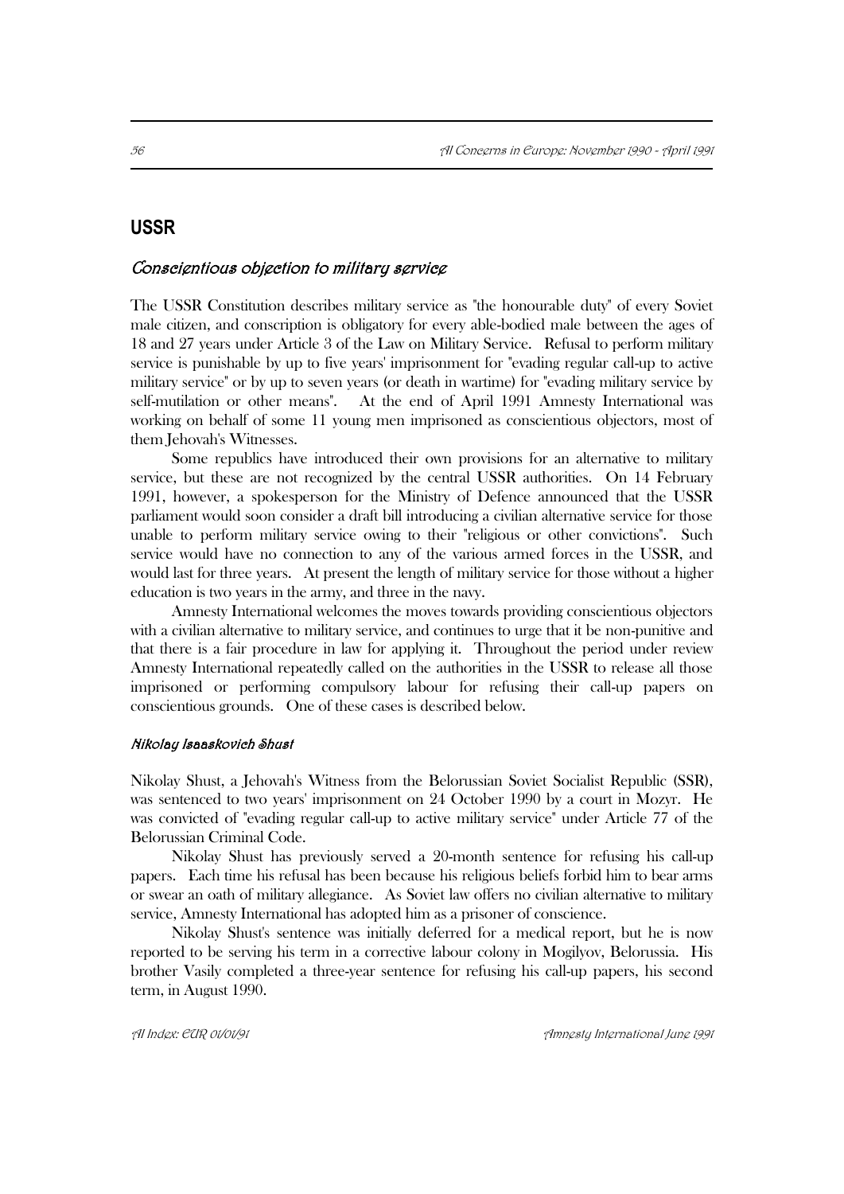## USSR

### *Conscientious objection to military service*

The USSR Constitution describes military service as "the honourable duty" of every Soviet male citizen, and conscription is obligatory for every able-bodied male between the ages of 18 and 27 years under Article 3 of the Law on Military Service. Refusal to perform military service is punishable by up to five years' imprisonment for "evading regular call-up to active military service" or by up to seven years (or death in wartime) for "evading military service by self-mutilation or other means". At the end of April 1991 Amnesty International was working on behalf of some 11 young men imprisoned as conscientious objectors, most of them Jehovah's Witnesses.

Some republics have introduced their own provisions for an alternative to military service, but these are not recognized by the central USSR authorities. On 14 February 1991, however, a spokesperson for the Ministry of Defence announced that the USSR parliament would soon consider a draft bill introducing a civilian alternative service for those unable to perform military service owing to their "religious or other convictions". Such service would have no connection to any of the various armed forces in the USSR, and would last for three years. At present the length of military service for those without a higher education is two years in the army, and three in the navy.

Amnesty International welcomes the moves towards providing conscientious objectors with a civilian alternative to military service, and continues to urge that it be non-punitive and that there is a fair procedure in law for applying it. Throughout the period under review Amnesty International repeatedly called on the authorities in the USSR to release all those imprisoned or performing compulsory labour for refusing their call-up papers on conscientious grounds. One of these cases is described below.

#### *Nikolay Isaaskovich Shust*

Nikolay Shust, a Jehovah's Witness from the Belorussian Soviet Socialist Republic (SSR), was sentenced to two years' imprisonment on 24 October 1990 by a court in Mozyr. He was convicted of "evading regular call-up to active military service" under Article 77 of the Belorussian Criminal Code.

Nikolay Shust has previously served a 20-month sentence for refusing his call-up papers. Each time his refusal has been because his religious beliefs forbid him to bear arms or swear an oath of military allegiance. As Soviet law offers no civilian alternative to military service, Amnesty International has adopted him as a prisoner of conscience.

Nikolay Shust's sentence was initially deferred for a medical report, but he is now reported to be serving his term in a corrective labour colony in Mogilyov, Belorussia. His brother Vasily completed a three-year sentence for refusing his call-up papers, his second term, in August 1990.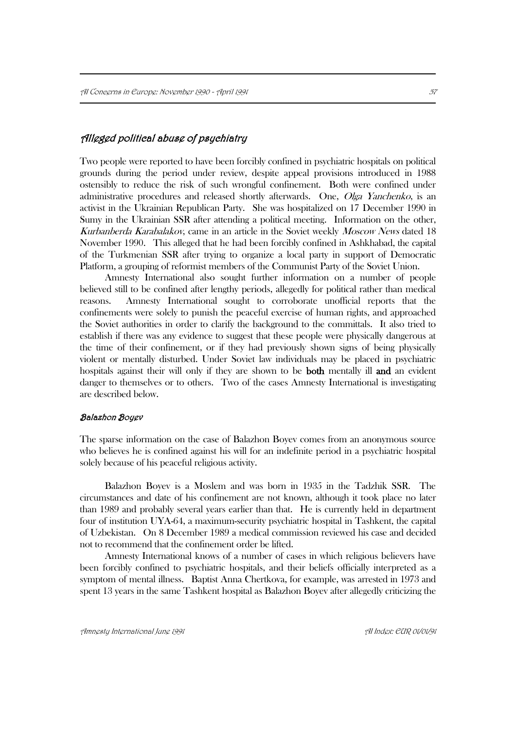## *Alleged political abuse of psychiatry*

Two people were reported to have been forcibly confined in psychiatric hospitals on political grounds during the period under review, despite appeal provisions introduced in 1988 ostensibly to reduce the risk of such wrongful confinement. Both were confined under administrative procedures and released shortly afterwards. One, *Olga Yanchenko*, is an activist in the Ukrainian Republican Party. She was hospitalized on 17 December 1990 in Sumy in the Ukrainian SSR after attending a political meeting. Information on the other, *Kurbanberda Karabalakov*, came in an article in the Soviet weekly *Moscow News* dated 18 November 1990. This alleged that he had been forcibly confined in Ashkhabad, the capital of the Turkmenian SSR after trying to organize a local party in support of Democratic Platform, a grouping of reformist members of the Communist Party of the Soviet Union.

Amnesty International also sought further information on a number of people believed still to be confined after lengthy periods, allegedly for political rather than medical reasons. Amnesty International sought to corroborate unofficial reports that the confinements were solely to punish the peaceful exercise of human rights, and approached the Soviet authorities in order to clarify the background to the committals. It also tried to establish if there was any evidence to suggest that these people were physically dangerous at the time of their confinement, or if they had previously shown signs of being physically violent or mentally disturbed. Under Soviet law individuals may be placed in psychiatric hospitals against their will only if they are shown to be **both** mentally ill **and** an evident danger to themselves or to others. Two of the cases Amnesty International is investigating are described below.

### *Balazhon Boyev*

The sparse information on the case of Balazhon Boyev comes from an anonymous source who believes he is confined against his will for an indefinite period in a psychiatric hospital solely because of his peaceful religious activity.

Balazhon Boyev is a Moslem and was born in 1935 in the Tadzhik SSR. The circumstances and date of his confinement are not known, although it took place no later than 1989 and probably several years earlier than that. He is currently held in department four of institution UYA-64, a maximum-security psychiatric hospital in Tashkent, the capital of Uzbekistan. On 8 December 1989 a medical commission reviewed his case and decided not to recommend that the confinement order be lifted.

Amnesty International knows of a number of cases in which religious believers have been forcibly confined to psychiatric hospitals, and their beliefs officially interpreted as a symptom of mental illness. Baptist Anna Chertkova, for example, was arrested in 1973 and spent 13 years in the same Tashkent hospital as Balazhon Boyev after allegedly criticizing the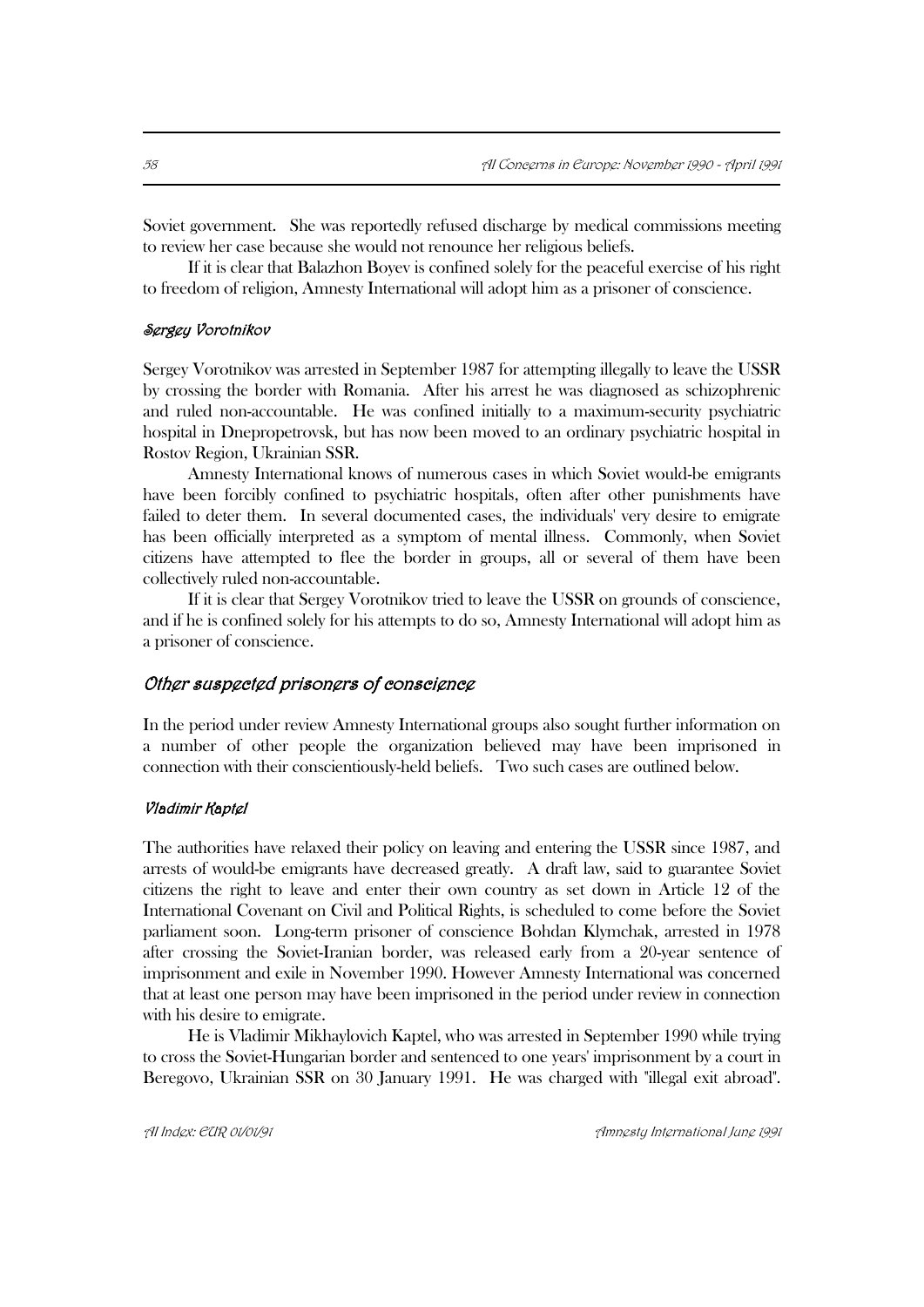Soviet government. She was reportedly refused discharge by medical commissions meeting to review her case because she would not renounce her religious beliefs.

If it is clear that Balazhon Boyev is confined solely for the peaceful exercise of his right to freedom of religion, Amnesty International will adopt him as a prisoner of conscience.

#### *Sergey Vorotnikov*

Sergey Vorotnikov was arrested in September 1987 for attempting illegally to leave the USSR by crossing the border with Romania. After his arrest he was diagnosed as schizophrenic and ruled non-accountable. He was confined initially to a maximum-security psychiatric hospital in Dnepropetrovsk, but has now been moved to an ordinary psychiatric hospital in Rostov Region, Ukrainian SSR.

Amnesty International knows of numerous cases in which Soviet would-be emigrants have been forcibly confined to psychiatric hospitals, often after other punishments have failed to deter them. In several documented cases, the individuals' very desire to emigrate has been officially interpreted as a symptom of mental illness. Commonly, when Soviet citizens have attempted to flee the border in groups, all or several of them have been collectively ruled non-accountable.

If it is clear that Sergey Vorotnikov tried to leave the USSR on grounds of conscience, and if he is confined solely for his attempts to do so, Amnesty International will adopt him as a prisoner of conscience.

### *Other suspected prisoners of conscience*

In the period under review Amnesty International groups also sought further information on a number of other people the organization believed may have been imprisoned in connection with their conscientiously-held beliefs. Two such cases are outlined below.

#### *Vladimir Kaptel*

The authorities have relaxed their policy on leaving and entering the USSR since 1987, and arrests of would-be emigrants have decreased greatly. A draft law, said to guarantee Soviet citizens the right to leave and enter their own country as set down in Article 12 of the International Covenant on Civil and Political Rights, is scheduled to come before the Soviet parliament soon. Long-term prisoner of conscience Bohdan Klymchak, arrested in 1978 after crossing the Soviet-Iranian border, was released early from a 20-year sentence of imprisonment and exile in November 1990. However Amnesty International was concerned that at least one person may have been imprisoned in the period under review in connection with his desire to emigrate.

He is Vladimir Mikhaylovich Kaptel, who was arrested in September 1990 while trying to cross the Soviet-Hungarian border and sentenced to one years' imprisonment by a court in Beregovo, Ukrainian SSR on 30 January 1991. He was charged with "illegal exit abroad".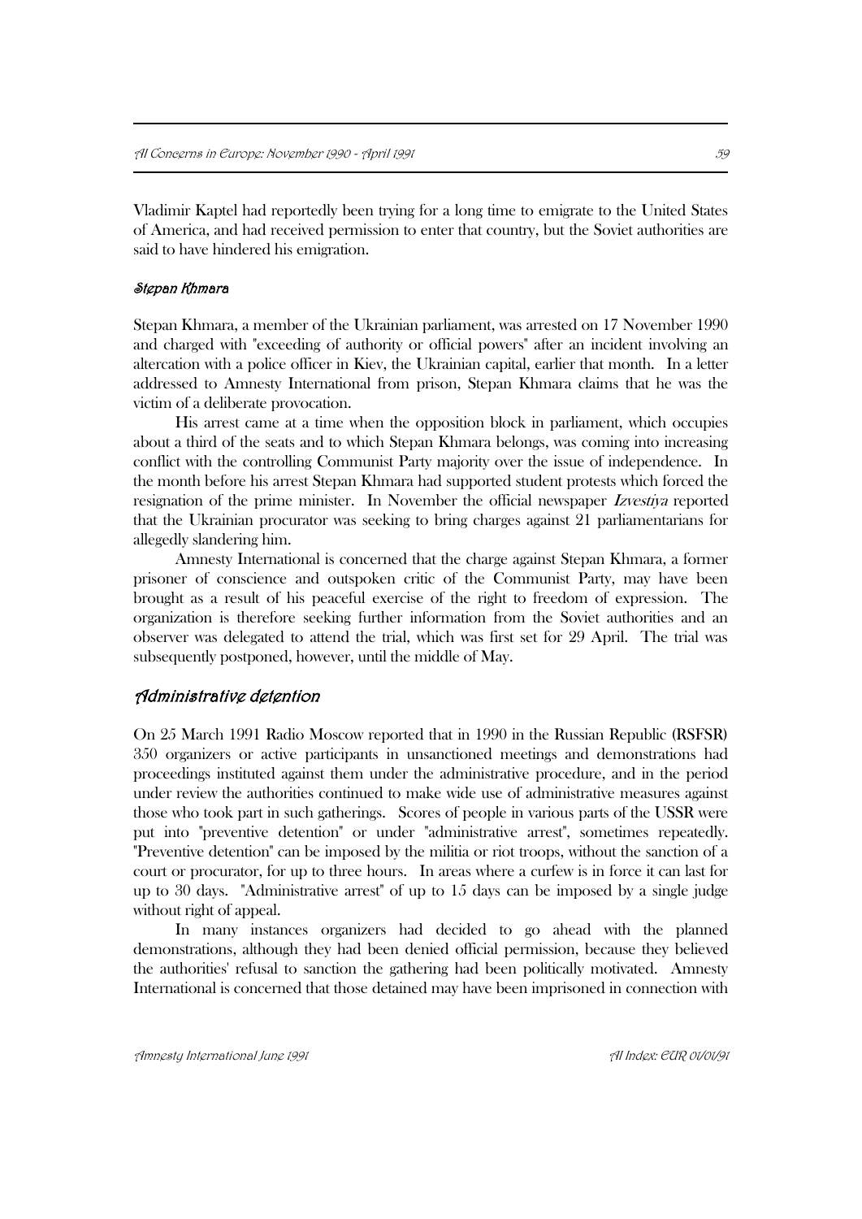Vladimir Kaptel had reportedly been trying for a long time to emigrate to the United States of America, and had received permission to enter that country, but the Soviet authorities are said to have hindered his emigration.

#### *Stepan Khmara*

Stepan Khmara, a member of the Ukrainian parliament, was arrested on 17 November 1990 and charged with "exceeding of authority or official powers" after an incident involving an altercation with a police officer in Kiev, the Ukrainian capital, earlier that month. In a letter addressed to Amnesty International from prison, Stepan Khmara claims that he was the victim of a deliberate provocation.

His arrest came at a time when the opposition block in parliament, which occupies about a third of the seats and to which Stepan Khmara belongs, was coming into increasing conflict with the controlling Communist Party majority over the issue of independence. In the month before his arrest Stepan Khmara had supported student protests which forced the resignation of the prime minister. In November the official newspaper *Izvestiya* reported that the Ukrainian procurator was seeking to bring charges against 21 parliamentarians for allegedly slandering him.

Amnesty International is concerned that the charge against Stepan Khmara, a former prisoner of conscience and outspoken critic of the Communist Party, may have been brought as a result of his peaceful exercise of the right to freedom of expression. The organization is therefore seeking further information from the Soviet authorities and an observer was delegated to attend the trial, which was first set for 29 April. The trial was subsequently postponed, however, until the middle of May.

### *Administrative detention*

On 25 March 1991 Radio Moscow reported that in 1990 in the Russian Republic (RSFSR) 350 organizers or active participants in unsanctioned meetings and demonstrations had proceedings instituted against them under the administrative procedure, and in the period under review the authorities continued to make wide use of administrative measures against those who took part in such gatherings. Scores of people in various parts of the USSR were put into "preventive detention" or under "administrative arrest", sometimes repeatedly. "Preventive detention" can be imposed by the militia or riot troops, without the sanction of a court or procurator, for up to three hours. In areas where a curfew is in force it can last for up to 30 days. "Administrative arrest" of up to 15 days can be imposed by a single judge without right of appeal.

In many instances organizers had decided to go ahead with the planned demonstrations, although they had been denied official permission, because they believed the authorities' refusal to sanction the gathering had been politically motivated. Amnesty International is concerned that those detained may have been imprisoned in connection with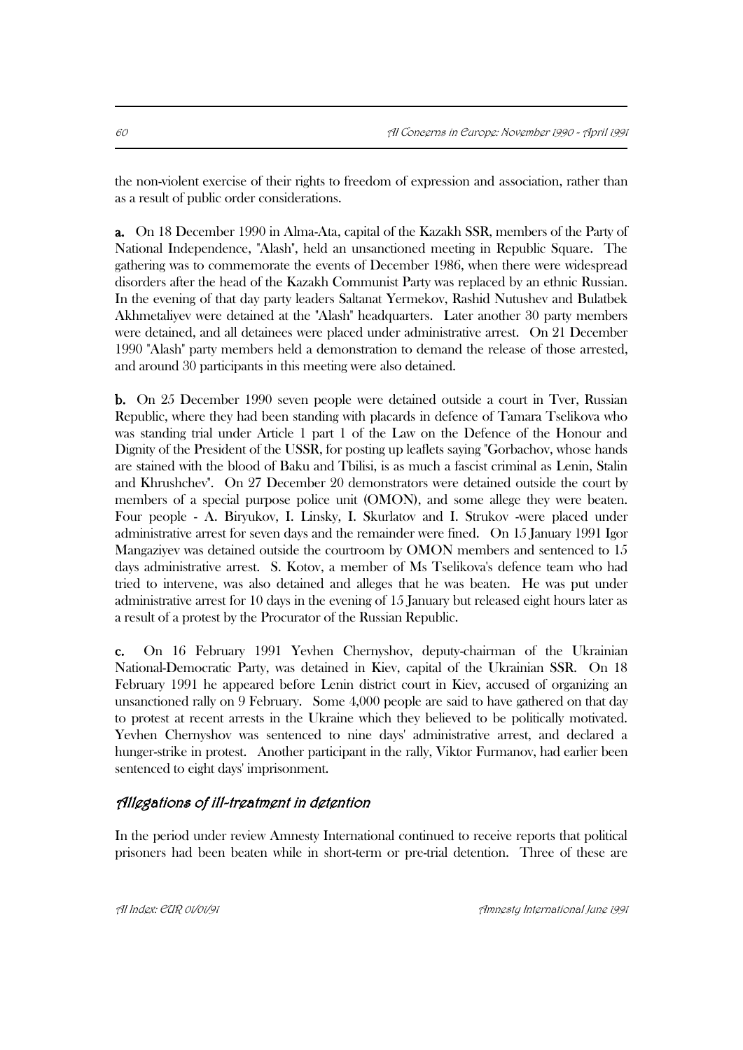the non-violent exercise of their rights to freedom of expression and association, rather than as a result of public order considerations.

**a.** On 18 December 1990 in Alma-Ata, capital of the Kazakh SSR, members of the Party of National Independence, "Alash", held an unsanctioned meeting in Republic Square. The gathering was to commemorate the events of December 1986, when there were widespread disorders after the head of the Kazakh Communist Party was replaced by an ethnic Russian. In the evening of that day party leaders Saltanat Yermekov, Rashid Nutushev and Bulatbek Akhmetaliyev were detained at the "Alash" headquarters. Later another 30 party members were detained, and all detainees were placed under administrative arrest. On 21 December 1990 "Alash" party members held a demonstration to demand the release of those arrested, and around 30 participants in this meeting were also detained.

**b.** On 25 December 1990 seven people were detained outside a court in Tver, Russian Republic, where they had been standing with placards in defence of Tamara Tselikova who was standing trial under Article 1 part 1 of the Law on the Defence of the Honour and Dignity of the President of the USSR, for posting up leaflets saying "Gorbachov, whose hands are stained with the blood of Baku and Tbilisi, is as much a fascist criminal as Lenin, Stalin and Khrushchev". On 27 December 20 demonstrators were detained outside the court by members of a special purpose police unit (OMON), and some allege they were beaten. Four people - A. Biryukov, I. Linsky, I. Skurlatov and I. Strukov -were placed under administrative arrest for seven days and the remainder were fined. On 15 January 1991 Igor Mangaziyev was detained outside the courtroom by OMON members and sentenced to 15 days administrative arrest. S. Kotov, a member of Ms Tselikova's defence team who had tried to intervene, was also detained and alleges that he was beaten. He was put under administrative arrest for 10 days in the evening of 15 January but released eight hours later as a result of a protest by the Procurator of the Russian Republic.

**c.** On 16 February 1991 Yevhen Chernyshov, deputy-chairman of the Ukrainian National-Democratic Party, was detained in Kiev, capital of the Ukrainian SSR. On 18 February 1991 he appeared before Lenin district court in Kiev, accused of organizing an unsanctioned rally on 9 February. Some 4,000 people are said to have gathered on that day to protest at recent arrests in the Ukraine which they believed to be politically motivated. Yevhen Chernyshov was sentenced to nine days' administrative arrest, and declared a hunger-strike in protest. Another participant in the rally, Viktor Furmanov, had earlier been sentenced to eight days' imprisonment.

## *Allegations of ill-treatment in detention*

In the period under review Amnesty International continued to receive reports that political prisoners had been beaten while in short-term or pre-trial detention. Three of these are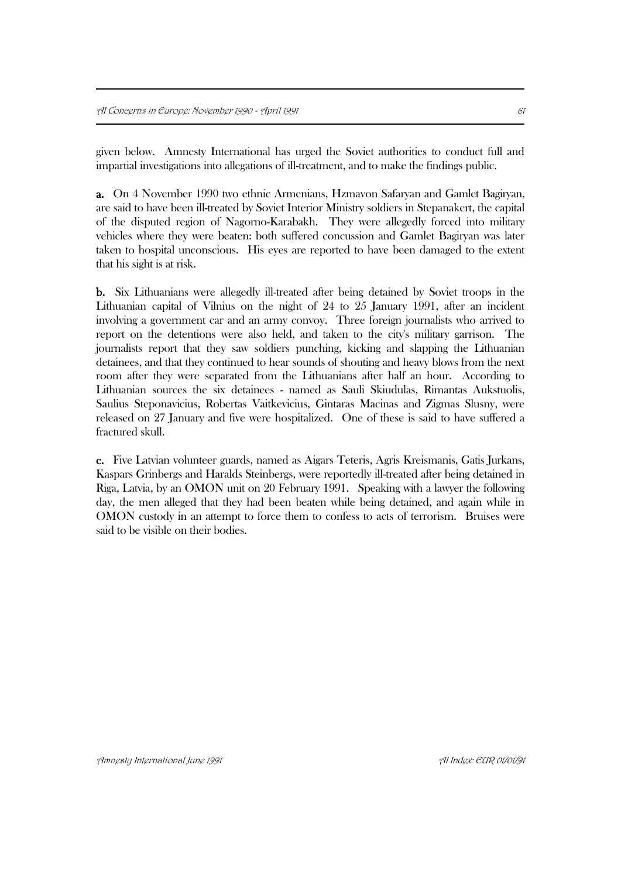given below. Amnesty International has urged the Soviet authorities to conduct full and impartial investigations into allegations of ill-treatment, and to make the findings public.

**a.** On 4 November 1990 two ethnic Armenians, Hzmavon Safaryan and Gamlet Bagiryan, are said to have been ill-treated by Soviet Interior Ministry soldiers in Stepanakert, the capital of the disputed region of Nagorno-Karabakh. They were allegedly forced into military vehicles where they were beaten: both suffered concussion and Gamlet Bagiryan was later taken to hospital unconscious. His eyes are reported to have been damaged to the extent that his sight is at risk.

**b.** Six Lithuanians were allegedly ill-treated after being detained by Soviet troops in the Lithuanian capital of Vilnius on the night of 24 to 25 January 1991, after an incident involving a government car and an army convoy. Three foreign journalists who arrived to report on the detentions were also held, and taken to the city's military garrison. The journalists report that they saw soldiers punching, kicking and slapping the Lithuanian detainees, and that they continued to hear sounds of shouting and heavy blows from the next room after they were separated from the Lithuanians after half an hour. According to Lithuanian sources the six detainees - named as Sauli Skiudulas, Rimantas Aukstuolis, Saulius Steponavicius, Robertas Vaitkevicius, Gintaras Macinas and Zigmas Slusny, were released on 27 January and five were hospitalized. One of these is said to have suffered a fractured skull.

**c.** Five Latvian volunteer guards, named as Aigars Teteris, Agris Kreismanis, Gatis Jurkans, Kaspars Grinbergs and Haralds Steinbergs, were reportedly ill-treated after being detained in Riga, Latvia, by an OMON unit on 20 February 1991. Speaking with a lawyer the following day, the men alleged that they had been beaten while being detained, and again while in OMON custody in an attempt to force them to confess to acts of terrorism. Bruises were said to be visible on their bodies.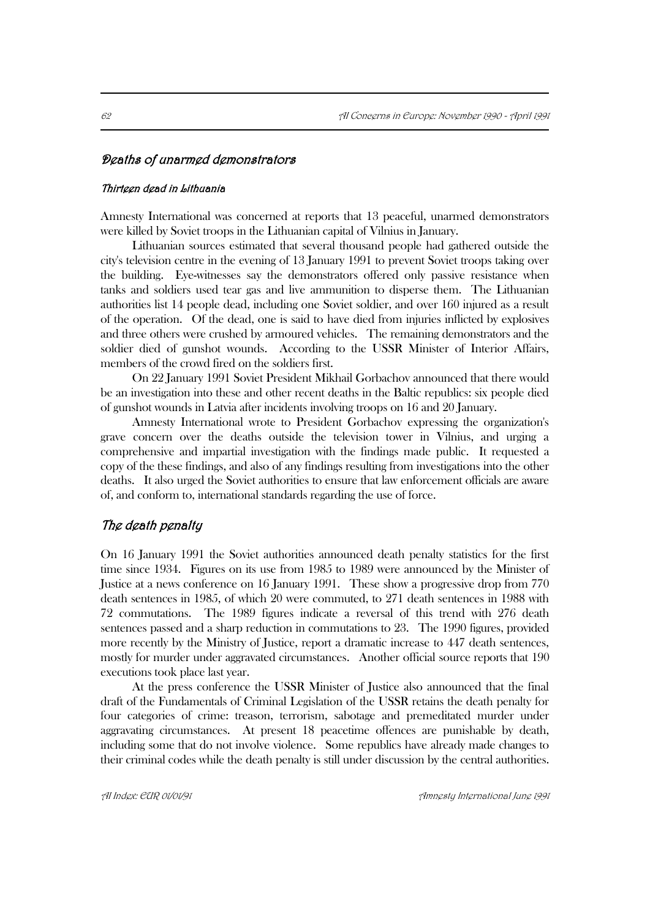## *Deaths of unarmed demonstrators*

### *Thirteen dead in Lithuania*

Amnesty International was concerned at reports that 13 peaceful, unarmed demonstrators were killed by Soviet troops in the Lithuanian capital of Vilnius in January.

Lithuanian sources estimated that several thousand people had gathered outside the city's television centre in the evening of 13 January 1991 to prevent Soviet troops taking over the building. Eye-witnesses say the demonstrators offered only passive resistance when tanks and soldiers used tear gas and live ammunition to disperse them. The Lithuanian authorities list 14 people dead, including one Soviet soldier, and over 160 injured as a result of the operation. Of the dead, one is said to have died from injuries inflicted by explosives and three others were crushed by armoured vehicles. The remaining demonstrators and the soldier died of gunshot wounds. According to the USSR Minister of Interior Affairs, members of the crowd fired on the soldiers first.

On 22 January 1991 Soviet President Mikhail Gorbachov announced that there would be an investigation into these and other recent deaths in the Baltic republics: six people died of gunshot wounds in Latvia after incidents involving troops on 16 and 20 January.

Amnesty International wrote to President Gorbachov expressing the organization's grave concern over the deaths outside the television tower in Vilnius, and urging a comprehensive and impartial investigation with the findings made public. It requested a copy of the these findings, and also of any findings resulting from investigations into the other deaths. It also urged the Soviet authorities to ensure that law enforcement officials are aware of, and conform to, international standards regarding the use of force.

## *The death penalty*

On 16 January 1991 the Soviet authorities announced death penalty statistics for the first time since 1934. Figures on its use from 1985 to 1989 were announced by the Minister of Justice at a news conference on 16 January 1991. These show a progressive drop from 770 death sentences in 1985, of which 20 were commuted, to 271 death sentences in 1988 with 72 commutations. The 1989 figures indicate a reversal of this trend with 276 death sentences passed and a sharp reduction in commutations to 23. The 1990 figures, provided more recently by the Ministry of Justice, report a dramatic increase to 447 death sentences, mostly for murder under aggravated circumstances. Another official source reports that 190 executions took place last year.

At the press conference the USSR Minister of Justice also announced that the final draft of the Fundamentals of Criminal Legislation of the USSR retains the death penalty for four categories of crime: treason, terrorism, sabotage and premeditated murder under aggravating circumstances. At present 18 peacetime offences are punishable by death, including some that do not involve violence. Some republics have already made changes to their criminal codes while the death penalty is still under discussion by the central authorities.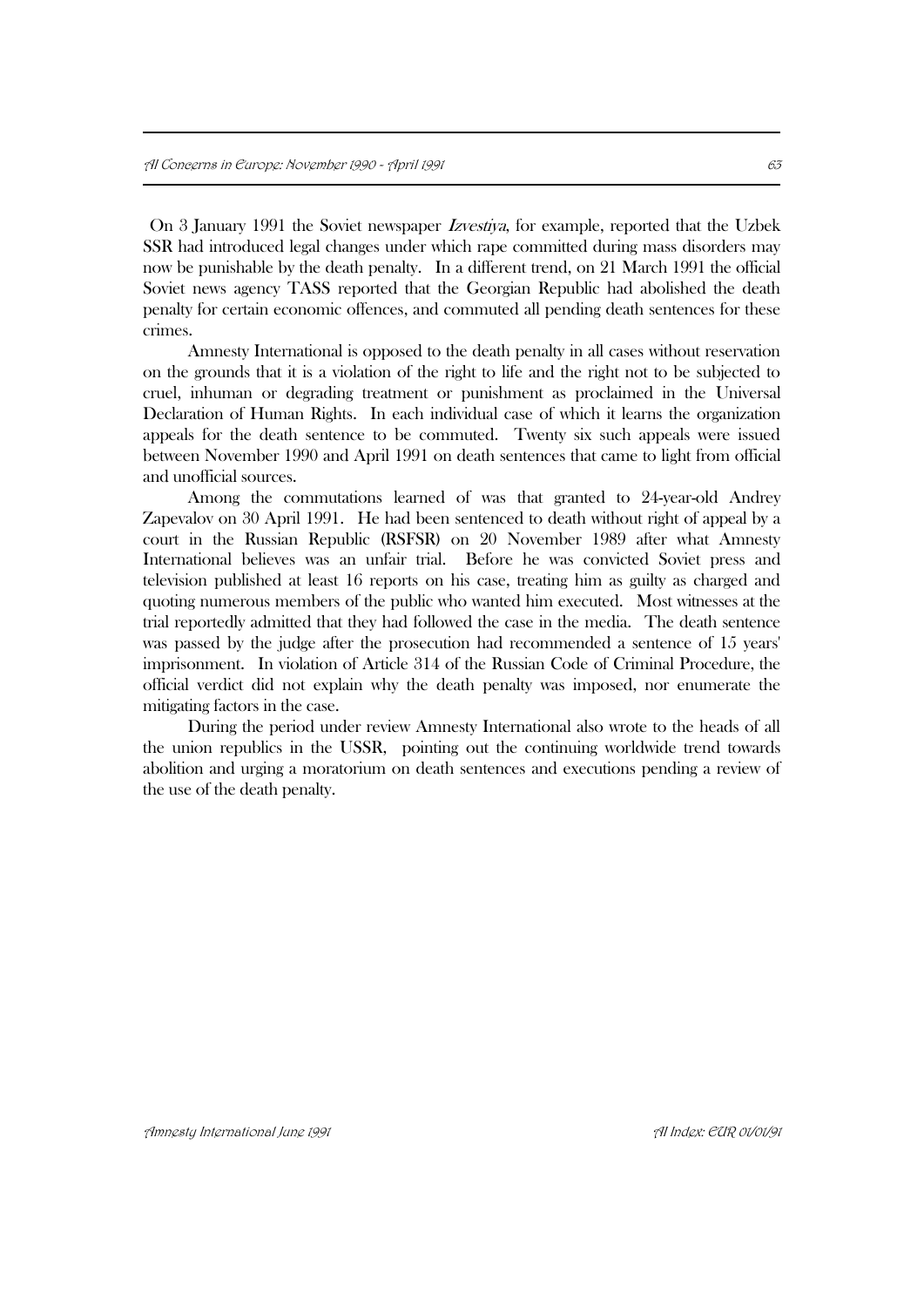On 3 January 1991 the Soviet newspaper *Izvestiya*, for example, reported that the Uzbek SSR had introduced legal changes under which rape committed during mass disorders may now be punishable by the death penalty. In a different trend, on 21 March 1991 the official Soviet news agency TASS reported that the Georgian Republic had abolished the death penalty for certain economic offences, and commuted all pending death sentences for these crimes.

Amnesty International is opposed to the death penalty in all cases without reservation on the grounds that it is a violation of the right to life and the right not to be subjected to cruel, inhuman or degrading treatment or punishment as proclaimed in the Universal Declaration of Human Rights. In each individual case of which it learns the organization appeals for the death sentence to be commuted. Twenty six such appeals were issued between November 1990 and April 1991 on death sentences that came to light from official and unofficial sources.

Among the commutations learned of was that granted to 24-year-old Andrey Zapevalov on 30 April 1991. He had been sentenced to death without right of appeal by a court in the Russian Republic (RSFSR) on 20 November 1989 after what Amnesty International believes was an unfair trial. Before he was convicted Soviet press and television published at least 16 reports on his case, treating him as guilty as charged and quoting numerous members of the public who wanted him executed. Most witnesses at the trial reportedly admitted that they had followed the case in the media. The death sentence was passed by the judge after the prosecution had recommended a sentence of 15 years' imprisonment. In violation of Article 314 of the Russian Code of Criminal Procedure, the official verdict did not explain why the death penalty was imposed, nor enumerate the mitigating factors in the case.

During the period under review Amnesty International also wrote to the heads of all the union republics in the USSR, pointing out the continuing worldwide trend towards abolition and urging a moratorium on death sentences and executions pending a review of the use of the death penalty.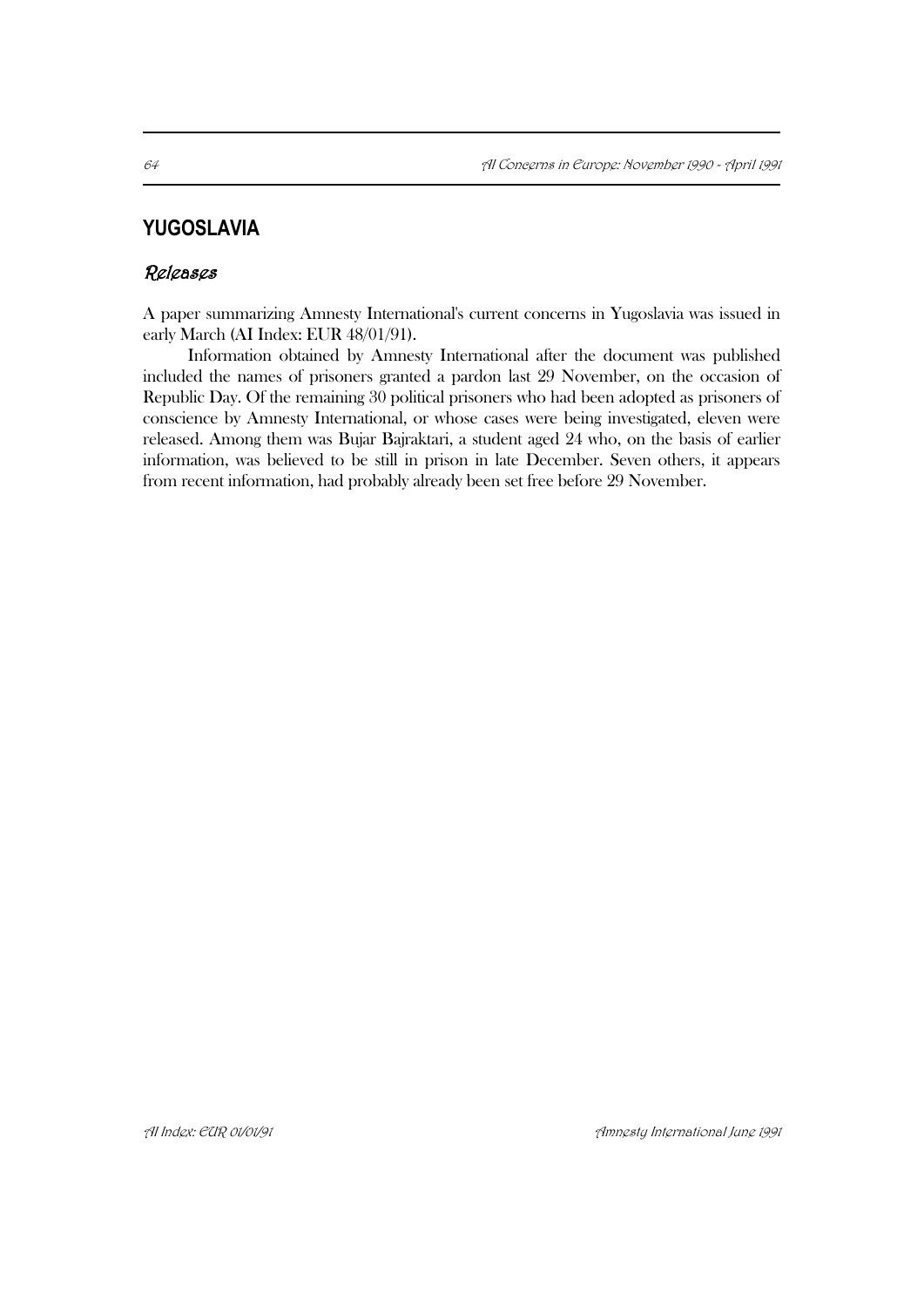## YUGOSLAVIA

### *Releases*

A paper summarizing Amnesty International's current concerns in Yugoslavia was issued in early March (AI Index: EUR 48/01/91).

Information obtained by Amnesty International after the document was published included the names of prisoners granted a pardon last 29 November, on the occasion of Republic Day. Of the remaining 30 political prisoners who had been adopted as prisoners of conscience by Amnesty International, or whose cases were being investigated, eleven were released. Among them was Bujar Bajraktari, a student aged 24 who, on the basis of earlier information, was believed to be still in prison in late December. Seven others, it appears from recent information, had probably already been set free before 29 November.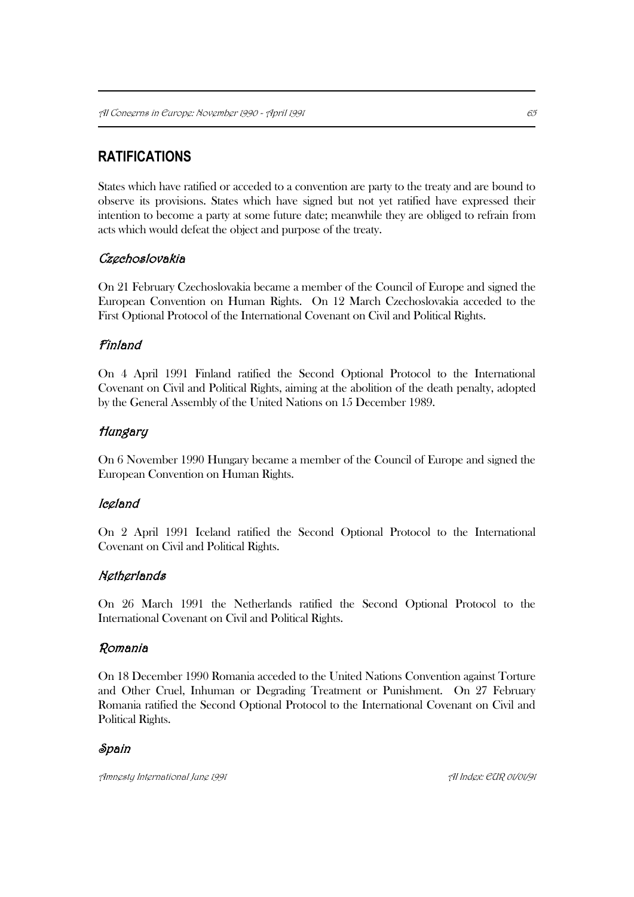## RATIFICATIONS

States which have ratified or acceded to a convention are party to the treaty and are bound to observe its provisions. States which have signed but not yet ratified have expressed their intention to become a party at some future date; meanwhile they are obliged to refrain from acts which would defeat the object and purpose of the treaty.

### *Czechoslovakia*

On 21 February Czechoslovakia became a member of the Council of Europe and signed the European Convention on Human Rights. On 12 March Czechoslovakia acceded to the First Optional Protocol of the International Covenant on Civil and Political Rights.

### *Finland*

On 4 April 1991 Finland ratified the Second Optional Protocol to the International Covenant on Civil and Political Rights, aiming at the abolition of the death penalty, adopted by the General Assembly of the United Nations on 15 December 1989.

### *Hungary*

On 6 November 1990 Hungary became a member of the Council of Europe and signed the European Convention on Human Rights.

### *Iceland*

On 2 April 1991 Iceland ratified the Second Optional Protocol to the International Covenant on Civil and Political Rights.

### *Netherlands*

On 26 March 1991 the Netherlands ratified the Second Optional Protocol to the International Covenant on Civil and Political Rights.

### *Romania*

On 18 December 1990 Romania acceded to the United Nations Convention against Torture and Other Cruel, Inhuman or Degrading Treatment or Punishment. On 27 February Romania ratified the Second Optional Protocol to the International Covenant on Civil and Political Rights.

### *Spain*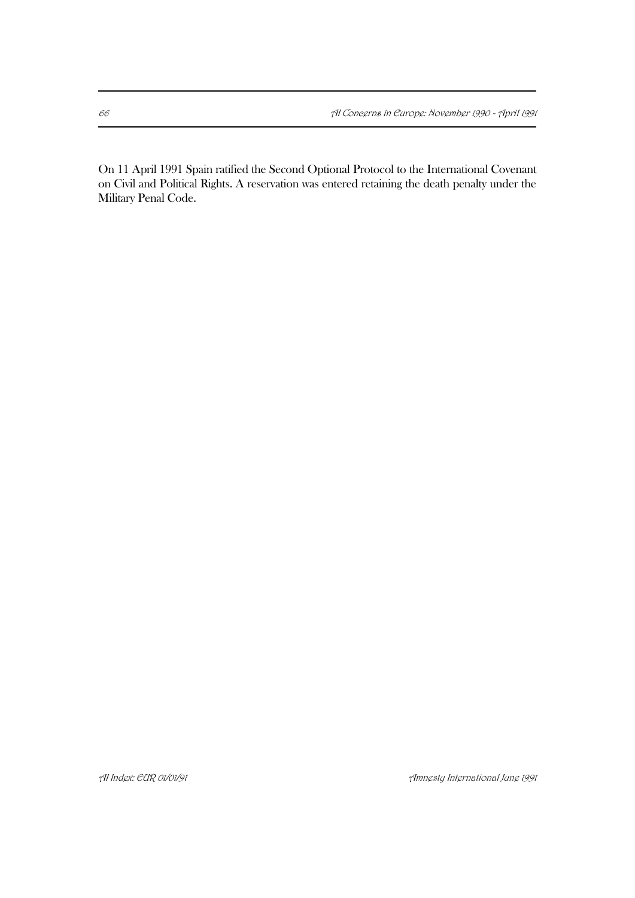On 11 April 1991 Spain ratified the Second Optional Protocol to the International Covenant on Civil and Political Rights. A reservation was entered retaining the death penalty under the Military Penal Code.